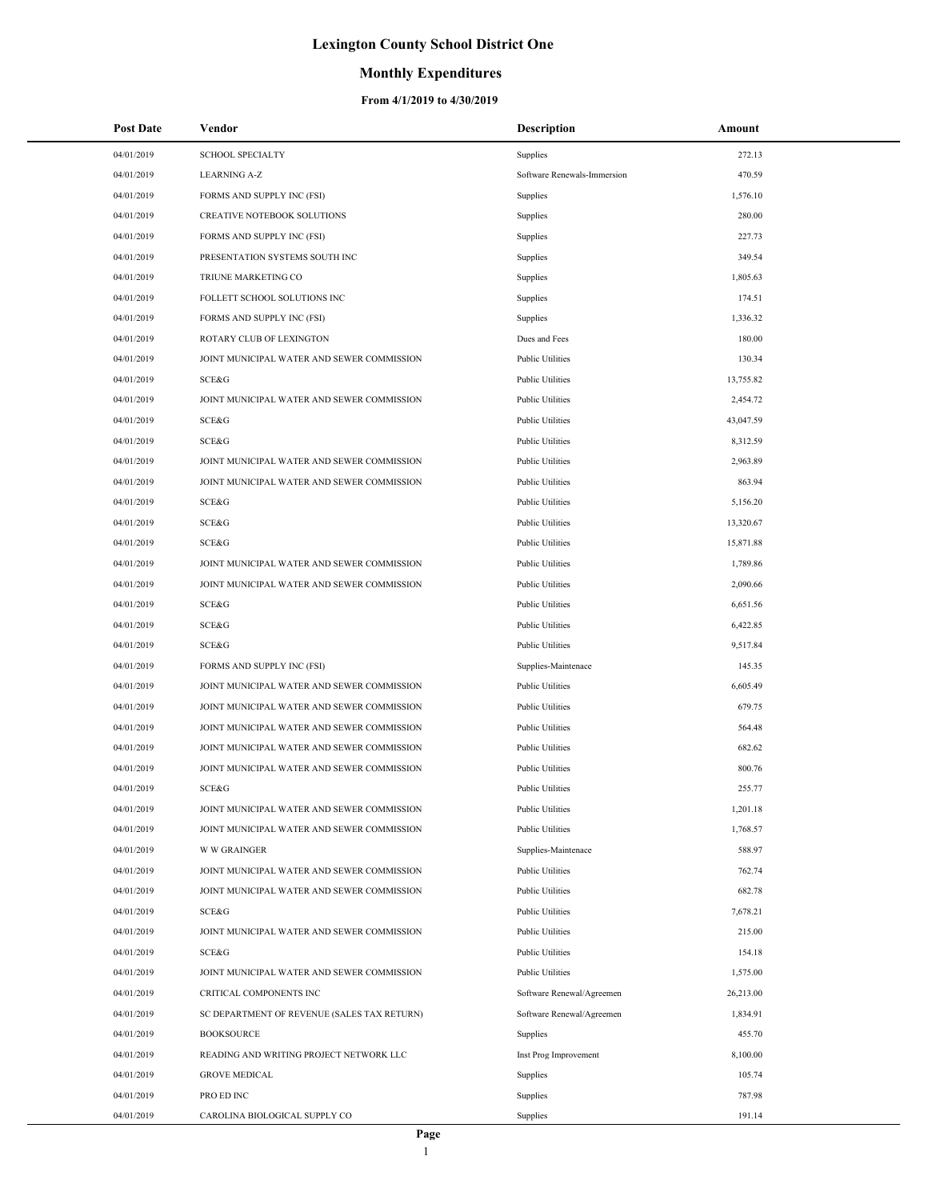# Lexington County School District One

## Monthly Expenditures

### From 4/1/2019 to 4/30/2019

| Post Date | Vendor | Description | Amount |
|---|---|---|---|
| 04/01/2019 | SCHOOL SPECIALTY | Supplies | 272.13 |
| 04/01/2019 | LEARNING A-Z | Software Renewals-Immersion | 470.59 |
| 04/01/2019 | FORMS AND SUPPLY INC (FSI) | Supplies | 1,576.10 |
| 04/01/2019 | CREATIVE NOTEBOOK SOLUTIONS | Supplies | 280.00 |
| 04/01/2019 | FORMS AND SUPPLY INC (FSI) | Supplies | 227.73 |
| 04/01/2019 | PRESENTATION SYSTEMS SOUTH INC | Supplies | 349.54 |
| 04/01/2019 | TRIUNE MARKETING CO | Supplies | 1,805.63 |
| 04/01/2019 | FOLLETT SCHOOL SOLUTIONS INC | Supplies | 174.51 |
| 04/01/2019 | FORMS AND SUPPLY INC (FSI) | Supplies | 1,336.32 |
| 04/01/2019 | ROTARY CLUB OF LEXINGTON | Dues and Fees | 180.00 |
| 04/01/2019 | JOINT MUNICIPAL WATER AND SEWER COMMISSION | Public Utilities | 130.34 |
| 04/01/2019 | SCE&G | Public Utilities | 13,755.82 |
| 04/01/2019 | JOINT MUNICIPAL WATER AND SEWER COMMISSION | Public Utilities | 2,454.72 |
| 04/01/2019 | SCE&G | Public Utilities | 43,047.59 |
| 04/01/2019 | SCE&G | Public Utilities | 8,312.59 |
| 04/01/2019 | JOINT MUNICIPAL WATER AND SEWER COMMISSION | Public Utilities | 2,963.89 |
| 04/01/2019 | JOINT MUNICIPAL WATER AND SEWER COMMISSION | Public Utilities | 863.94 |
| 04/01/2019 | SCE&G | Public Utilities | 5,156.20 |
| 04/01/2019 | SCE&G | Public Utilities | 13,320.67 |
| 04/01/2019 | SCE&G | Public Utilities | 15,871.88 |
| 04/01/2019 | JOINT MUNICIPAL WATER AND SEWER COMMISSION | Public Utilities | 1,789.86 |
| 04/01/2019 | JOINT MUNICIPAL WATER AND SEWER COMMISSION | Public Utilities | 2,090.66 |
| 04/01/2019 | SCE&G | Public Utilities | 6,651.56 |
| 04/01/2019 | SCE&G | Public Utilities | 6,422.85 |
| 04/01/2019 | SCE&G | Public Utilities | 9,517.84 |
| 04/01/2019 | FORMS AND SUPPLY INC (FSI) | Supplies-Maintenace | 145.35 |
| 04/01/2019 | JOINT MUNICIPAL WATER AND SEWER COMMISSION | Public Utilities | 6,605.49 |
| 04/01/2019 | JOINT MUNICIPAL WATER AND SEWER COMMISSION | Public Utilities | 679.75 |
| 04/01/2019 | JOINT MUNICIPAL WATER AND SEWER COMMISSION | Public Utilities | 564.48 |
| 04/01/2019 | JOINT MUNICIPAL WATER AND SEWER COMMISSION | Public Utilities | 682.62 |
| 04/01/2019 | JOINT MUNICIPAL WATER AND SEWER COMMISSION | Public Utilities | 800.76 |
| 04/01/2019 | SCE&G | Public Utilities | 255.77 |
| 04/01/2019 | JOINT MUNICIPAL WATER AND SEWER COMMISSION | Public Utilities | 1,201.18 |
| 04/01/2019 | JOINT MUNICIPAL WATER AND SEWER COMMISSION | Public Utilities | 1,768.57 |
| 04/01/2019 | W W GRAINGER | Supplies-Maintenace | 588.97 |
| 04/01/2019 | JOINT MUNICIPAL WATER AND SEWER COMMISSION | Public Utilities | 762.74 |
| 04/01/2019 | JOINT MUNICIPAL WATER AND SEWER COMMISSION | Public Utilities | 682.78 |
| 04/01/2019 | SCE&G | Public Utilities | 7,678.21 |
| 04/01/2019 | JOINT MUNICIPAL WATER AND SEWER COMMISSION | Public Utilities | 215.00 |
| 04/01/2019 | SCE&G | Public Utilities | 154.18 |
| 04/01/2019 | JOINT MUNICIPAL WATER AND SEWER COMMISSION | Public Utilities | 1,575.00 |
| 04/01/2019 | CRITICAL COMPONENTS INC | Software Renewal/Agreemen | 26,213.00 |
| 04/01/2019 | SC DEPARTMENT OF REVENUE (SALES TAX RETURN) | Software Renewal/Agreemen | 1,834.91 |
| 04/01/2019 | BOOKSOURCE | Supplies | 455.70 |
| 04/01/2019 | READING AND WRITING PROJECT NETWORK LLC | Inst Prog Improvement | 8,100.00 |
| 04/01/2019 | GROVE MEDICAL | Supplies | 105.74 |
| 04/01/2019 | PRO ED INC | Supplies | 787.98 |
| 04/01/2019 | CAROLINA BIOLOGICAL SUPPLY CO | Supplies | 191.14 |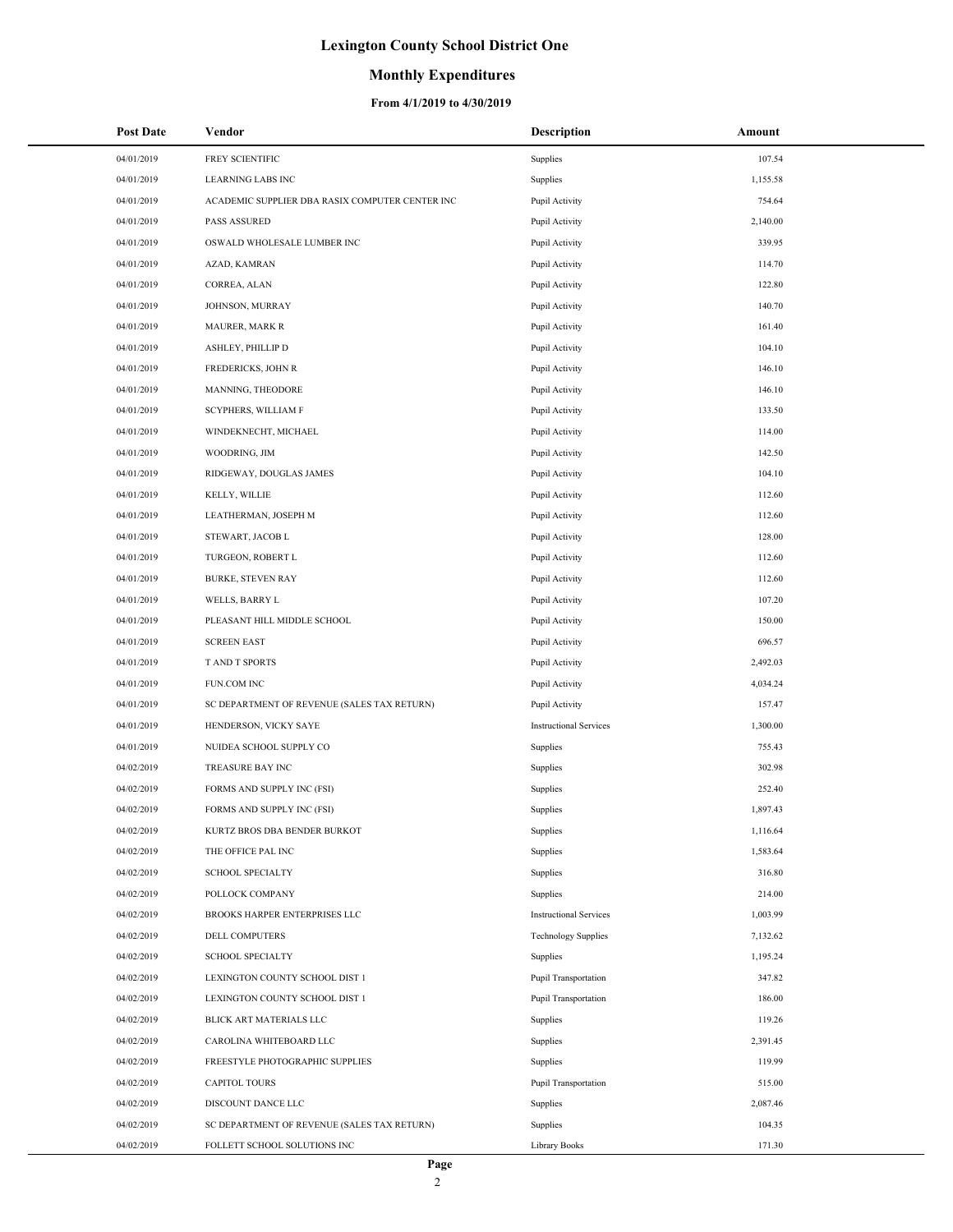# Lexington County School District One

## Monthly Expenditures

### From 4/1/2019 to 4/30/2019

| Post Date | Vendor | Description | Amount |
|---|---|---|---|
| 04/01/2019 | FREY SCIENTIFIC | Supplies | 107.54 |
| 04/01/2019 | LEARNING LABS INC | Supplies | 1,155.58 |
| 04/01/2019 | ACADEMIC SUPPLIER DBA RASIX COMPUTER CENTER INC | Pupil Activity | 754.64 |
| 04/01/2019 | PASS ASSURED | Pupil Activity | 2,140.00 |
| 04/01/2019 | OSWALD WHOLESALE LUMBER INC | Pupil Activity | 339.95 |
| 04/01/2019 | AZAD, KAMRAN | Pupil Activity | 114.70 |
| 04/01/2019 | CORREA, ALAN | Pupil Activity | 122.80 |
| 04/01/2019 | JOHNSON, MURRAY | Pupil Activity | 140.70 |
| 04/01/2019 | MAURER, MARK R | Pupil Activity | 161.40 |
| 04/01/2019 | ASHLEY, PHILLIP D | Pupil Activity | 104.10 |
| 04/01/2019 | FREDERICKS, JOHN R | Pupil Activity | 146.10 |
| 04/01/2019 | MANNING, THEODORE | Pupil Activity | 146.10 |
| 04/01/2019 | SCYPHERS, WILLIAM F | Pupil Activity | 133.50 |
| 04/01/2019 | WINDEKNECHT, MICHAEL | Pupil Activity | 114.00 |
| 04/01/2019 | WOODRING, JIM | Pupil Activity | 142.50 |
| 04/01/2019 | RIDGEWAY, DOUGLAS JAMES | Pupil Activity | 104.10 |
| 04/01/2019 | KELLY, WILLIE | Pupil Activity | 112.60 |
| 04/01/2019 | LEATHERMAN, JOSEPH M | Pupil Activity | 112.60 |
| 04/01/2019 | STEWART, JACOB L | Pupil Activity | 128.00 |
| 04/01/2019 | TURGEON, ROBERT L | Pupil Activity | 112.60 |
| 04/01/2019 | BURKE, STEVEN RAY | Pupil Activity | 112.60 |
| 04/01/2019 | WELLS, BARRY L | Pupil Activity | 107.20 |
| 04/01/2019 | PLEASANT HILL MIDDLE SCHOOL | Pupil Activity | 150.00 |
| 04/01/2019 | SCREEN EAST | Pupil Activity | 696.57 |
| 04/01/2019 | T AND T SPORTS | Pupil Activity | 2,492.03 |
| 04/01/2019 | FUN.COM INC | Pupil Activity | 4,034.24 |
| 04/01/2019 | SC DEPARTMENT OF REVENUE (SALES TAX RETURN) | Pupil Activity | 157.47 |
| 04/01/2019 | HENDERSON, VICKY SAYE | Instructional Services | 1,300.00 |
| 04/01/2019 | NUIDEA SCHOOL SUPPLY CO | Supplies | 755.43 |
| 04/02/2019 | TREASURE BAY INC | Supplies | 302.98 |
| 04/02/2019 | FORMS AND SUPPLY INC (FSI) | Supplies | 252.40 |
| 04/02/2019 | FORMS AND SUPPLY INC (FSI) | Supplies | 1,897.43 |
| 04/02/2019 | KURTZ BROS DBA BENDER BURKOT | Supplies | 1,116.64 |
| 04/02/2019 | THE OFFICE PAL INC | Supplies | 1,583.64 |
| 04/02/2019 | SCHOOL SPECIALTY | Supplies | 316.80 |
| 04/02/2019 | POLLOCK COMPANY | Supplies | 214.00 |
| 04/02/2019 | BROOKS HARPER ENTERPRISES LLC | Instructional Services | 1,003.99 |
| 04/02/2019 | DELL COMPUTERS | Technology Supplies | 7,132.62 |
| 04/02/2019 | SCHOOL SPECIALTY | Supplies | 1,195.24 |
| 04/02/2019 | LEXINGTON COUNTY SCHOOL DIST 1 | Pupil Transportation | 347.82 |
| 04/02/2019 | LEXINGTON COUNTY SCHOOL DIST 1 | Pupil Transportation | 186.00 |
| 04/02/2019 | BLICK ART MATERIALS LLC | Supplies | 119.26 |
| 04/02/2019 | CAROLINA WHITEBOARD LLC | Supplies | 2,391.45 |
| 04/02/2019 | FREESTYLE PHOTOGRAPHIC SUPPLIES | Supplies | 119.99 |
| 04/02/2019 | CAPITOL TOURS | Pupil Transportation | 515.00 |
| 04/02/2019 | DISCOUNT DANCE LLC | Supplies | 2,087.46 |
| 04/02/2019 | SC DEPARTMENT OF REVENUE (SALES TAX RETURN) | Supplies | 104.35 |
| 04/02/2019 | FOLLETT SCHOOL SOLUTIONS INC | Library Books | 171.30 |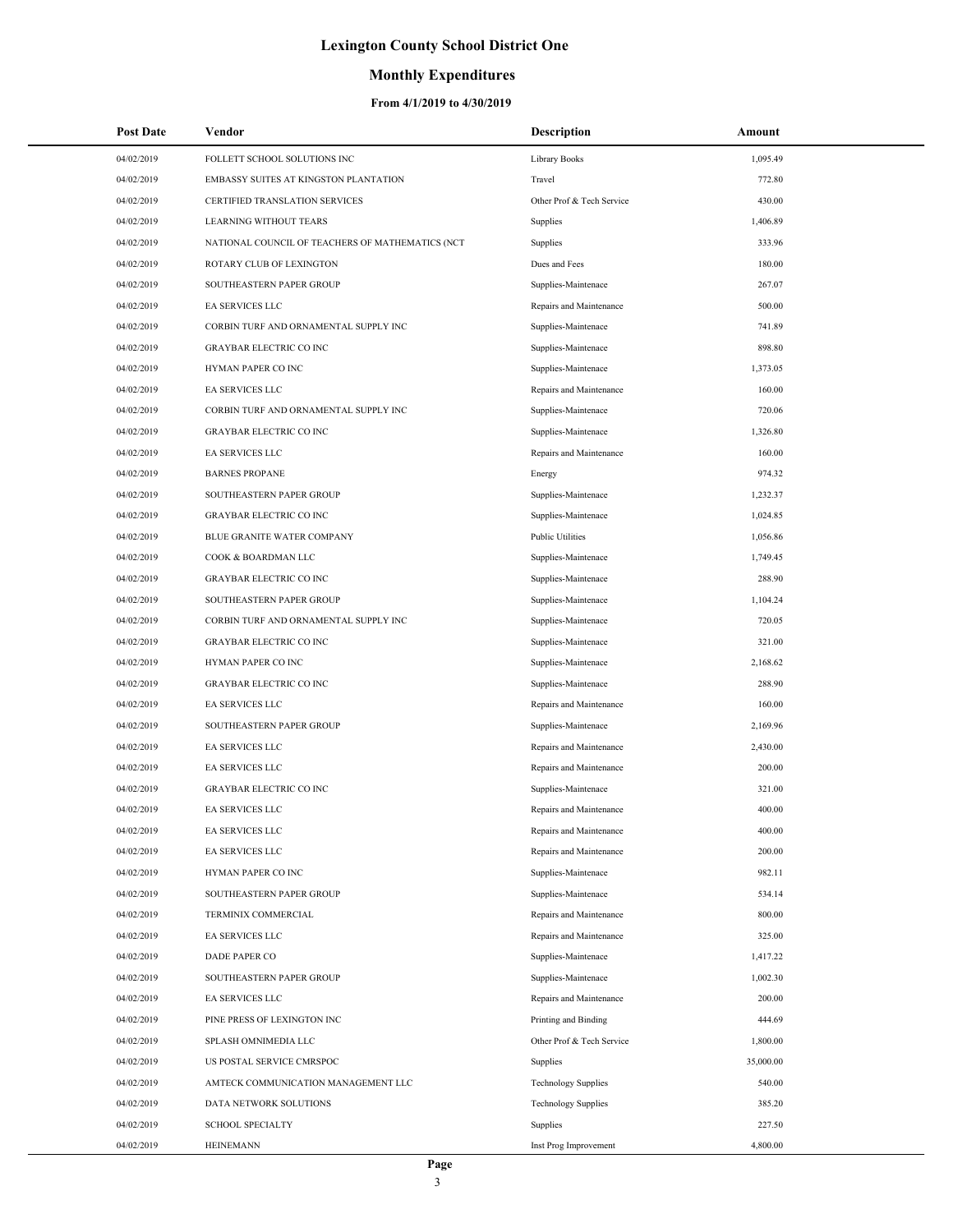# Lexington County School District One

## Monthly Expenditures

### From 4/1/2019 to 4/30/2019

| Post Date | Vendor | Description | Amount |
|---|---|---|---|
| 04/02/2019 | FOLLETT SCHOOL SOLUTIONS INC | Library Books | 1,095.49 |
| 04/02/2019 | EMBASSY SUITES AT KINGSTON PLANTATION | Travel | 772.80 |
| 04/02/2019 | CERTIFIED TRANSLATION SERVICES | Other Prof & Tech Service | 430.00 |
| 04/02/2019 | LEARNING WITHOUT TEARS | Supplies | 1,406.89 |
| 04/02/2019 | NATIONAL COUNCIL OF TEACHERS OF MATHEMATICS (NCT | Supplies | 333.96 |
| 04/02/2019 | ROTARY CLUB OF LEXINGTON | Dues and Fees | 180.00 |
| 04/02/2019 | SOUTHEASTERN PAPER GROUP | Supplies-Maintenace | 267.07 |
| 04/02/2019 | EA SERVICES LLC | Repairs and Maintenance | 500.00 |
| 04/02/2019 | CORBIN TURF AND ORNAMENTAL SUPPLY INC | Supplies-Maintenace | 741.89 |
| 04/02/2019 | GRAYBAR ELECTRIC CO INC | Supplies-Maintenace | 898.80 |
| 04/02/2019 | HYMAN PAPER CO INC | Supplies-Maintenace | 1,373.05 |
| 04/02/2019 | EA SERVICES LLC | Repairs and Maintenance | 160.00 |
| 04/02/2019 | CORBIN TURF AND ORNAMENTAL SUPPLY INC | Supplies-Maintenace | 720.06 |
| 04/02/2019 | GRAYBAR ELECTRIC CO INC | Supplies-Maintenace | 1,326.80 |
| 04/02/2019 | EA SERVICES LLC | Repairs and Maintenance | 160.00 |
| 04/02/2019 | BARNES PROPANE | Energy | 974.32 |
| 04/02/2019 | SOUTHEASTERN PAPER GROUP | Supplies-Maintenace | 1,232.37 |
| 04/02/2019 | GRAYBAR ELECTRIC CO INC | Supplies-Maintenace | 1,024.85 |
| 04/02/2019 | BLUE GRANITE WATER COMPANY | Public Utilities | 1,056.86 |
| 04/02/2019 | COOK & BOARDMAN LLC | Supplies-Maintenace | 1,749.45 |
| 04/02/2019 | GRAYBAR ELECTRIC CO INC | Supplies-Maintenace | 288.90 |
| 04/02/2019 | SOUTHEASTERN PAPER GROUP | Supplies-Maintenace | 1,104.24 |
| 04/02/2019 | CORBIN TURF AND ORNAMENTAL SUPPLY INC | Supplies-Maintenace | 720.05 |
| 04/02/2019 | GRAYBAR ELECTRIC CO INC | Supplies-Maintenace | 321.00 |
| 04/02/2019 | HYMAN PAPER CO INC | Supplies-Maintenace | 2,168.62 |
| 04/02/2019 | GRAYBAR ELECTRIC CO INC | Supplies-Maintenace | 288.90 |
| 04/02/2019 | EA SERVICES LLC | Repairs and Maintenance | 160.00 |
| 04/02/2019 | SOUTHEASTERN PAPER GROUP | Supplies-Maintenace | 2,169.96 |
| 04/02/2019 | EA SERVICES LLC | Repairs and Maintenance | 2,430.00 |
| 04/02/2019 | EA SERVICES LLC | Repairs and Maintenance | 200.00 |
| 04/02/2019 | GRAYBAR ELECTRIC CO INC | Supplies-Maintenace | 321.00 |
| 04/02/2019 | EA SERVICES LLC | Repairs and Maintenance | 400.00 |
| 04/02/2019 | EA SERVICES LLC | Repairs and Maintenance | 400.00 |
| 04/02/2019 | EA SERVICES LLC | Repairs and Maintenance | 200.00 |
| 04/02/2019 | HYMAN PAPER CO INC | Supplies-Maintenace | 982.11 |
| 04/02/2019 | SOUTHEASTERN PAPER GROUP | Supplies-Maintenace | 534.14 |
| 04/02/2019 | TERMINIX COMMERCIAL | Repairs and Maintenance | 800.00 |
| 04/02/2019 | EA SERVICES LLC | Repairs and Maintenance | 325.00 |
| 04/02/2019 | DADE PAPER CO | Supplies-Maintenace | 1,417.22 |
| 04/02/2019 | SOUTHEASTERN PAPER GROUP | Supplies-Maintenace | 1,002.30 |
| 04/02/2019 | EA SERVICES LLC | Repairs and Maintenance | 200.00 |
| 04/02/2019 | PINE PRESS OF LEXINGTON INC | Printing and Binding | 444.69 |
| 04/02/2019 | SPLASH OMNIMEDIA LLC | Other Prof & Tech Service | 1,800.00 |
| 04/02/2019 | US POSTAL SERVICE CMRSPOC | Supplies | 35,000.00 |
| 04/02/2019 | AMTECK COMMUNICATION MANAGEMENT LLC | Technology Supplies | 540.00 |
| 04/02/2019 | DATA NETWORK SOLUTIONS | Technology Supplies | 385.20 |
| 04/02/2019 | SCHOOL SPECIALTY | Supplies | 227.50 |
| 04/02/2019 | HEINEMANN | Inst Prog Improvement | 4,800.00 |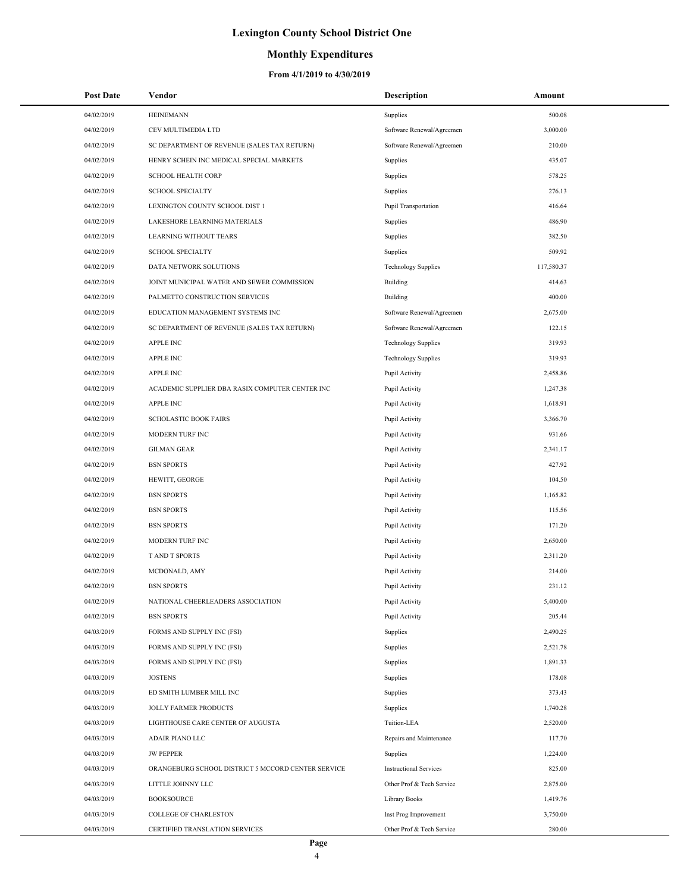# Lexington County School District One

## Monthly Expenditures

### From 4/1/2019 to 4/30/2019

| Post Date | Vendor | Description | Amount |
|---|---|---|---|
| 04/02/2019 | HEINEMANN | Supplies | 500.08 |
| 04/02/2019 | CEV MULTIMEDIA LTD | Software Renewal/Agreemen | 3,000.00 |
| 04/02/2019 | SC DEPARTMENT OF REVENUE (SALES TAX RETURN) | Software Renewal/Agreemen | 210.00 |
| 04/02/2019 | HENRY SCHEIN INC MEDICAL SPECIAL MARKETS | Supplies | 435.07 |
| 04/02/2019 | SCHOOL HEALTH CORP | Supplies | 578.25 |
| 04/02/2019 | SCHOOL SPECIALTY | Supplies | 276.13 |
| 04/02/2019 | LEXINGTON COUNTY SCHOOL DIST 1 | Pupil Transportation | 416.64 |
| 04/02/2019 | LAKESHORE LEARNING MATERIALS | Supplies | 486.90 |
| 04/02/2019 | LEARNING WITHOUT TEARS | Supplies | 382.50 |
| 04/02/2019 | SCHOOL SPECIALTY | Supplies | 509.92 |
| 04/02/2019 | DATA NETWORK SOLUTIONS | Technology Supplies | 117,580.37 |
| 04/02/2019 | JOINT MUNICIPAL WATER AND SEWER COMMISSION | Building | 414.63 |
| 04/02/2019 | PALMETTO CONSTRUCTION SERVICES | Building | 400.00 |
| 04/02/2019 | EDUCATION MANAGEMENT SYSTEMS INC | Software Renewal/Agreemen | 2,675.00 |
| 04/02/2019 | SC DEPARTMENT OF REVENUE (SALES TAX RETURN) | Software Renewal/Agreemen | 122.15 |
| 04/02/2019 | APPLE INC | Technology Supplies | 319.93 |
| 04/02/2019 | APPLE INC | Technology Supplies | 319.93 |
| 04/02/2019 | APPLE INC | Pupil Activity | 2,458.86 |
| 04/02/2019 | ACADEMIC SUPPLIER DBA RASIX COMPUTER CENTER INC | Pupil Activity | 1,247.38 |
| 04/02/2019 | APPLE INC | Pupil Activity | 1,618.91 |
| 04/02/2019 | SCHOLASTIC BOOK FAIRS | Pupil Activity | 3,366.70 |
| 04/02/2019 | MODERN TURF INC | Pupil Activity | 931.66 |
| 04/02/2019 | GILMAN GEAR | Pupil Activity | 2,341.17 |
| 04/02/2019 | BSN SPORTS | Pupil Activity | 427.92 |
| 04/02/2019 | HEWITT, GEORGE | Pupil Activity | 104.50 |
| 04/02/2019 | BSN SPORTS | Pupil Activity | 1,165.82 |
| 04/02/2019 | BSN SPORTS | Pupil Activity | 115.56 |
| 04/02/2019 | BSN SPORTS | Pupil Activity | 171.20 |
| 04/02/2019 | MODERN TURF INC | Pupil Activity | 2,650.00 |
| 04/02/2019 | T AND T SPORTS | Pupil Activity | 2,311.20 |
| 04/02/2019 | MCDONALD, AMY | Pupil Activity | 214.00 |
| 04/02/2019 | BSN SPORTS | Pupil Activity | 231.12 |
| 04/02/2019 | NATIONAL CHEERLEADERS ASSOCIATION | Pupil Activity | 5,400.00 |
| 04/02/2019 | BSN SPORTS | Pupil Activity | 205.44 |
| 04/03/2019 | FORMS AND SUPPLY INC (FSI) | Supplies | 2,490.25 |
| 04/03/2019 | FORMS AND SUPPLY INC (FSI) | Supplies | 2,521.78 |
| 04/03/2019 | FORMS AND SUPPLY INC (FSI) | Supplies | 1,891.33 |
| 04/03/2019 | JOSTENS | Supplies | 178.08 |
| 04/03/2019 | ED SMITH LUMBER MILL INC | Supplies | 373.43 |
| 04/03/2019 | JOLLY FARMER PRODUCTS | Supplies | 1,740.28 |
| 04/03/2019 | LIGHTHOUSE CARE CENTER OF AUGUSTA | Tuition-LEA | 2,520.00 |
| 04/03/2019 | ADAIR PIANO LLC | Repairs and Maintenance | 117.70 |
| 04/03/2019 | JW PEPPER | Supplies | 1,224.00 |
| 04/03/2019 | ORANGEBURG SCHOOL DISTRICT 5 MCCORD CENTER SERVICE | Instructional Services | 825.00 |
| 04/03/2019 | LITTLE JOHNNY LLC | Other Prof & Tech Service | 2,875.00 |
| 04/03/2019 | BOOKSOURCE | Library Books | 1,419.76 |
| 04/03/2019 | COLLEGE OF CHARLESTON | Inst Prog Improvement | 3,750.00 |
| 04/03/2019 | CERTIFIED TRANSLATION SERVICES | Other Prof & Tech Service | 280.00 |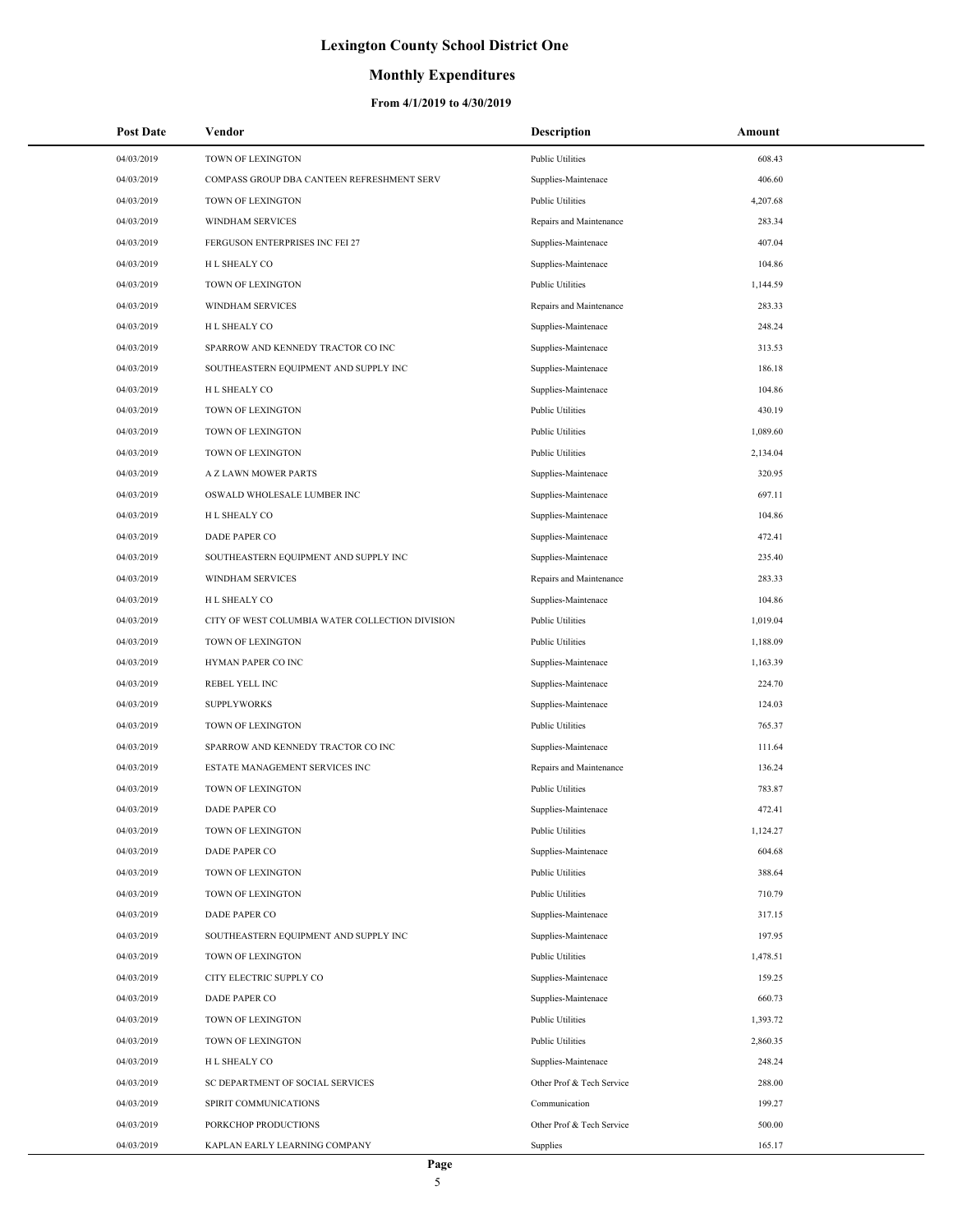# Lexington County School District One

## Monthly Expenditures

### From 4/1/2019 to 4/30/2019

| Post Date | Vendor | Description | Amount |
|---|---|---|---|
| 04/03/2019 | TOWN OF LEXINGTON | Public Utilities | 608.43 |
| 04/03/2019 | COMPASS GROUP DBA CANTEEN REFRESHMENT SERV | Supplies-Maintenace | 406.60 |
| 04/03/2019 | TOWN OF LEXINGTON | Public Utilities | 4,207.68 |
| 04/03/2019 | WINDHAM SERVICES | Repairs and Maintenance | 283.34 |
| 04/03/2019 | FERGUSON ENTERPRISES INC FEI 27 | Supplies-Maintenace | 407.04 |
| 04/03/2019 | H L SHEALY CO | Supplies-Maintenace | 104.86 |
| 04/03/2019 | TOWN OF LEXINGTON | Public Utilities | 1,144.59 |
| 04/03/2019 | WINDHAM SERVICES | Repairs and Maintenance | 283.33 |
| 04/03/2019 | H L SHEALY CO | Supplies-Maintenace | 248.24 |
| 04/03/2019 | SPARROW AND KENNEDY TRACTOR CO INC | Supplies-Maintenace | 313.53 |
| 04/03/2019 | SOUTHEASTERN EQUIPMENT AND SUPPLY INC | Supplies-Maintenace | 186.18 |
| 04/03/2019 | H L SHEALY CO | Supplies-Maintenace | 104.86 |
| 04/03/2019 | TOWN OF LEXINGTON | Public Utilities | 430.19 |
| 04/03/2019 | TOWN OF LEXINGTON | Public Utilities | 1,089.60 |
| 04/03/2019 | TOWN OF LEXINGTON | Public Utilities | 2,134.04 |
| 04/03/2019 | A Z LAWN MOWER PARTS | Supplies-Maintenace | 320.95 |
| 04/03/2019 | OSWALD WHOLESALE LUMBER INC | Supplies-Maintenace | 697.11 |
| 04/03/2019 | H L SHEALY CO | Supplies-Maintenace | 104.86 |
| 04/03/2019 | DADE PAPER CO | Supplies-Maintenace | 472.41 |
| 04/03/2019 | SOUTHEASTERN EQUIPMENT AND SUPPLY INC | Supplies-Maintenace | 235.40 |
| 04/03/2019 | WINDHAM SERVICES | Repairs and Maintenance | 283.33 |
| 04/03/2019 | H L SHEALY CO | Supplies-Maintenace | 104.86 |
| 04/03/2019 | CITY OF WEST COLUMBIA WATER COLLECTION DIVISION | Public Utilities | 1,019.04 |
| 04/03/2019 | TOWN OF LEXINGTON | Public Utilities | 1,188.09 |
| 04/03/2019 | HYMAN PAPER CO INC | Supplies-Maintenace | 1,163.39 |
| 04/03/2019 | REBEL YELL INC | Supplies-Maintenace | 224.70 |
| 04/03/2019 | SUPPLYWORKS | Supplies-Maintenace | 124.03 |
| 04/03/2019 | TOWN OF LEXINGTON | Public Utilities | 765.37 |
| 04/03/2019 | SPARROW AND KENNEDY TRACTOR CO INC | Supplies-Maintenace | 111.64 |
| 04/03/2019 | ESTATE MANAGEMENT SERVICES INC | Repairs and Maintenance | 136.24 |
| 04/03/2019 | TOWN OF LEXINGTON | Public Utilities | 783.87 |
| 04/03/2019 | DADE PAPER CO | Supplies-Maintenace | 472.41 |
| 04/03/2019 | TOWN OF LEXINGTON | Public Utilities | 1,124.27 |
| 04/03/2019 | DADE PAPER CO | Supplies-Maintenace | 604.68 |
| 04/03/2019 | TOWN OF LEXINGTON | Public Utilities | 388.64 |
| 04/03/2019 | TOWN OF LEXINGTON | Public Utilities | 710.79 |
| 04/03/2019 | DADE PAPER CO | Supplies-Maintenace | 317.15 |
| 04/03/2019 | SOUTHEASTERN EQUIPMENT AND SUPPLY INC | Supplies-Maintenace | 197.95 |
| 04/03/2019 | TOWN OF LEXINGTON | Public Utilities | 1,478.51 |
| 04/03/2019 | CITY ELECTRIC SUPPLY CO | Supplies-Maintenace | 159.25 |
| 04/03/2019 | DADE PAPER CO | Supplies-Maintenace | 660.73 |
| 04/03/2019 | TOWN OF LEXINGTON | Public Utilities | 1,393.72 |
| 04/03/2019 | TOWN OF LEXINGTON | Public Utilities | 2,860.35 |
| 04/03/2019 | H L SHEALY CO | Supplies-Maintenace | 248.24 |
| 04/03/2019 | SC DEPARTMENT OF SOCIAL SERVICES | Other Prof & Tech Service | 288.00 |
| 04/03/2019 | SPIRIT COMMUNICATIONS | Communication | 199.27 |
| 04/03/2019 | PORKCHOP PRODUCTIONS | Other Prof & Tech Service | 500.00 |
| 04/03/2019 | KAPLAN EARLY LEARNING COMPANY | Supplies | 165.17 |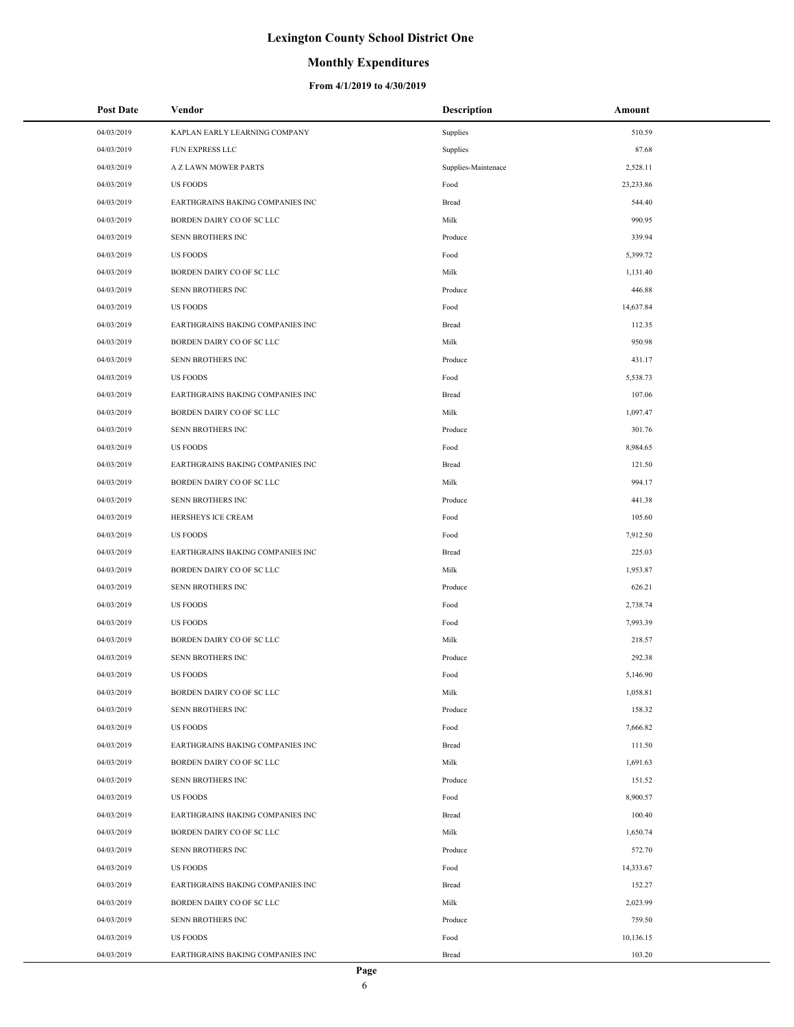# Lexington County School District One

## Monthly Expenditures

### From 4/1/2019 to 4/30/2019

| Post Date | Vendor | Description | Amount |
|---|---|---|---|
| 04/03/2019 | KAPLAN EARLY LEARNING COMPANY | Supplies | 510.59 |
| 04/03/2019 | FUN EXPRESS LLC | Supplies | 87.68 |
| 04/03/2019 | A Z LAWN MOWER PARTS | Supplies-Maintenace | 2,528.11 |
| 04/03/2019 | US FOODS | Food | 23,233.86 |
| 04/03/2019 | EARTHGRAINS BAKING COMPANIES INC | Bread | 544.40 |
| 04/03/2019 | BORDEN DAIRY CO OF SC LLC | Milk | 990.95 |
| 04/03/2019 | SENN BROTHERS INC | Produce | 339.94 |
| 04/03/2019 | US FOODS | Food | 5,399.72 |
| 04/03/2019 | BORDEN DAIRY CO OF SC LLC | Milk | 1,131.40 |
| 04/03/2019 | SENN BROTHERS INC | Produce | 446.88 |
| 04/03/2019 | US FOODS | Food | 14,637.84 |
| 04/03/2019 | EARTHGRAINS BAKING COMPANIES INC | Bread | 112.35 |
| 04/03/2019 | BORDEN DAIRY CO OF SC LLC | Milk | 950.98 |
| 04/03/2019 | SENN BROTHERS INC | Produce | 431.17 |
| 04/03/2019 | US FOODS | Food | 5,538.73 |
| 04/03/2019 | EARTHGRAINS BAKING COMPANIES INC | Bread | 107.06 |
| 04/03/2019 | BORDEN DAIRY CO OF SC LLC | Milk | 1,097.47 |
| 04/03/2019 | SENN BROTHERS INC | Produce | 301.76 |
| 04/03/2019 | US FOODS | Food | 8,984.65 |
| 04/03/2019 | EARTHGRAINS BAKING COMPANIES INC | Bread | 121.50 |
| 04/03/2019 | BORDEN DAIRY CO OF SC LLC | Milk | 994.17 |
| 04/03/2019 | SENN BROTHERS INC | Produce | 441.38 |
| 04/03/2019 | HERSHEYS ICE CREAM | Food | 105.60 |
| 04/03/2019 | US FOODS | Food | 7,912.50 |
| 04/03/2019 | EARTHGRAINS BAKING COMPANIES INC | Bread | 225.03 |
| 04/03/2019 | BORDEN DAIRY CO OF SC LLC | Milk | 1,953.87 |
| 04/03/2019 | SENN BROTHERS INC | Produce | 626.21 |
| 04/03/2019 | US FOODS | Food | 2,738.74 |
| 04/03/2019 | US FOODS | Food | 7,993.39 |
| 04/03/2019 | BORDEN DAIRY CO OF SC LLC | Milk | 218.57 |
| 04/03/2019 | SENN BROTHERS INC | Produce | 292.38 |
| 04/03/2019 | US FOODS | Food | 5,146.90 |
| 04/03/2019 | BORDEN DAIRY CO OF SC LLC | Milk | 1,058.81 |
| 04/03/2019 | SENN BROTHERS INC | Produce | 158.32 |
| 04/03/2019 | US FOODS | Food | 7,666.82 |
| 04/03/2019 | EARTHGRAINS BAKING COMPANIES INC | Bread | 111.50 |
| 04/03/2019 | BORDEN DAIRY CO OF SC LLC | Milk | 1,691.63 |
| 04/03/2019 | SENN BROTHERS INC | Produce | 151.52 |
| 04/03/2019 | US FOODS | Food | 8,900.57 |
| 04/03/2019 | EARTHGRAINS BAKING COMPANIES INC | Bread | 100.40 |
| 04/03/2019 | BORDEN DAIRY CO OF SC LLC | Milk | 1,650.74 |
| 04/03/2019 | SENN BROTHERS INC | Produce | 572.70 |
| 04/03/2019 | US FOODS | Food | 14,333.67 |
| 04/03/2019 | EARTHGRAINS BAKING COMPANIES INC | Bread | 152.27 |
| 04/03/2019 | BORDEN DAIRY CO OF SC LLC | Milk | 2,023.99 |
| 04/03/2019 | SENN BROTHERS INC | Produce | 759.50 |
| 04/03/2019 | US FOODS | Food | 10,136.15 |
| 04/03/2019 | EARTHGRAINS BAKING COMPANIES INC | Bread | 103.20 |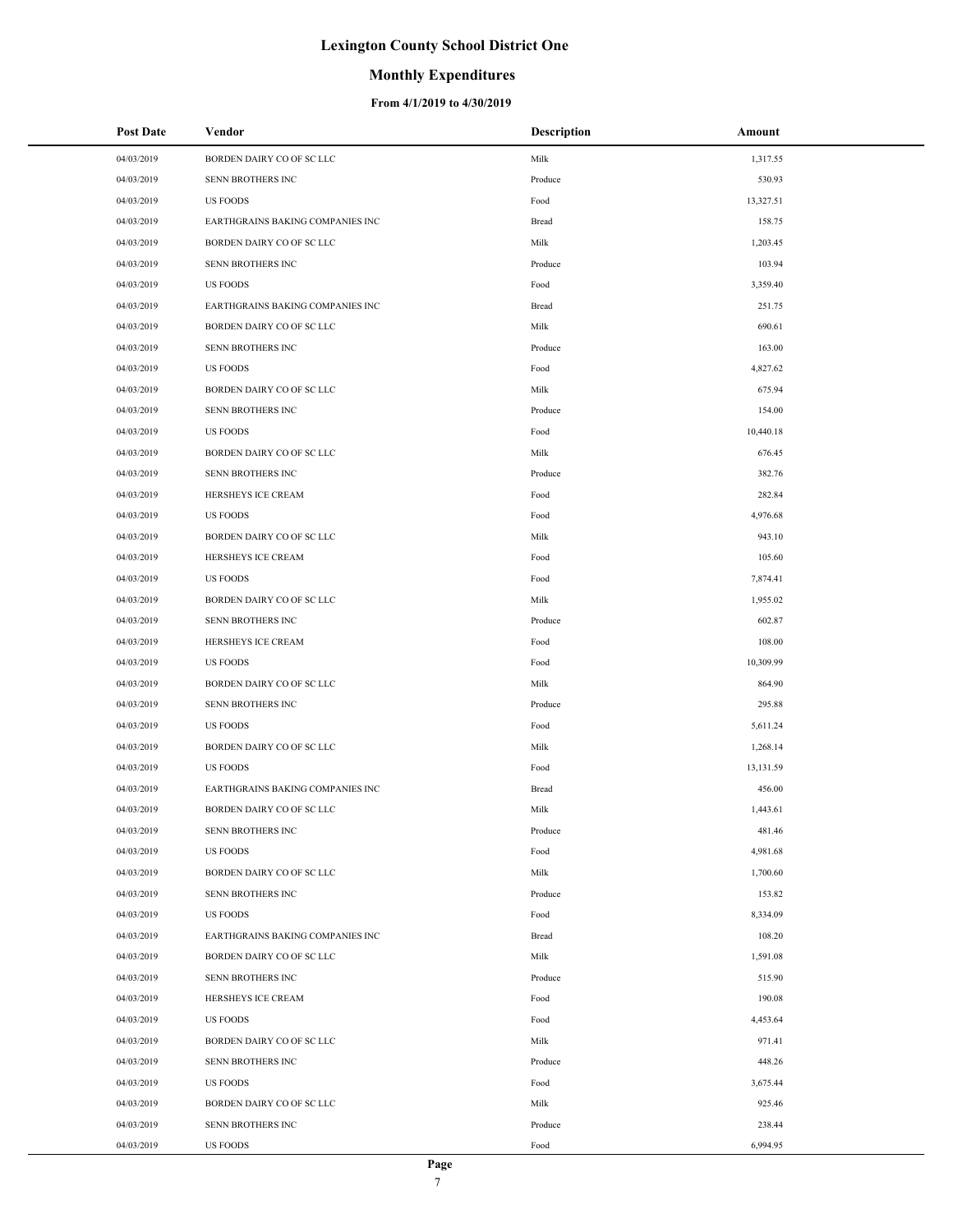# Lexington County School District One

## Monthly Expenditures

### From 4/1/2019 to 4/30/2019

| Post Date | Vendor | Description | Amount |
|---|---|---|---|
| 04/03/2019 | BORDEN DAIRY CO OF SC LLC | Milk | 1,317.55 |
| 04/03/2019 | SENN BROTHERS INC | Produce | 530.93 |
| 04/03/2019 | US FOODS | Food | 13,327.51 |
| 04/03/2019 | EARTHGRAINS BAKING COMPANIES INC | Bread | 158.75 |
| 04/03/2019 | BORDEN DAIRY CO OF SC LLC | Milk | 1,203.45 |
| 04/03/2019 | SENN BROTHERS INC | Produce | 103.94 |
| 04/03/2019 | US FOODS | Food | 3,359.40 |
| 04/03/2019 | EARTHGRAINS BAKING COMPANIES INC | Bread | 251.75 |
| 04/03/2019 | BORDEN DAIRY CO OF SC LLC | Milk | 690.61 |
| 04/03/2019 | SENN BROTHERS INC | Produce | 163.00 |
| 04/03/2019 | US FOODS | Food | 4,827.62 |
| 04/03/2019 | BORDEN DAIRY CO OF SC LLC | Milk | 675.94 |
| 04/03/2019 | SENN BROTHERS INC | Produce | 154.00 |
| 04/03/2019 | US FOODS | Food | 10,440.18 |
| 04/03/2019 | BORDEN DAIRY CO OF SC LLC | Milk | 676.45 |
| 04/03/2019 | SENN BROTHERS INC | Produce | 382.76 |
| 04/03/2019 | HERSHEYS ICE CREAM | Food | 282.84 |
| 04/03/2019 | US FOODS | Food | 4,976.68 |
| 04/03/2019 | BORDEN DAIRY CO OF SC LLC | Milk | 943.10 |
| 04/03/2019 | HERSHEYS ICE CREAM | Food | 105.60 |
| 04/03/2019 | US FOODS | Food | 7,874.41 |
| 04/03/2019 | BORDEN DAIRY CO OF SC LLC | Milk | 1,955.02 |
| 04/03/2019 | SENN BROTHERS INC | Produce | 602.87 |
| 04/03/2019 | HERSHEYS ICE CREAM | Food | 108.00 |
| 04/03/2019 | US FOODS | Food | 10,309.99 |
| 04/03/2019 | BORDEN DAIRY CO OF SC LLC | Milk | 864.90 |
| 04/03/2019 | SENN BROTHERS INC | Produce | 295.88 |
| 04/03/2019 | US FOODS | Food | 5,611.24 |
| 04/03/2019 | BORDEN DAIRY CO OF SC LLC | Milk | 1,268.14 |
| 04/03/2019 | US FOODS | Food | 13,131.59 |
| 04/03/2019 | EARTHGRAINS BAKING COMPANIES INC | Bread | 456.00 |
| 04/03/2019 | BORDEN DAIRY CO OF SC LLC | Milk | 1,443.61 |
| 04/03/2019 | SENN BROTHERS INC | Produce | 481.46 |
| 04/03/2019 | US FOODS | Food | 4,981.68 |
| 04/03/2019 | BORDEN DAIRY CO OF SC LLC | Milk | 1,700.60 |
| 04/03/2019 | SENN BROTHERS INC | Produce | 153.82 |
| 04/03/2019 | US FOODS | Food | 8,334.09 |
| 04/03/2019 | EARTHGRAINS BAKING COMPANIES INC | Bread | 108.20 |
| 04/03/2019 | BORDEN DAIRY CO OF SC LLC | Milk | 1,591.08 |
| 04/03/2019 | SENN BROTHERS INC | Produce | 515.90 |
| 04/03/2019 | HERSHEYS ICE CREAM | Food | 190.08 |
| 04/03/2019 | US FOODS | Food | 4,453.64 |
| 04/03/2019 | BORDEN DAIRY CO OF SC LLC | Milk | 971.41 |
| 04/03/2019 | SENN BROTHERS INC | Produce | 448.26 |
| 04/03/2019 | US FOODS | Food | 3,675.44 |
| 04/03/2019 | BORDEN DAIRY CO OF SC LLC | Milk | 925.46 |
| 04/03/2019 | SENN BROTHERS INC | Produce | 238.44 |
| 04/03/2019 | US FOODS | Food | 6,994.95 |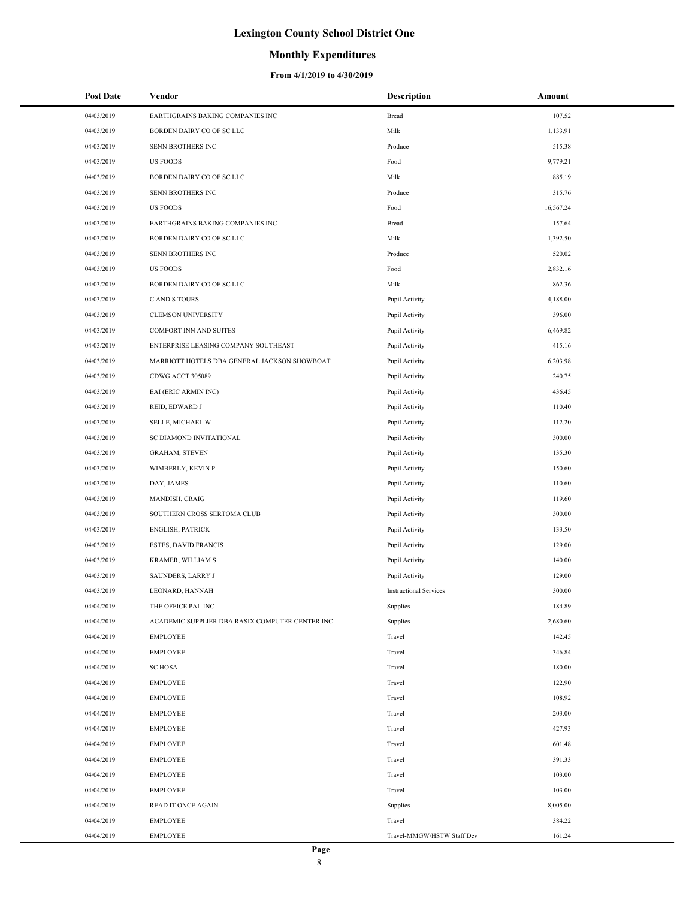# Lexington County School District One

## Monthly Expenditures

### From 4/1/2019 to 4/30/2019

| Post Date | Vendor | Description | Amount |
|---|---|---|---|
| 04/03/2019 | EARTHGRAINS BAKING COMPANIES INC | Bread | 107.52 |
| 04/03/2019 | BORDEN DAIRY CO OF SC LLC | Milk | 1,133.91 |
| 04/03/2019 | SENN BROTHERS INC | Produce | 515.38 |
| 04/03/2019 | US FOODS | Food | 9,779.21 |
| 04/03/2019 | BORDEN DAIRY CO OF SC LLC | Milk | 885.19 |
| 04/03/2019 | SENN BROTHERS INC | Produce | 315.76 |
| 04/03/2019 | US FOODS | Food | 16,567.24 |
| 04/03/2019 | EARTHGRAINS BAKING COMPANIES INC | Bread | 157.64 |
| 04/03/2019 | BORDEN DAIRY CO OF SC LLC | Milk | 1,392.50 |
| 04/03/2019 | SENN BROTHERS INC | Produce | 520.02 |
| 04/03/2019 | US FOODS | Food | 2,832.16 |
| 04/03/2019 | BORDEN DAIRY CO OF SC LLC | Milk | 862.36 |
| 04/03/2019 | C AND S TOURS | Pupil Activity | 4,188.00 |
| 04/03/2019 | CLEMSON UNIVERSITY | Pupil Activity | 396.00 |
| 04/03/2019 | COMFORT INN AND SUITES | Pupil Activity | 6,469.82 |
| 04/03/2019 | ENTERPRISE LEASING COMPANY SOUTHEAST | Pupil Activity | 415.16 |
| 04/03/2019 | MARRIOTT HOTELS DBA GENERAL JACKSON SHOWBOAT | Pupil Activity | 6,203.98 |
| 04/03/2019 | CDWG ACCT 305089 | Pupil Activity | 240.75 |
| 04/03/2019 | EAI (ERIC ARMIN INC) | Pupil Activity | 436.45 |
| 04/03/2019 | REID, EDWARD J | Pupil Activity | 110.40 |
| 04/03/2019 | SELLE, MICHAEL W | Pupil Activity | 112.20 |
| 04/03/2019 | SC DIAMOND INVITATIONAL | Pupil Activity | 300.00 |
| 04/03/2019 | GRAHAM, STEVEN | Pupil Activity | 135.30 |
| 04/03/2019 | WIMBERLY, KEVIN P | Pupil Activity | 150.60 |
| 04/03/2019 | DAY, JAMES | Pupil Activity | 110.60 |
| 04/03/2019 | MANDISH, CRAIG | Pupil Activity | 119.60 |
| 04/03/2019 | SOUTHERN CROSS SERTOMA CLUB | Pupil Activity | 300.00 |
| 04/03/2019 | ENGLISH, PATRICK | Pupil Activity | 133.50 |
| 04/03/2019 | ESTES, DAVID FRANCIS | Pupil Activity | 129.00 |
| 04/03/2019 | KRAMER, WILLIAM S | Pupil Activity | 140.00 |
| 04/03/2019 | SAUNDERS, LARRY J | Pupil Activity | 129.00 |
| 04/03/2019 | LEONARD, HANNAH | Instructional Services | 300.00 |
| 04/04/2019 | THE OFFICE PAL INC | Supplies | 184.89 |
| 04/04/2019 | ACADEMIC SUPPLIER DBA RASIX COMPUTER CENTER INC | Supplies | 2,680.60 |
| 04/04/2019 | EMPLOYEE | Travel | 142.45 |
| 04/04/2019 | EMPLOYEE | Travel | 346.84 |
| 04/04/2019 | SC HOSA | Travel | 180.00 |
| 04/04/2019 | EMPLOYEE | Travel | 122.90 |
| 04/04/2019 | EMPLOYEE | Travel | 108.92 |
| 04/04/2019 | EMPLOYEE | Travel | 203.00 |
| 04/04/2019 | EMPLOYEE | Travel | 427.93 |
| 04/04/2019 | EMPLOYEE | Travel | 601.48 |
| 04/04/2019 | EMPLOYEE | Travel | 391.33 |
| 04/04/2019 | EMPLOYEE | Travel | 103.00 |
| 04/04/2019 | EMPLOYEE | Travel | 103.00 |
| 04/04/2019 | READ IT ONCE AGAIN | Supplies | 8,005.00 |
| 04/04/2019 | EMPLOYEE | Travel | 384.22 |
| 04/04/2019 | EMPLOYEE | Travel-MMGW/HSTW Staff Dev | 161.24 |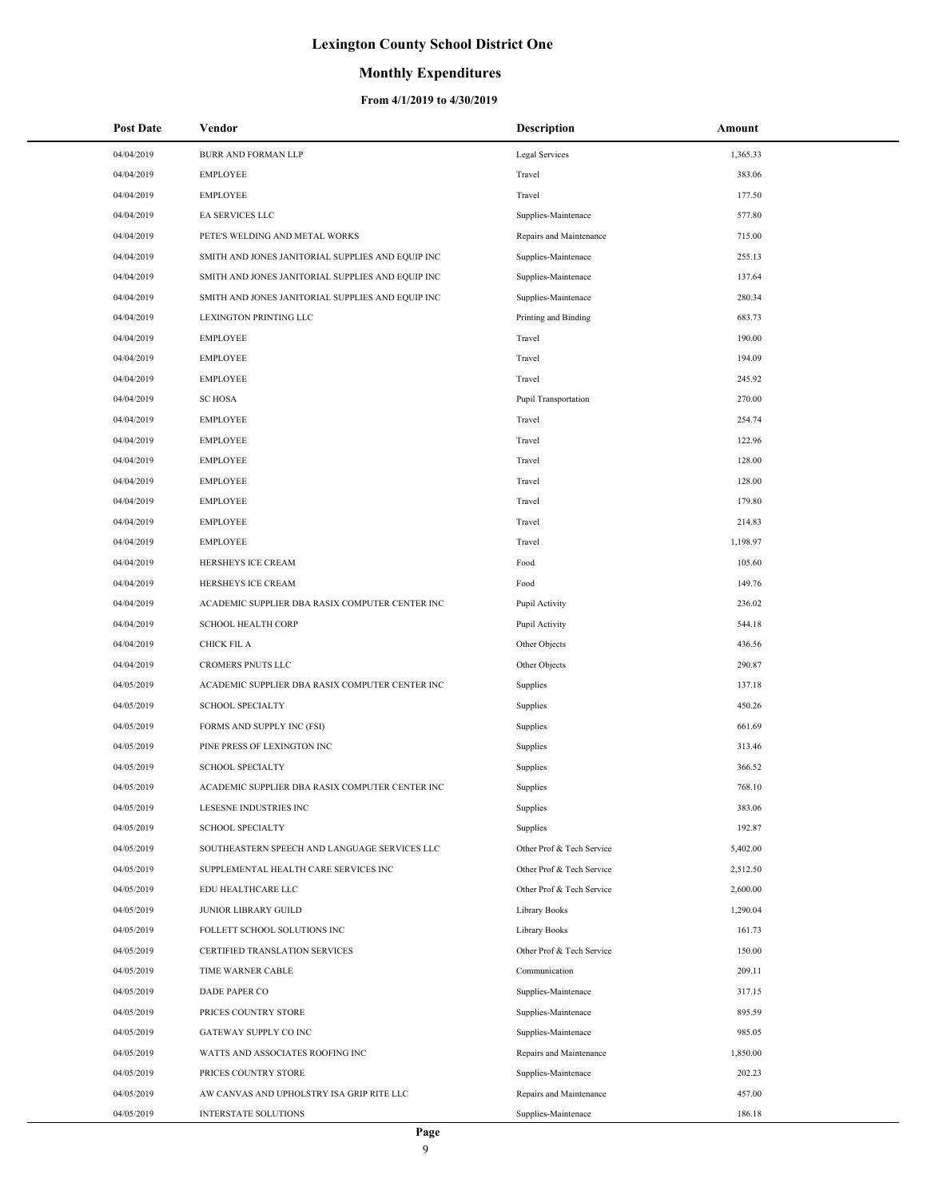# Lexington County School District One

## Monthly Expenditures

### From 4/1/2019 to 4/30/2019

| Post Date | Vendor | Description | Amount |
|---|---|---|---|
| 04/04/2019 | BURR AND FORMAN LLP | Legal Services | 1,365.33 |
| 04/04/2019 | EMPLOYEE | Travel | 383.06 |
| 04/04/2019 | EMPLOYEE | Travel | 177.50 |
| 04/04/2019 | EA SERVICES LLC | Supplies-Maintenace | 577.80 |
| 04/04/2019 | PETE'S WELDING AND METAL WORKS | Repairs and Maintenance | 715.00 |
| 04/04/2019 | SMITH AND JONES JANITORIAL SUPPLIES AND EQUIP INC | Supplies-Maintenace | 255.13 |
| 04/04/2019 | SMITH AND JONES JANITORIAL SUPPLIES AND EQUIP INC | Supplies-Maintenace | 137.64 |
| 04/04/2019 | SMITH AND JONES JANITORIAL SUPPLIES AND EQUIP INC | Supplies-Maintenace | 280.34 |
| 04/04/2019 | LEXINGTON PRINTING LLC | Printing and Binding | 683.73 |
| 04/04/2019 | EMPLOYEE | Travel | 190.00 |
| 04/04/2019 | EMPLOYEE | Travel | 194.09 |
| 04/04/2019 | EMPLOYEE | Travel | 245.92 |
| 04/04/2019 | SC HOSA | Pupil Transportation | 270.00 |
| 04/04/2019 | EMPLOYEE | Travel | 254.74 |
| 04/04/2019 | EMPLOYEE | Travel | 122.96 |
| 04/04/2019 | EMPLOYEE | Travel | 128.00 |
| 04/04/2019 | EMPLOYEE | Travel | 128.00 |
| 04/04/2019 | EMPLOYEE | Travel | 179.80 |
| 04/04/2019 | EMPLOYEE | Travel | 214.83 |
| 04/04/2019 | EMPLOYEE | Travel | 1,198.97 |
| 04/04/2019 | HERSHEYS ICE CREAM | Food | 105.60 |
| 04/04/2019 | HERSHEYS ICE CREAM | Food | 149.76 |
| 04/04/2019 | ACADEMIC SUPPLIER DBA RASIX COMPUTER CENTER INC | Pupil Activity | 236.02 |
| 04/04/2019 | SCHOOL HEALTH CORP | Pupil Activity | 544.18 |
| 04/04/2019 | CHICK FIL A | Other Objects | 436.56 |
| 04/04/2019 | CROMERS PNUTS LLC | Other Objects | 290.87 |
| 04/05/2019 | ACADEMIC SUPPLIER DBA RASIX COMPUTER CENTER INC | Supplies | 137.18 |
| 04/05/2019 | SCHOOL SPECIALTY | Supplies | 450.26 |
| 04/05/2019 | FORMS AND SUPPLY INC (FSI) | Supplies | 661.69 |
| 04/05/2019 | PINE PRESS OF LEXINGTON INC | Supplies | 313.46 |
| 04/05/2019 | SCHOOL SPECIALTY | Supplies | 366.52 |
| 04/05/2019 | ACADEMIC SUPPLIER DBA RASIX COMPUTER CENTER INC | Supplies | 768.10 |
| 04/05/2019 | LESESNE INDUSTRIES INC | Supplies | 383.06 |
| 04/05/2019 | SCHOOL SPECIALTY | Supplies | 192.87 |
| 04/05/2019 | SOUTHEASTERN SPEECH AND LANGUAGE SERVICES LLC | Other Prof & Tech Service | 5,402.00 |
| 04/05/2019 | SUPPLEMENTAL HEALTH CARE SERVICES INC | Other Prof & Tech Service | 2,512.50 |
| 04/05/2019 | EDU HEALTHCARE LLC | Other Prof & Tech Service | 2,600.00 |
| 04/05/2019 | JUNIOR LIBRARY GUILD | Library Books | 1,290.04 |
| 04/05/2019 | FOLLETT SCHOOL SOLUTIONS INC | Library Books | 161.73 |
| 04/05/2019 | CERTIFIED TRANSLATION SERVICES | Other Prof & Tech Service | 150.00 |
| 04/05/2019 | TIME WARNER CABLE | Communication | 209.11 |
| 04/05/2019 | DADE PAPER CO | Supplies-Maintenace | 317.15 |
| 04/05/2019 | PRICES COUNTRY STORE | Supplies-Maintenace | 895.59 |
| 04/05/2019 | GATEWAY SUPPLY CO INC | Supplies-Maintenace | 985.05 |
| 04/05/2019 | WATTS AND ASSOCIATES ROOFING INC | Repairs and Maintenance | 1,850.00 |
| 04/05/2019 | PRICES COUNTRY STORE | Supplies-Maintenace | 202.23 |
| 04/05/2019 | AW CANVAS AND UPHOLSTRY ISA GRIP RITE LLC | Repairs and Maintenance | 457.00 |
| 04/05/2019 | INTERSTATE SOLUTIONS | Supplies-Maintenace | 186.18 |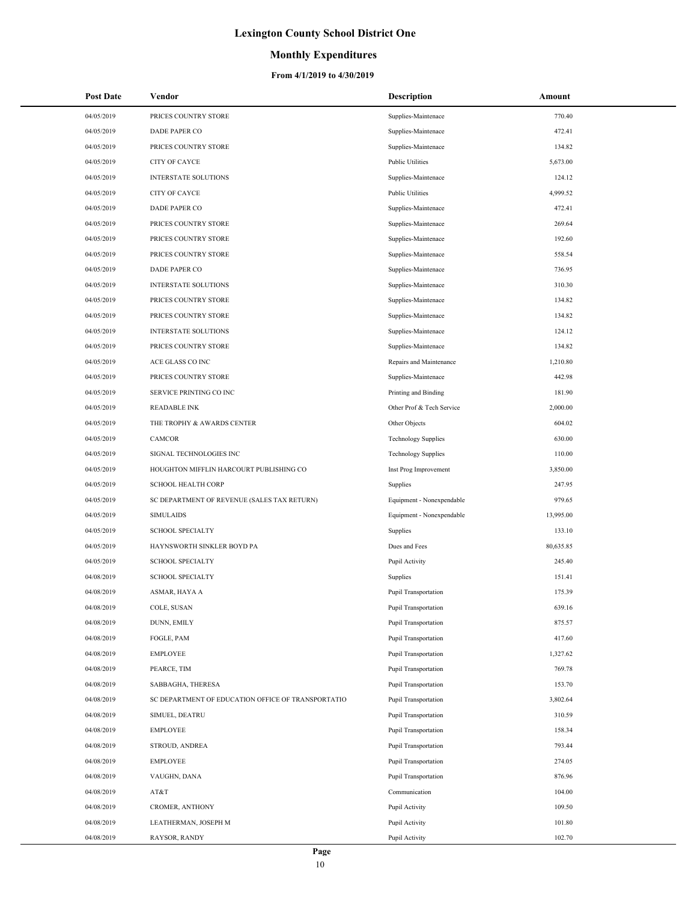# Lexington County School District One

## Monthly Expenditures

### From 4/1/2019 to 4/30/2019

| Post Date | Vendor | Description | Amount |
|---|---|---|---|
| 04/05/2019 | PRICES COUNTRY STORE | Supplies-Maintenace | 770.40 |
| 04/05/2019 | DADE PAPER CO | Supplies-Maintenace | 472.41 |
| 04/05/2019 | PRICES COUNTRY STORE | Supplies-Maintenace | 134.82 |
| 04/05/2019 | CITY OF CAYCE | Public Utilities | 5,673.00 |
| 04/05/2019 | INTERSTATE SOLUTIONS | Supplies-Maintenace | 124.12 |
| 04/05/2019 | CITY OF CAYCE | Public Utilities | 4,999.52 |
| 04/05/2019 | DADE PAPER CO | Supplies-Maintenace | 472.41 |
| 04/05/2019 | PRICES COUNTRY STORE | Supplies-Maintenace | 269.64 |
| 04/05/2019 | PRICES COUNTRY STORE | Supplies-Maintenace | 192.60 |
| 04/05/2019 | PRICES COUNTRY STORE | Supplies-Maintenace | 558.54 |
| 04/05/2019 | DADE PAPER CO | Supplies-Maintenace | 736.95 |
| 04/05/2019 | INTERSTATE SOLUTIONS | Supplies-Maintenace | 310.30 |
| 04/05/2019 | PRICES COUNTRY STORE | Supplies-Maintenace | 134.82 |
| 04/05/2019 | PRICES COUNTRY STORE | Supplies-Maintenace | 134.82 |
| 04/05/2019 | INTERSTATE SOLUTIONS | Supplies-Maintenace | 124.12 |
| 04/05/2019 | PRICES COUNTRY STORE | Supplies-Maintenace | 134.82 |
| 04/05/2019 | ACE GLASS CO INC | Repairs and Maintenance | 1,210.80 |
| 04/05/2019 | PRICES COUNTRY STORE | Supplies-Maintenace | 442.98 |
| 04/05/2019 | SERVICE PRINTING CO INC | Printing and Binding | 181.90 |
| 04/05/2019 | READABLE INK | Other Prof & Tech Service | 2,000.00 |
| 04/05/2019 | THE TROPHY & AWARDS CENTER | Other Objects | 604.02 |
| 04/05/2019 | CAMCOR | Technology Supplies | 630.00 |
| 04/05/2019 | SIGNAL TECHNOLOGIES INC | Technology Supplies | 110.00 |
| 04/05/2019 | HOUGHTON MIFFLIN HARCOURT PUBLISHING CO | Inst Prog Improvement | 3,850.00 |
| 04/05/2019 | SCHOOL HEALTH CORP | Supplies | 247.95 |
| 04/05/2019 | SC DEPARTMENT OF REVENUE (SALES TAX RETURN) | Equipment - Nonexpendable | 979.65 |
| 04/05/2019 | SIMULAIDS | Equipment - Nonexpendable | 13,995.00 |
| 04/05/2019 | SCHOOL SPECIALTY | Supplies | 133.10 |
| 04/05/2019 | HAYNSWORTH SINKLER BOYD PA | Dues and Fees | 80,635.85 |
| 04/05/2019 | SCHOOL SPECIALTY | Pupil Activity | 245.40 |
| 04/08/2019 | SCHOOL SPECIALTY | Supplies | 151.41 |
| 04/08/2019 | ASMAR, HAYA A | Pupil Transportation | 175.39 |
| 04/08/2019 | COLE, SUSAN | Pupil Transportation | 639.16 |
| 04/08/2019 | DUNN, EMILY | Pupil Transportation | 875.57 |
| 04/08/2019 | FOGLE, PAM | Pupil Transportation | 417.60 |
| 04/08/2019 | EMPLOYEE | Pupil Transportation | 1,327.62 |
| 04/08/2019 | PEARCE, TIM | Pupil Transportation | 769.78 |
| 04/08/2019 | SABBAGHA, THERESA | Pupil Transportation | 153.70 |
| 04/08/2019 | SC DEPARTMENT OF EDUCATION OFFICE OF TRANSPORTATIO | Pupil Transportation | 3,802.64 |
| 04/08/2019 | SIMUEL, DEATRU | Pupil Transportation | 310.59 |
| 04/08/2019 | EMPLOYEE | Pupil Transportation | 158.34 |
| 04/08/2019 | STROUD, ANDREA | Pupil Transportation | 793.44 |
| 04/08/2019 | EMPLOYEE | Pupil Transportation | 274.05 |
| 04/08/2019 | VAUGHN, DANA | Pupil Transportation | 876.96 |
| 04/08/2019 | AT&T | Communication | 104.00 |
| 04/08/2019 | CROMER, ANTHONY | Pupil Activity | 109.50 |
| 04/08/2019 | LEATHERMAN, JOSEPH M | Pupil Activity | 101.80 |
| 04/08/2019 | RAYSOR, RANDY | Pupil Activity | 102.70 |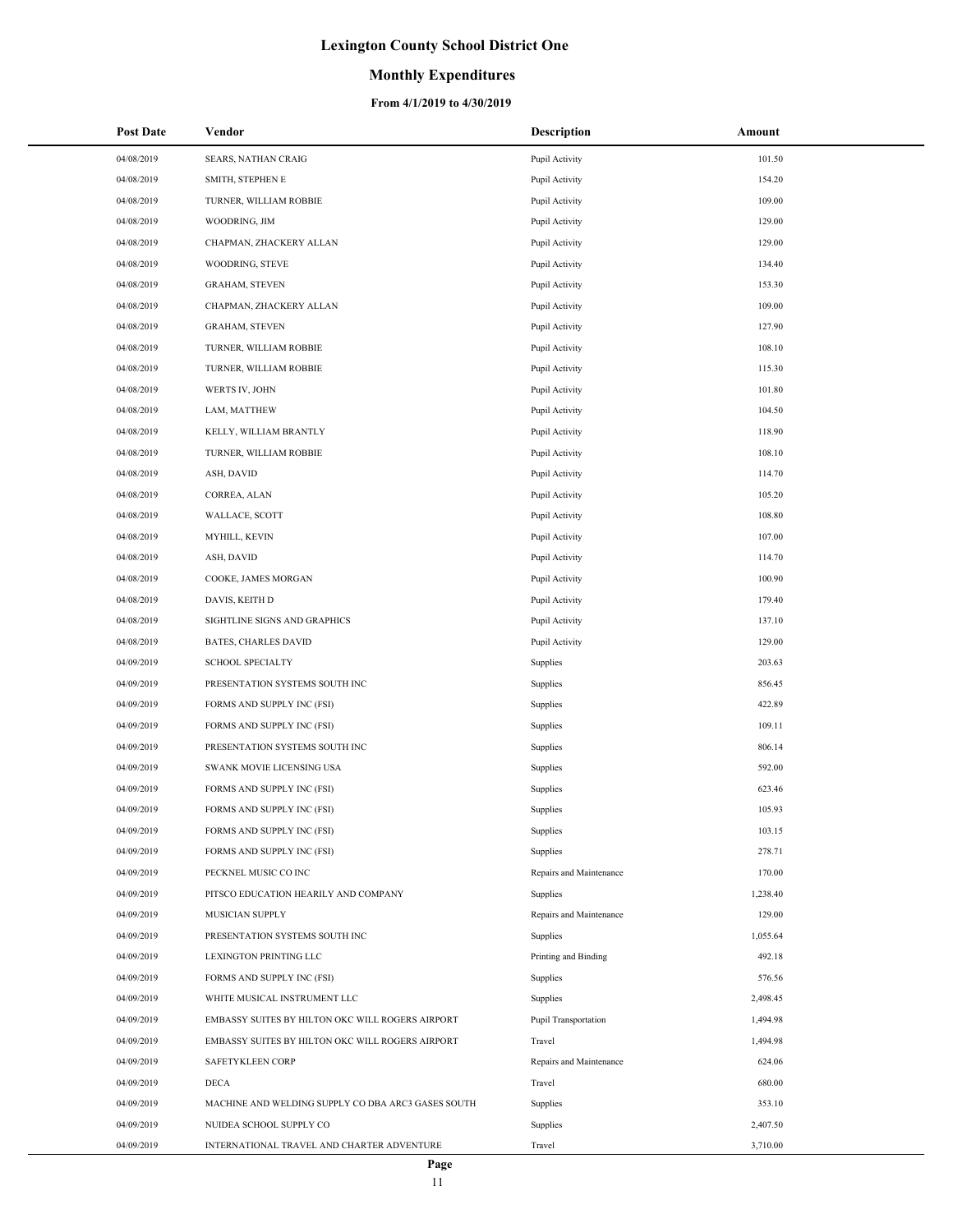# Lexington County School District One

## Monthly Expenditures

### From 4/1/2019 to 4/30/2019

| Post Date | Vendor | Description | Amount |
|---|---|---|---|
| 04/08/2019 | SEARS, NATHAN CRAIG | Pupil Activity | 101.50 |
| 04/08/2019 | SMITH, STEPHEN E | Pupil Activity | 154.20 |
| 04/08/2019 | TURNER, WILLIAM ROBBIE | Pupil Activity | 109.00 |
| 04/08/2019 | WOODRING, JIM | Pupil Activity | 129.00 |
| 04/08/2019 | CHAPMAN, ZHACKERY ALLAN | Pupil Activity | 129.00 |
| 04/08/2019 | WOODRING, STEVE | Pupil Activity | 134.40 |
| 04/08/2019 | GRAHAM, STEVEN | Pupil Activity | 153.30 |
| 04/08/2019 | CHAPMAN, ZHACKERY ALLAN | Pupil Activity | 109.00 |
| 04/08/2019 | GRAHAM, STEVEN | Pupil Activity | 127.90 |
| 04/08/2019 | TURNER, WILLIAM ROBBIE | Pupil Activity | 108.10 |
| 04/08/2019 | TURNER, WILLIAM ROBBIE | Pupil Activity | 115.30 |
| 04/08/2019 | WERTS IV, JOHN | Pupil Activity | 101.80 |
| 04/08/2019 | LAM, MATTHEW | Pupil Activity | 104.50 |
| 04/08/2019 | KELLY, WILLIAM BRANTLY | Pupil Activity | 118.90 |
| 04/08/2019 | TURNER, WILLIAM ROBBIE | Pupil Activity | 108.10 |
| 04/08/2019 | ASH, DAVID | Pupil Activity | 114.70 |
| 04/08/2019 | CORREA, ALAN | Pupil Activity | 105.20 |
| 04/08/2019 | WALLACE, SCOTT | Pupil Activity | 108.80 |
| 04/08/2019 | MYHILL, KEVIN | Pupil Activity | 107.00 |
| 04/08/2019 | ASH, DAVID | Pupil Activity | 114.70 |
| 04/08/2019 | COOKE, JAMES MORGAN | Pupil Activity | 100.90 |
| 04/08/2019 | DAVIS, KEITH D | Pupil Activity | 179.40 |
| 04/08/2019 | SIGHTLINE SIGNS AND GRAPHICS | Pupil Activity | 137.10 |
| 04/08/2019 | BATES, CHARLES DAVID | Pupil Activity | 129.00 |
| 04/09/2019 | SCHOOL SPECIALTY | Supplies | 203.63 |
| 04/09/2019 | PRESENTATION SYSTEMS SOUTH INC | Supplies | 856.45 |
| 04/09/2019 | FORMS AND SUPPLY INC (FSI) | Supplies | 422.89 |
| 04/09/2019 | FORMS AND SUPPLY INC (FSI) | Supplies | 109.11 |
| 04/09/2019 | PRESENTATION SYSTEMS SOUTH INC | Supplies | 806.14 |
| 04/09/2019 | SWANK MOVIE LICENSING USA | Supplies | 592.00 |
| 04/09/2019 | FORMS AND SUPPLY INC (FSI) | Supplies | 623.46 |
| 04/09/2019 | FORMS AND SUPPLY INC (FSI) | Supplies | 105.93 |
| 04/09/2019 | FORMS AND SUPPLY INC (FSI) | Supplies | 103.15 |
| 04/09/2019 | FORMS AND SUPPLY INC (FSI) | Supplies | 278.71 |
| 04/09/2019 | PECKNEL MUSIC CO INC | Repairs and Maintenance | 170.00 |
| 04/09/2019 | PITSCO EDUCATION HEARILY AND COMPANY | Supplies | 1,238.40 |
| 04/09/2019 | MUSICIAN SUPPLY | Repairs and Maintenance | 129.00 |
| 04/09/2019 | PRESENTATION SYSTEMS SOUTH INC | Supplies | 1,055.64 |
| 04/09/2019 | LEXINGTON PRINTING LLC | Printing and Binding | 492.18 |
| 04/09/2019 | FORMS AND SUPPLY INC (FSI) | Supplies | 576.56 |
| 04/09/2019 | WHITE MUSICAL INSTRUMENT LLC | Supplies | 2,498.45 |
| 04/09/2019 | EMBASSY SUITES BY HILTON OKC WILL ROGERS AIRPORT | Pupil Transportation | 1,494.98 |
| 04/09/2019 | EMBASSY SUITES BY HILTON OKC WILL ROGERS AIRPORT | Travel | 1,494.98 |
| 04/09/2019 | SAFETYKLEEN CORP | Repairs and Maintenance | 624.06 |
| 04/09/2019 | DECA | Travel | 680.00 |
| 04/09/2019 | MACHINE AND WELDING SUPPLY CO DBA ARC3 GASES SOUTH | Supplies | 353.10 |
| 04/09/2019 | NUIDEA SCHOOL SUPPLY CO | Supplies | 2,407.50 |
| 04/09/2019 | INTERNATIONAL TRAVEL AND CHARTER ADVENTURE | Travel | 3,710.00 |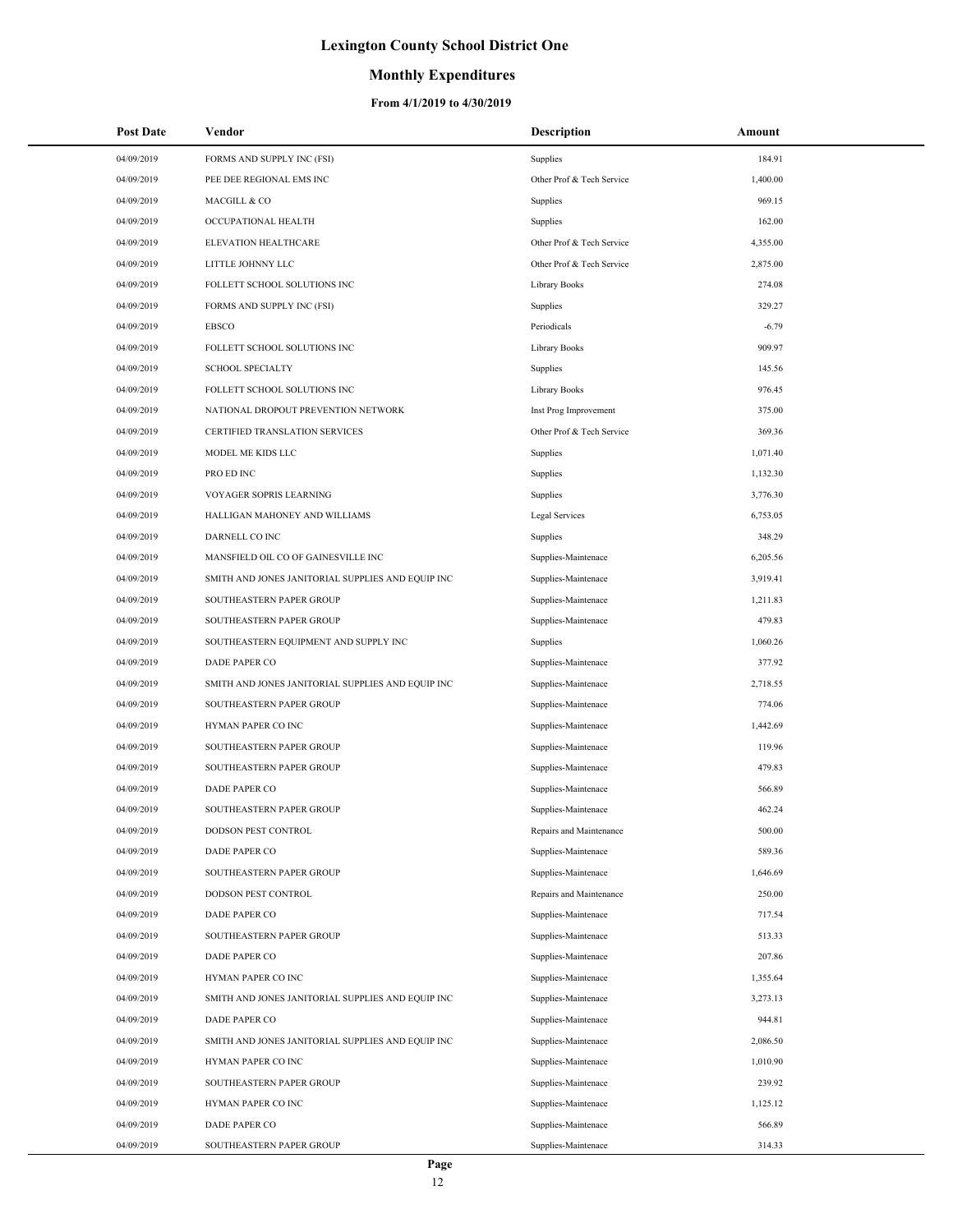# Lexington County School District One

## Monthly Expenditures

### From 4/1/2019 to 4/30/2019

| Post Date | Vendor | Description | Amount |
|---|---|---|---|
| 04/09/2019 | FORMS AND SUPPLY INC (FSI) | Supplies | 184.91 |
| 04/09/2019 | PEE DEE REGIONAL EMS INC | Other Prof & Tech Service | 1,400.00 |
| 04/09/2019 | MACGILL & CO | Supplies | 969.15 |
| 04/09/2019 | OCCUPATIONAL HEALTH | Supplies | 162.00 |
| 04/09/2019 | ELEVATION HEALTHCARE | Other Prof & Tech Service | 4,355.00 |
| 04/09/2019 | LITTLE JOHNNY LLC | Other Prof & Tech Service | 2,875.00 |
| 04/09/2019 | FOLLETT SCHOOL SOLUTIONS INC | Library Books | 274.08 |
| 04/09/2019 | FORMS AND SUPPLY INC (FSI) | Supplies | 329.27 |
| 04/09/2019 | EBSCO | Periodicals | -6.79 |
| 04/09/2019 | FOLLETT SCHOOL SOLUTIONS INC | Library Books | 909.97 |
| 04/09/2019 | SCHOOL SPECIALTY | Supplies | 145.56 |
| 04/09/2019 | FOLLETT SCHOOL SOLUTIONS INC | Library Books | 976.45 |
| 04/09/2019 | NATIONAL DROPOUT PREVENTION NETWORK | Inst Prog Improvement | 375.00 |
| 04/09/2019 | CERTIFIED TRANSLATION SERVICES | Other Prof & Tech Service | 369.36 |
| 04/09/2019 | MODEL ME KIDS LLC | Supplies | 1,071.40 |
| 04/09/2019 | PRO ED INC | Supplies | 1,132.30 |
| 04/09/2019 | VOYAGER SOPRIS LEARNING | Supplies | 3,776.30 |
| 04/09/2019 | HALLIGAN MAHONEY AND WILLIAMS | Legal Services | 6,753.05 |
| 04/09/2019 | DARNELL CO INC | Supplies | 348.29 |
| 04/09/2019 | MANSFIELD OIL CO OF GAINESVILLE INC | Supplies-Maintenace | 6,205.56 |
| 04/09/2019 | SMITH AND JONES JANITORIAL SUPPLIES AND EQUIP INC | Supplies-Maintenace | 3,919.41 |
| 04/09/2019 | SOUTHEASTERN PAPER GROUP | Supplies-Maintenace | 1,211.83 |
| 04/09/2019 | SOUTHEASTERN PAPER GROUP | Supplies-Maintenace | 479.83 |
| 04/09/2019 | SOUTHEASTERN EQUIPMENT AND SUPPLY INC | Supplies | 1,060.26 |
| 04/09/2019 | DADE PAPER CO | Supplies-Maintenace | 377.92 |
| 04/09/2019 | SMITH AND JONES JANITORIAL SUPPLIES AND EQUIP INC | Supplies-Maintenace | 2,718.55 |
| 04/09/2019 | SOUTHEASTERN PAPER GROUP | Supplies-Maintenace | 774.06 |
| 04/09/2019 | HYMAN PAPER CO INC | Supplies-Maintenace | 1,442.69 |
| 04/09/2019 | SOUTHEASTERN PAPER GROUP | Supplies-Maintenace | 119.96 |
| 04/09/2019 | SOUTHEASTERN PAPER GROUP | Supplies-Maintenace | 479.83 |
| 04/09/2019 | DADE PAPER CO | Supplies-Maintenace | 566.89 |
| 04/09/2019 | SOUTHEASTERN PAPER GROUP | Supplies-Maintenace | 462.24 |
| 04/09/2019 | DODSON PEST CONTROL | Repairs and Maintenance | 500.00 |
| 04/09/2019 | DADE PAPER CO | Supplies-Maintenace | 589.36 |
| 04/09/2019 | SOUTHEASTERN PAPER GROUP | Supplies-Maintenace | 1,646.69 |
| 04/09/2019 | DODSON PEST CONTROL | Repairs and Maintenance | 250.00 |
| 04/09/2019 | DADE PAPER CO | Supplies-Maintenace | 717.54 |
| 04/09/2019 | SOUTHEASTERN PAPER GROUP | Supplies-Maintenace | 513.33 |
| 04/09/2019 | DADE PAPER CO | Supplies-Maintenace | 207.86 |
| 04/09/2019 | HYMAN PAPER CO INC | Supplies-Maintenace | 1,355.64 |
| 04/09/2019 | SMITH AND JONES JANITORIAL SUPPLIES AND EQUIP INC | Supplies-Maintenace | 3,273.13 |
| 04/09/2019 | DADE PAPER CO | Supplies-Maintenace | 944.81 |
| 04/09/2019 | SMITH AND JONES JANITORIAL SUPPLIES AND EQUIP INC | Supplies-Maintenace | 2,086.50 |
| 04/09/2019 | HYMAN PAPER CO INC | Supplies-Maintenace | 1,010.90 |
| 04/09/2019 | SOUTHEASTERN PAPER GROUP | Supplies-Maintenace | 239.92 |
| 04/09/2019 | HYMAN PAPER CO INC | Supplies-Maintenace | 1,125.12 |
| 04/09/2019 | DADE PAPER CO | Supplies-Maintenace | 566.89 |
| 04/09/2019 | SOUTHEASTERN PAPER GROUP | Supplies-Maintenace | 314.33 |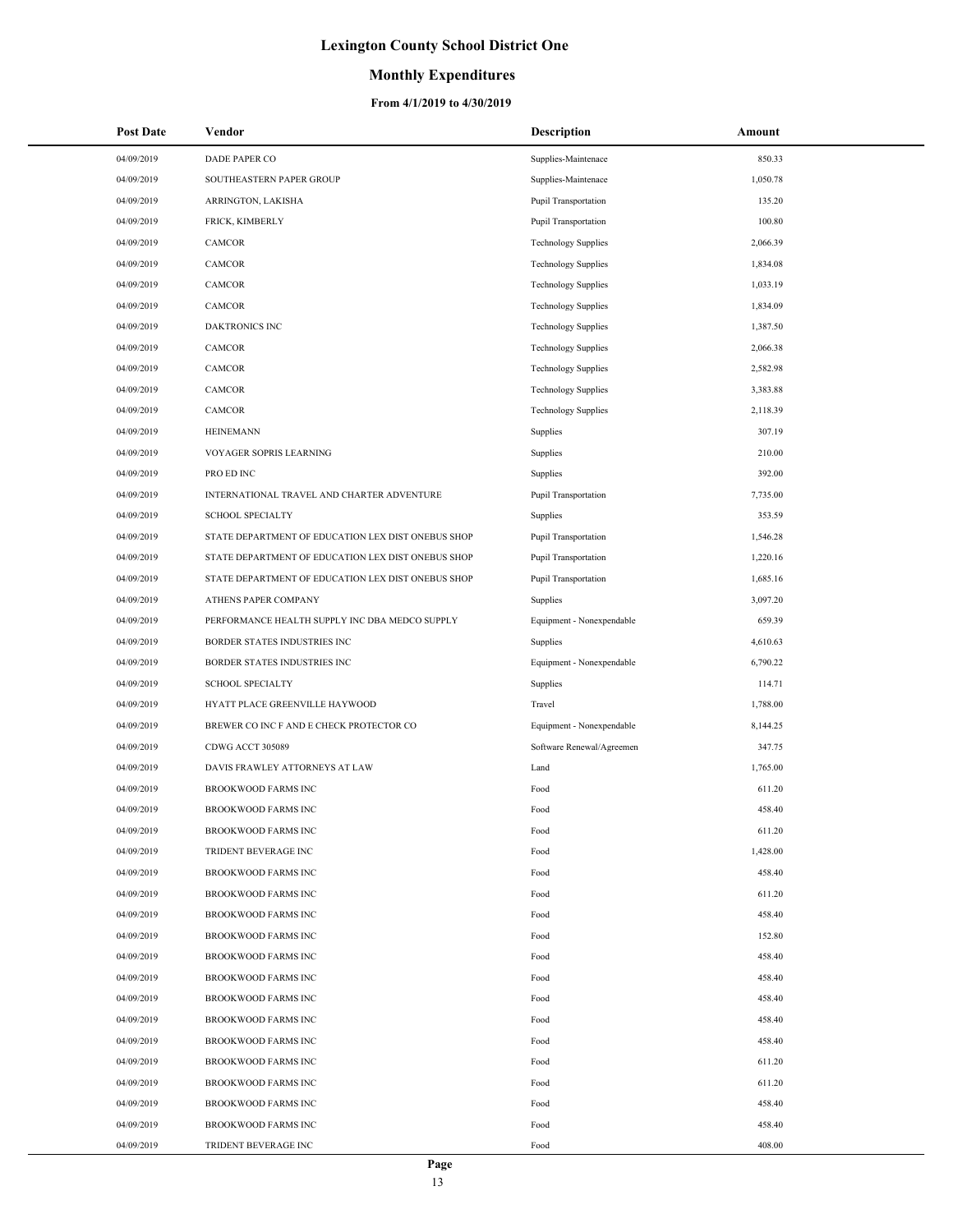# Lexington County School District One

## Monthly Expenditures

### From 4/1/2019 to 4/30/2019

| Post Date | Vendor | Description | Amount |
|---|---|---|---|
| 04/09/2019 | DADE PAPER CO | Supplies-Maintenace | 850.33 |
| 04/09/2019 | SOUTHEASTERN PAPER GROUP | Supplies-Maintenace | 1,050.78 |
| 04/09/2019 | ARRINGTON, LAKISHA | Pupil Transportation | 135.20 |
| 04/09/2019 | FRICK, KIMBERLY | Pupil Transportation | 100.80 |
| 04/09/2019 | CAMCOR | Technology Supplies | 2,066.39 |
| 04/09/2019 | CAMCOR | Technology Supplies | 1,834.08 |
| 04/09/2019 | CAMCOR | Technology Supplies | 1,033.19 |
| 04/09/2019 | CAMCOR | Technology Supplies | 1,834.09 |
| 04/09/2019 | DAKTRONICS INC | Technology Supplies | 1,387.50 |
| 04/09/2019 | CAMCOR | Technology Supplies | 2,066.38 |
| 04/09/2019 | CAMCOR | Technology Supplies | 2,582.98 |
| 04/09/2019 | CAMCOR | Technology Supplies | 3,383.88 |
| 04/09/2019 | CAMCOR | Technology Supplies | 2,118.39 |
| 04/09/2019 | HEINEMANN | Supplies | 307.19 |
| 04/09/2019 | VOYAGER SOPRIS LEARNING | Supplies | 210.00 |
| 04/09/2019 | PRO ED INC | Supplies | 392.00 |
| 04/09/2019 | INTERNATIONAL TRAVEL AND CHARTER ADVENTURE | Pupil Transportation | 7,735.00 |
| 04/09/2019 | SCHOOL SPECIALTY | Supplies | 353.59 |
| 04/09/2019 | STATE DEPARTMENT OF EDUCATION LEX DIST ONEBUS SHOP | Pupil Transportation | 1,546.28 |
| 04/09/2019 | STATE DEPARTMENT OF EDUCATION LEX DIST ONEBUS SHOP | Pupil Transportation | 1,220.16 |
| 04/09/2019 | STATE DEPARTMENT OF EDUCATION LEX DIST ONEBUS SHOP | Pupil Transportation | 1,685.16 |
| 04/09/2019 | ATHENS PAPER COMPANY | Supplies | 3,097.20 |
| 04/09/2019 | PERFORMANCE HEALTH SUPPLY INC DBA MEDCO SUPPLY | Equipment - Nonexpendable | 659.39 |
| 04/09/2019 | BORDER STATES INDUSTRIES INC | Supplies | 4,610.63 |
| 04/09/2019 | BORDER STATES INDUSTRIES INC | Equipment - Nonexpendable | 6,790.22 |
| 04/09/2019 | SCHOOL SPECIALTY | Supplies | 114.71 |
| 04/09/2019 | HYATT PLACE GREENVILLE HAYWOOD | Travel | 1,788.00 |
| 04/09/2019 | BREWER CO INC F AND E CHECK PROTECTOR CO | Equipment - Nonexpendable | 8,144.25 |
| 04/09/2019 | CDWG ACCT 305089 | Software Renewal/Agreemen | 347.75 |
| 04/09/2019 | DAVIS FRAWLEY ATTORNEYS AT LAW | Land | 1,765.00 |
| 04/09/2019 | BROOKWOOD FARMS INC | Food | 611.20 |
| 04/09/2019 | BROOKWOOD FARMS INC | Food | 458.40 |
| 04/09/2019 | BROOKWOOD FARMS INC | Food | 611.20 |
| 04/09/2019 | TRIDENT BEVERAGE INC | Food | 1,428.00 |
| 04/09/2019 | BROOKWOOD FARMS INC | Food | 458.40 |
| 04/09/2019 | BROOKWOOD FARMS INC | Food | 611.20 |
| 04/09/2019 | BROOKWOOD FARMS INC | Food | 458.40 |
| 04/09/2019 | BROOKWOOD FARMS INC | Food | 152.80 |
| 04/09/2019 | BROOKWOOD FARMS INC | Food | 458.40 |
| 04/09/2019 | BROOKWOOD FARMS INC | Food | 458.40 |
| 04/09/2019 | BROOKWOOD FARMS INC | Food | 458.40 |
| 04/09/2019 | BROOKWOOD FARMS INC | Food | 458.40 |
| 04/09/2019 | BROOKWOOD FARMS INC | Food | 458.40 |
| 04/09/2019 | BROOKWOOD FARMS INC | Food | 611.20 |
| 04/09/2019 | BROOKWOOD FARMS INC | Food | 611.20 |
| 04/09/2019 | BROOKWOOD FARMS INC | Food | 458.40 |
| 04/09/2019 | BROOKWOOD FARMS INC | Food | 458.40 |
| 04/09/2019 | TRIDENT BEVERAGE INC | Food | 408.00 |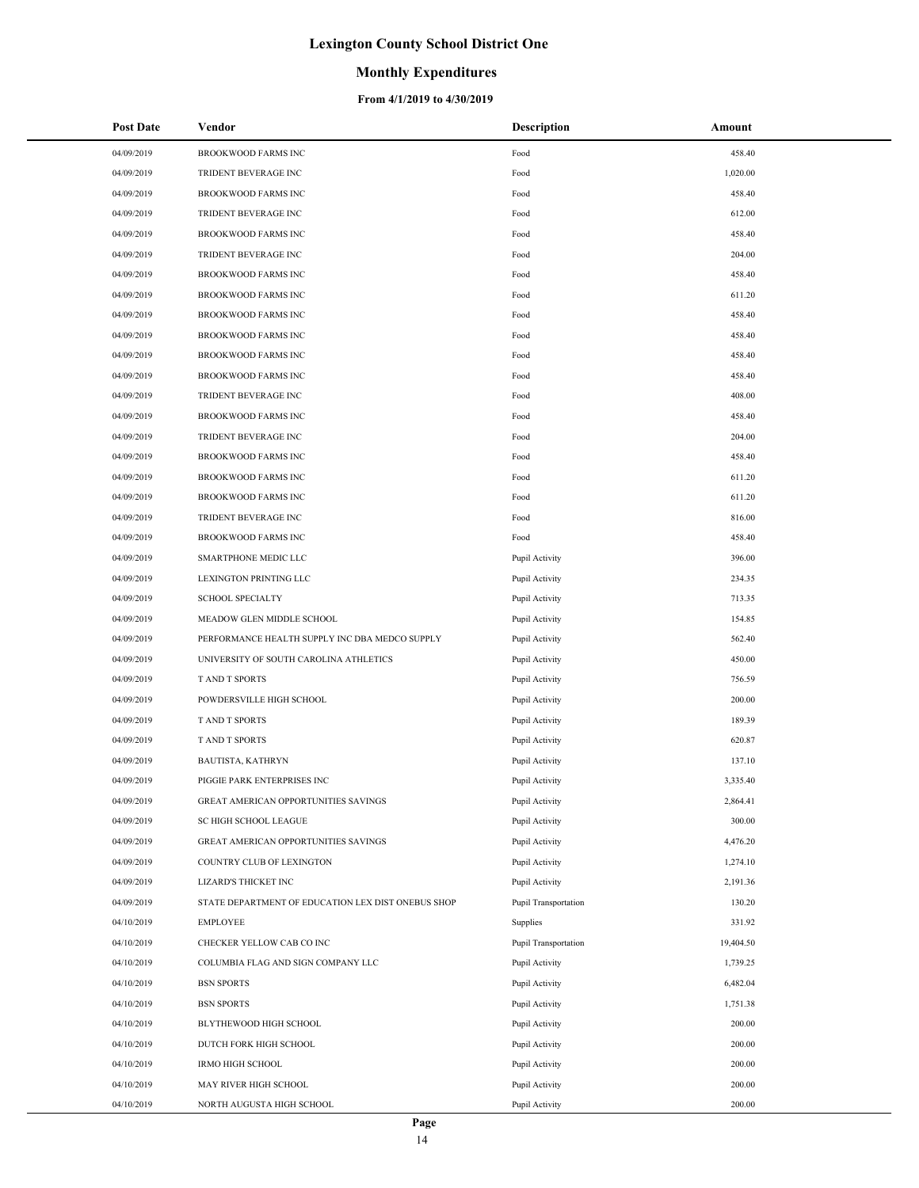# Lexington County School District One

## Monthly Expenditures

### From 4/1/2019 to 4/30/2019

| Post Date | Vendor | Description | Amount |
|---|---|---|---|
| 04/09/2019 | BROOKWOOD FARMS INC | Food | 458.40 |
| 04/09/2019 | TRIDENT BEVERAGE INC | Food | 1,020.00 |
| 04/09/2019 | BROOKWOOD FARMS INC | Food | 458.40 |
| 04/09/2019 | TRIDENT BEVERAGE INC | Food | 612.00 |
| 04/09/2019 | BROOKWOOD FARMS INC | Food | 458.40 |
| 04/09/2019 | TRIDENT BEVERAGE INC | Food | 204.00 |
| 04/09/2019 | BROOKWOOD FARMS INC | Food | 458.40 |
| 04/09/2019 | BROOKWOOD FARMS INC | Food | 611.20 |
| 04/09/2019 | BROOKWOOD FARMS INC | Food | 458.40 |
| 04/09/2019 | BROOKWOOD FARMS INC | Food | 458.40 |
| 04/09/2019 | BROOKWOOD FARMS INC | Food | 458.40 |
| 04/09/2019 | BROOKWOOD FARMS INC | Food | 458.40 |
| 04/09/2019 | TRIDENT BEVERAGE INC | Food | 408.00 |
| 04/09/2019 | BROOKWOOD FARMS INC | Food | 458.40 |
| 04/09/2019 | TRIDENT BEVERAGE INC | Food | 204.00 |
| 04/09/2019 | BROOKWOOD FARMS INC | Food | 458.40 |
| 04/09/2019 | BROOKWOOD FARMS INC | Food | 611.20 |
| 04/09/2019 | BROOKWOOD FARMS INC | Food | 611.20 |
| 04/09/2019 | TRIDENT BEVERAGE INC | Food | 816.00 |
| 04/09/2019 | BROOKWOOD FARMS INC | Food | 458.40 |
| 04/09/2019 | SMARTPHONE MEDIC LLC | Pupil Activity | 396.00 |
| 04/09/2019 | LEXINGTON PRINTING LLC | Pupil Activity | 234.35 |
| 04/09/2019 | SCHOOL SPECIALTY | Pupil Activity | 713.35 |
| 04/09/2019 | MEADOW GLEN MIDDLE SCHOOL | Pupil Activity | 154.85 |
| 04/09/2019 | PERFORMANCE HEALTH SUPPLY INC DBA MEDCO SUPPLY | Pupil Activity | 562.40 |
| 04/09/2019 | UNIVERSITY OF SOUTH CAROLINA ATHLETICS | Pupil Activity | 450.00 |
| 04/09/2019 | T AND T SPORTS | Pupil Activity | 756.59 |
| 04/09/2019 | POWDERSVILLE HIGH SCHOOL | Pupil Activity | 200.00 |
| 04/09/2019 | T AND T SPORTS | Pupil Activity | 189.39 |
| 04/09/2019 | T AND T SPORTS | Pupil Activity | 620.87 |
| 04/09/2019 | BAUTISTA, KATHRYN | Pupil Activity | 137.10 |
| 04/09/2019 | PIGGIE PARK ENTERPRISES INC | Pupil Activity | 3,335.40 |
| 04/09/2019 | GREAT AMERICAN OPPORTUNITIES SAVINGS | Pupil Activity | 2,864.41 |
| 04/09/2019 | SC HIGH SCHOOL LEAGUE | Pupil Activity | 300.00 |
| 04/09/2019 | GREAT AMERICAN OPPORTUNITIES SAVINGS | Pupil Activity | 4,476.20 |
| 04/09/2019 | COUNTRY CLUB OF LEXINGTON | Pupil Activity | 1,274.10 |
| 04/09/2019 | LIZARD'S THICKET INC | Pupil Activity | 2,191.36 |
| 04/09/2019 | STATE DEPARTMENT OF EDUCATION LEX DIST ONEBUS SHOP | Pupil Transportation | 130.20 |
| 04/10/2019 | EMPLOYEE | Supplies | 331.92 |
| 04/10/2019 | CHECKER YELLOW CAB CO INC | Pupil Transportation | 19,404.50 |
| 04/10/2019 | COLUMBIA FLAG AND SIGN COMPANY LLC | Pupil Activity | 1,739.25 |
| 04/10/2019 | BSN SPORTS | Pupil Activity | 6,482.04 |
| 04/10/2019 | BSN SPORTS | Pupil Activity | 1,751.38 |
| 04/10/2019 | BLYTHEWOOD HIGH SCHOOL | Pupil Activity | 200.00 |
| 04/10/2019 | DUTCH FORK HIGH SCHOOL | Pupil Activity | 200.00 |
| 04/10/2019 | IRMO HIGH SCHOOL | Pupil Activity | 200.00 |
| 04/10/2019 | MAY RIVER HIGH SCHOOL | Pupil Activity | 200.00 |
| 04/10/2019 | NORTH AUGUSTA HIGH SCHOOL | Pupil Activity | 200.00 |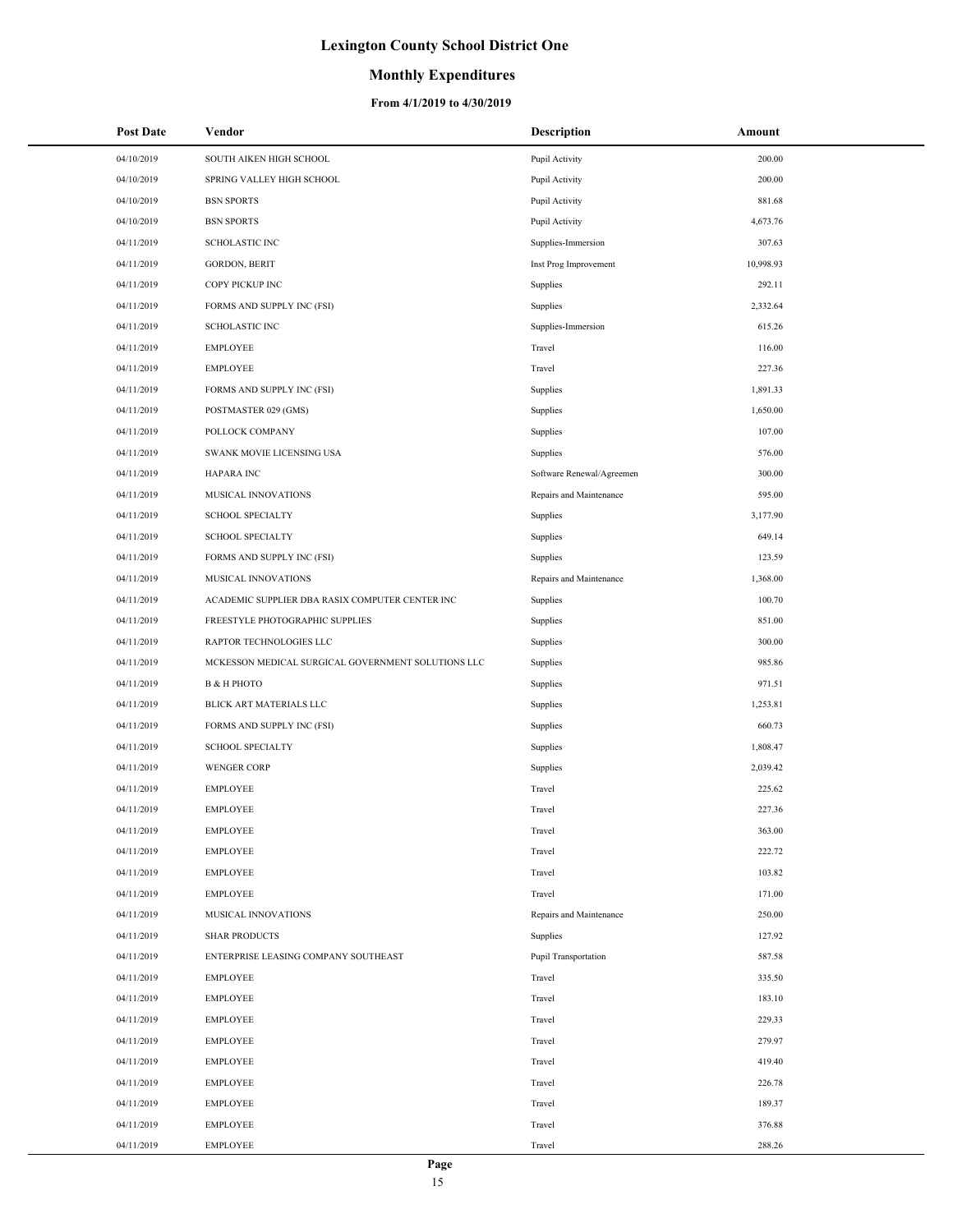# Lexington County School District One

## Monthly Expenditures

### From 4/1/2019 to 4/30/2019

| Post Date | Vendor | Description | Amount |
|---|---|---|---|
| 04/10/2019 | SOUTH AIKEN HIGH SCHOOL | Pupil Activity | 200.00 |
| 04/10/2019 | SPRING VALLEY HIGH SCHOOL | Pupil Activity | 200.00 |
| 04/10/2019 | BSN SPORTS | Pupil Activity | 881.68 |
| 04/10/2019 | BSN SPORTS | Pupil Activity | 4,673.76 |
| 04/11/2019 | SCHOLASTIC INC | Supplies-Immersion | 307.63 |
| 04/11/2019 | GORDON, BERIT | Inst Prog Improvement | 10,998.93 |
| 04/11/2019 | COPY PICKUP INC | Supplies | 292.11 |
| 04/11/2019 | FORMS AND SUPPLY INC (FSI) | Supplies | 2,332.64 |
| 04/11/2019 | SCHOLASTIC INC | Supplies-Immersion | 615.26 |
| 04/11/2019 | EMPLOYEE | Travel | 116.00 |
| 04/11/2019 | EMPLOYEE | Travel | 227.36 |
| 04/11/2019 | FORMS AND SUPPLY INC (FSI) | Supplies | 1,891.33 |
| 04/11/2019 | POSTMASTER 029 (GMS) | Supplies | 1,650.00 |
| 04/11/2019 | POLLOCK COMPANY | Supplies | 107.00 |
| 04/11/2019 | SWANK MOVIE LICENSING USA | Supplies | 576.00 |
| 04/11/2019 | HAPARA INC | Software Renewal/Agreemen | 300.00 |
| 04/11/2019 | MUSICAL INNOVATIONS | Repairs and Maintenance | 595.00 |
| 04/11/2019 | SCHOOL SPECIALTY | Supplies | 3,177.90 |
| 04/11/2019 | SCHOOL SPECIALTY | Supplies | 649.14 |
| 04/11/2019 | FORMS AND SUPPLY INC (FSI) | Supplies | 123.59 |
| 04/11/2019 | MUSICAL INNOVATIONS | Repairs and Maintenance | 1,368.00 |
| 04/11/2019 | ACADEMIC SUPPLIER DBA RASIX COMPUTER CENTER INC | Supplies | 100.70 |
| 04/11/2019 | FREESTYLE PHOTOGRAPHIC SUPPLIES | Supplies | 851.00 |
| 04/11/2019 | RAPTOR TECHNOLOGIES LLC | Supplies | 300.00 |
| 04/11/2019 | MCKESSON MEDICAL SURGICAL GOVERNMENT SOLUTIONS LLC | Supplies | 985.86 |
| 04/11/2019 | B & H PHOTO | Supplies | 971.51 |
| 04/11/2019 | BLICK ART MATERIALS LLC | Supplies | 1,253.81 |
| 04/11/2019 | FORMS AND SUPPLY INC (FSI) | Supplies | 660.73 |
| 04/11/2019 | SCHOOL SPECIALTY | Supplies | 1,808.47 |
| 04/11/2019 | WENGER CORP | Supplies | 2,039.42 |
| 04/11/2019 | EMPLOYEE | Travel | 225.62 |
| 04/11/2019 | EMPLOYEE | Travel | 227.36 |
| 04/11/2019 | EMPLOYEE | Travel | 363.00 |
| 04/11/2019 | EMPLOYEE | Travel | 222.72 |
| 04/11/2019 | EMPLOYEE | Travel | 103.82 |
| 04/11/2019 | EMPLOYEE | Travel | 171.00 |
| 04/11/2019 | MUSICAL INNOVATIONS | Repairs and Maintenance | 250.00 |
| 04/11/2019 | SHAR PRODUCTS | Supplies | 127.92 |
| 04/11/2019 | ENTERPRISE LEASING COMPANY SOUTHEAST | Pupil Transportation | 587.58 |
| 04/11/2019 | EMPLOYEE | Travel | 335.50 |
| 04/11/2019 | EMPLOYEE | Travel | 183.10 |
| 04/11/2019 | EMPLOYEE | Travel | 229.33 |
| 04/11/2019 | EMPLOYEE | Travel | 279.97 |
| 04/11/2019 | EMPLOYEE | Travel | 419.40 |
| 04/11/2019 | EMPLOYEE | Travel | 226.78 |
| 04/11/2019 | EMPLOYEE | Travel | 189.37 |
| 04/11/2019 | EMPLOYEE | Travel | 376.88 |
| 04/11/2019 | EMPLOYEE | Travel | 288.26 |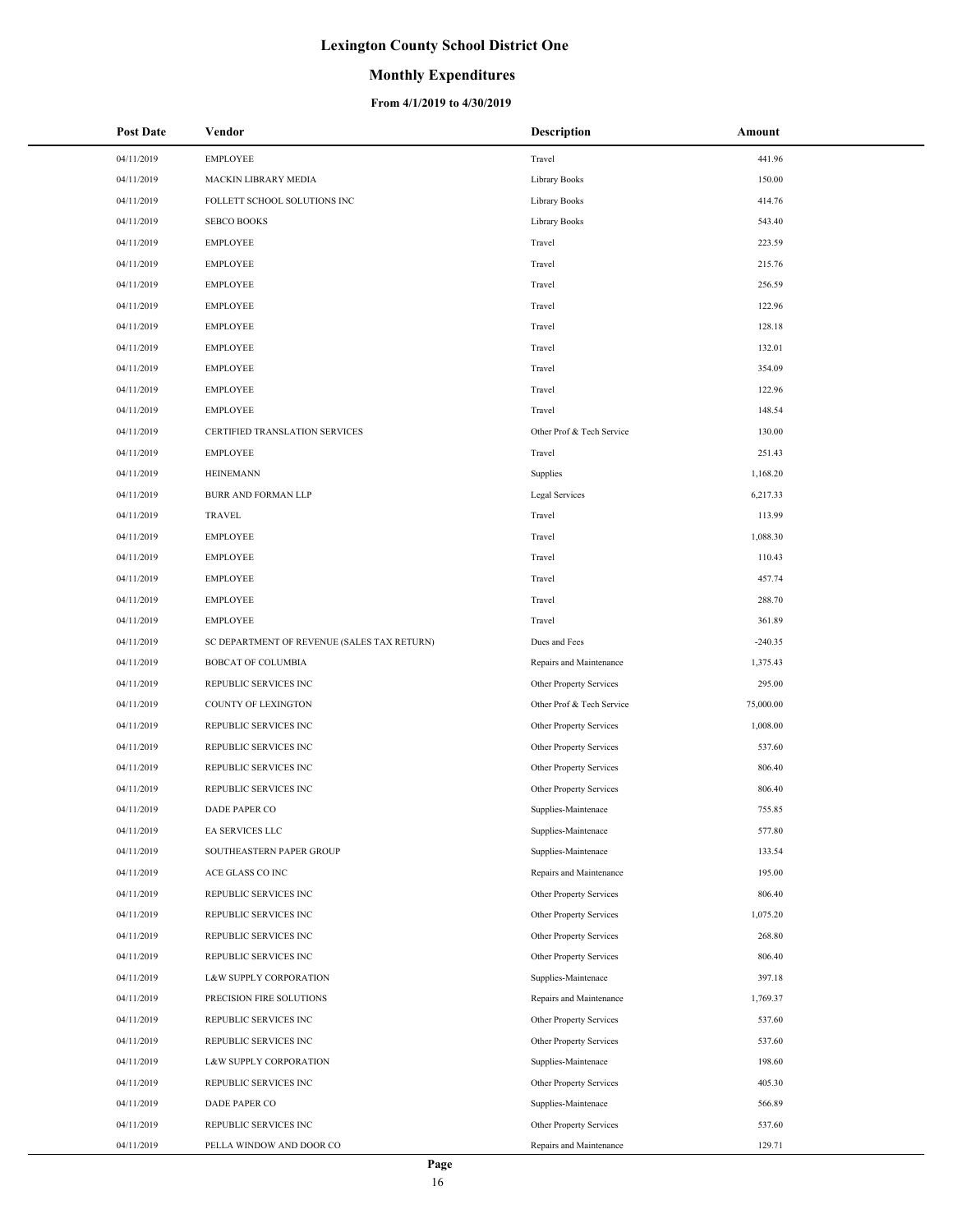# Lexington County School District One

## Monthly Expenditures

### From 4/1/2019 to 4/30/2019

| Post Date | Vendor | Description | Amount |
|---|---|---|---|
| 04/11/2019 | EMPLOYEE | Travel | 441.96 |
| 04/11/2019 | MACKIN LIBRARY MEDIA | Library Books | 150.00 |
| 04/11/2019 | FOLLETT SCHOOL SOLUTIONS INC | Library Books | 414.76 |
| 04/11/2019 | SEBCO BOOKS | Library Books | 543.40 |
| 04/11/2019 | EMPLOYEE | Travel | 223.59 |
| 04/11/2019 | EMPLOYEE | Travel | 215.76 |
| 04/11/2019 | EMPLOYEE | Travel | 256.59 |
| 04/11/2019 | EMPLOYEE | Travel | 122.96 |
| 04/11/2019 | EMPLOYEE | Travel | 128.18 |
| 04/11/2019 | EMPLOYEE | Travel | 132.01 |
| 04/11/2019 | EMPLOYEE | Travel | 354.09 |
| 04/11/2019 | EMPLOYEE | Travel | 122.96 |
| 04/11/2019 | EMPLOYEE | Travel | 148.54 |
| 04/11/2019 | CERTIFIED TRANSLATION SERVICES | Other Prof & Tech Service | 130.00 |
| 04/11/2019 | EMPLOYEE | Travel | 251.43 |
| 04/11/2019 | HEINEMANN | Supplies | 1,168.20 |
| 04/11/2019 | BURR AND FORMAN LLP | Legal Services | 6,217.33 |
| 04/11/2019 | TRAVEL | Travel | 113.99 |
| 04/11/2019 | EMPLOYEE | Travel | 1,088.30 |
| 04/11/2019 | EMPLOYEE | Travel | 110.43 |
| 04/11/2019 | EMPLOYEE | Travel | 457.74 |
| 04/11/2019 | EMPLOYEE | Travel | 288.70 |
| 04/11/2019 | EMPLOYEE | Travel | 361.89 |
| 04/11/2019 | SC DEPARTMENT OF REVENUE (SALES TAX RETURN) | Dues and Fees | -240.35 |
| 04/11/2019 | BOBCAT OF COLUMBIA | Repairs and Maintenance | 1,375.43 |
| 04/11/2019 | REPUBLIC SERVICES INC | Other Property Services | 295.00 |
| 04/11/2019 | COUNTY OF LEXINGTON | Other Prof & Tech Service | 75,000.00 |
| 04/11/2019 | REPUBLIC SERVICES INC | Other Property Services | 1,008.00 |
| 04/11/2019 | REPUBLIC SERVICES INC | Other Property Services | 537.60 |
| 04/11/2019 | REPUBLIC SERVICES INC | Other Property Services | 806.40 |
| 04/11/2019 | REPUBLIC SERVICES INC | Other Property Services | 806.40 |
| 04/11/2019 | DADE PAPER CO | Supplies-Maintenace | 755.85 |
| 04/11/2019 | EA SERVICES LLC | Supplies-Maintenace | 577.80 |
| 04/11/2019 | SOUTHEASTERN PAPER GROUP | Supplies-Maintenace | 133.54 |
| 04/11/2019 | ACE GLASS CO INC | Repairs and Maintenance | 195.00 |
| 04/11/2019 | REPUBLIC SERVICES INC | Other Property Services | 806.40 |
| 04/11/2019 | REPUBLIC SERVICES INC | Other Property Services | 1,075.20 |
| 04/11/2019 | REPUBLIC SERVICES INC | Other Property Services | 268.80 |
| 04/11/2019 | REPUBLIC SERVICES INC | Other Property Services | 806.40 |
| 04/11/2019 | L&W SUPPLY CORPORATION | Supplies-Maintenace | 397.18 |
| 04/11/2019 | PRECISION FIRE SOLUTIONS | Repairs and Maintenance | 1,769.37 |
| 04/11/2019 | REPUBLIC SERVICES INC | Other Property Services | 537.60 |
| 04/11/2019 | REPUBLIC SERVICES INC | Other Property Services | 537.60 |
| 04/11/2019 | L&W SUPPLY CORPORATION | Supplies-Maintenace | 198.60 |
| 04/11/2019 | REPUBLIC SERVICES INC | Other Property Services | 405.30 |
| 04/11/2019 | DADE PAPER CO | Supplies-Maintenace | 566.89 |
| 04/11/2019 | REPUBLIC SERVICES INC | Other Property Services | 537.60 |
| 04/11/2019 | PELLA WINDOW AND DOOR CO | Repairs and Maintenance | 129.71 |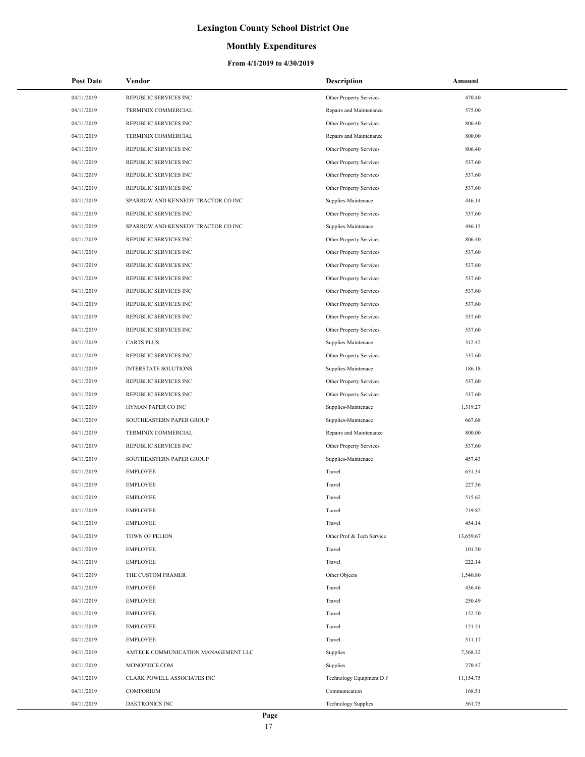# Lexington County School District One

## Monthly Expenditures

### From 4/1/2019 to 4/30/2019

| Post Date | Vendor | Description | Amount |
|---|---|---|---|
| 04/11/2019 | REPUBLIC SERVICES INC | Other Property Services | 470.40 |
| 04/11/2019 | TERMINIX COMMERCIAL | Repairs and Maintenance | 575.00 |
| 04/11/2019 | REPUBLIC SERVICES INC | Other Property Services | 806.40 |
| 04/11/2019 | TERMINIX COMMERCIAL | Repairs and Maintenance | 800.00 |
| 04/11/2019 | REPUBLIC SERVICES INC | Other Property Services | 806.40 |
| 04/11/2019 | REPUBLIC SERVICES INC | Other Property Services | 537.60 |
| 04/11/2019 | REPUBLIC SERVICES INC | Other Property Services | 537.60 |
| 04/11/2019 | REPUBLIC SERVICES INC | Other Property Services | 537.60 |
| 04/11/2019 | SPARROW AND KENNEDY TRACTOR CO INC | Supplies-Maintenace | 446.14 |
| 04/11/2019 | REPUBLIC SERVICES INC | Other Property Services | 537.60 |
| 04/11/2019 | SPARROW AND KENNEDY TRACTOR CO INC | Supplies-Maintenace | 446.15 |
| 04/11/2019 | REPUBLIC SERVICES INC | Other Property Services | 806.40 |
| 04/11/2019 | REPUBLIC SERVICES INC | Other Property Services | 537.60 |
| 04/11/2019 | REPUBLIC SERVICES INC | Other Property Services | 537.60 |
| 04/11/2019 | REPUBLIC SERVICES INC | Other Property Services | 537.60 |
| 04/11/2019 | REPUBLIC SERVICES INC | Other Property Services | 537.60 |
| 04/11/2019 | REPUBLIC SERVICES INC | Other Property Services | 537.60 |
| 04/11/2019 | REPUBLIC SERVICES INC | Other Property Services | 537.60 |
| 04/11/2019 | REPUBLIC SERVICES INC | Other Property Services | 537.60 |
| 04/11/2019 | CARTS PLUS | Supplies-Maintenace | 312.42 |
| 04/11/2019 | REPUBLIC SERVICES INC | Other Property Services | 537.60 |
| 04/11/2019 | INTERSTATE SOLUTIONS | Supplies-Maintenace | 186.18 |
| 04/11/2019 | REPUBLIC SERVICES INC | Other Property Services | 537.60 |
| 04/11/2019 | REPUBLIC SERVICES INC | Other Property Services | 537.60 |
| 04/11/2019 | HYMAN PAPER CO INC | Supplies-Maintenace | 1,319.27 |
| 04/11/2019 | SOUTHEASTERN PAPER GROUP | Supplies-Maintenace | 667.68 |
| 04/11/2019 | TERMINIX COMMERCIAL | Repairs and Maintenance | 800.00 |
| 04/11/2019 | REPUBLIC SERVICES INC | Other Property Services | 537.60 |
| 04/11/2019 | SOUTHEASTERN PAPER GROUP | Supplies-Maintenace | 457.43 |
| 04/11/2019 | EMPLOYEE | Travel | 651.34 |
| 04/11/2019 | EMPLOYEE | Travel | 227.36 |
| 04/11/2019 | EMPLOYEE | Travel | 515.62 |
| 04/11/2019 | EMPLOYEE | Travel | 219.82 |
| 04/11/2019 | EMPLOYEE | Travel | 454.14 |
| 04/11/2019 | TOWN OF PELION | Other Prof & Tech Service | 13,659.67 |
| 04/11/2019 | EMPLOYEE | Travel | 101.50 |
| 04/11/2019 | EMPLOYEE | Travel | 222.14 |
| 04/11/2019 | THE CUSTOM FRAMER | Other Objects | 1,540.80 |
| 04/11/2019 | EMPLOYEE | Travel | 436.46 |
| 04/11/2019 | EMPLOYEE | Travel | 250.49 |
| 04/11/2019 | EMPLOYEE | Travel | 152.50 |
| 04/11/2019 | EMPLOYEE | Travel | 121.51 |
| 04/11/2019 | EMPLOYEE | Travel | 311.17 |
| 04/11/2019 | AMTECK COMMUNICATION MANAGEMENT LLC | Supplies | 7,568.32 |
| 04/11/2019 | MONOPRICE.COM | Supplies | 270.47 |
| 04/11/2019 | CLARK POWELL ASSOCIATES INC | Technology Equipment D F | 11,154.75 |
| 04/11/2019 | COMPORIUM | Communication | 168.51 |
| 04/11/2019 | DAKTRONICS INC | Technology Supplies | 561.75 |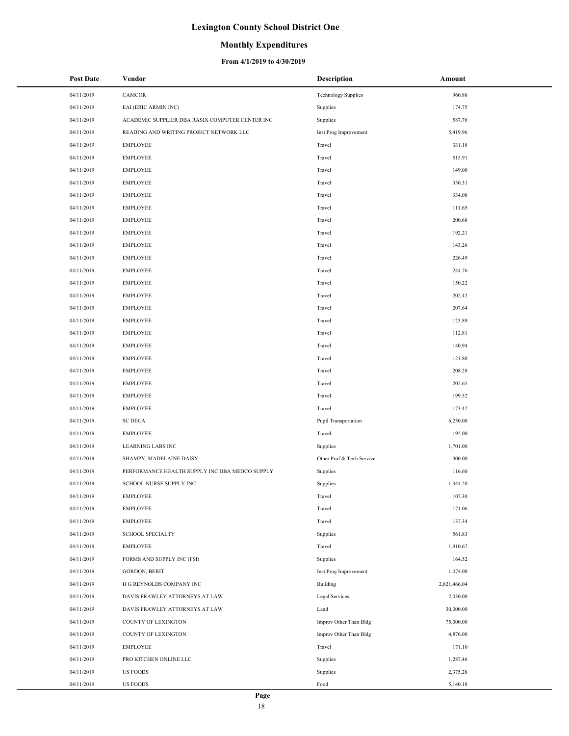# Lexington County School District One

## Monthly Expenditures

### From 4/1/2019 to 4/30/2019

| Post Date | Vendor | Description | Amount |
|---|---|---|---|
| 04/11/2019 | CAMCOR | Technology Supplies | 960.86 |
| 04/11/2019 | EAI (ERIC ARMIN INC) | Supplies | 174.75 |
| 04/11/2019 | ACADEMIC SUPPLIER DBA RASIX COMPUTER CENTER INC | Supplies | 587.76 |
| 04/11/2019 | READING AND WRITING PROJECT NETWORK LLC | Inst Prog Improvement | 5,419.96 |
| 04/11/2019 | EMPLOYEE | Travel | 331.18 |
| 04/11/2019 | EMPLOYEE | Travel | 515.91 |
| 04/11/2019 | EMPLOYEE | Travel | 149.00 |
| 04/11/2019 | EMPLOYEE | Travel | 330.31 |
| 04/11/2019 | EMPLOYEE | Travel | 334.08 |
| 04/11/2019 | EMPLOYEE | Travel | 111.65 |
| 04/11/2019 | EMPLOYEE | Travel | 200.68 |
| 04/11/2019 | EMPLOYEE | Travel | 192.21 |
| 04/11/2019 | EMPLOYEE | Travel | 143.26 |
| 04/11/2019 | EMPLOYEE | Travel | 226.49 |
| 04/11/2019 | EMPLOYEE | Travel | 244.76 |
| 04/11/2019 | EMPLOYEE | Travel | 150.22 |
| 04/11/2019 | EMPLOYEE | Travel | 202.42 |
| 04/11/2019 | EMPLOYEE | Travel | 207.64 |
| 04/11/2019 | EMPLOYEE | Travel | 123.89 |
| 04/11/2019 | EMPLOYEE | Travel | 112.81 |
| 04/11/2019 | EMPLOYEE | Travel | 140.94 |
| 04/11/2019 | EMPLOYEE | Travel | 121.80 |
| 04/11/2019 | EMPLOYEE | Travel | 208.28 |
| 04/11/2019 | EMPLOYEE | Travel | 202.65 |
| 04/11/2019 | EMPLOYEE | Travel | 199.52 |
| 04/11/2019 | EMPLOYEE | Travel | 173.42 |
| 04/11/2019 | SC DECA | Pupil Transportation | 6,250.00 |
| 04/11/2019 | EMPLOYEE | Travel | 192.00 |
| 04/11/2019 | LEARNING LABS INC | Supplies | 1,701.00 |
| 04/11/2019 | SHAMPY, MADELAINE DAISY | Other Prof & Tech Service | 300.00 |
| 04/11/2019 | PERFORMANCE HEALTH SUPPLY INC DBA MEDCO SUPPLY | Supplies | 116.60 |
| 04/11/2019 | SCHOOL NURSE SUPPLY INC | Supplies | 1,344.20 |
| 04/11/2019 | EMPLOYEE | Travel | 107.30 |
| 04/11/2019 | EMPLOYEE | Travel | 171.06 |
| 04/11/2019 | EMPLOYEE | Travel | 137.34 |
| 04/11/2019 | SCHOOL SPECIALTY | Supplies | 561.83 |
| 04/11/2019 | EMPLOYEE | Travel | 1,910.67 |
| 04/11/2019 | FORMS AND SUPPLY INC (FSI) | Supplies | 164.52 |
| 04/11/2019 | GORDON, BERIT | Inst Prog Improvement | 1,074.00 |
| 04/11/2019 | H G REYNOLDS COMPANY INC | Building | 2,821,466.04 |
| 04/11/2019 | DAVIS FRAWLEY ATTORNEYS AT LAW | Legal Services | 2,030.00 |
| 04/11/2019 | DAVIS FRAWLEY ATTORNEYS AT LAW | Land | 30,000.00 |
| 04/11/2019 | COUNTY OF LEXINGTON | Improv Other Than Bldg | 75,000.00 |
| 04/11/2019 | COUNTY OF LEXINGTON | Improv Other Than Bldg | 4,876.00 |
| 04/11/2019 | EMPLOYEE | Travel | 171.10 |
| 04/11/2019 | PRO KITCHEN ONLINE LLC | Supplies | 1,287.46 |
| 04/11/2019 | US FOODS | Supplies | 2,375.28 |
| 04/11/2019 | US FOODS | Food | 5,140.18 |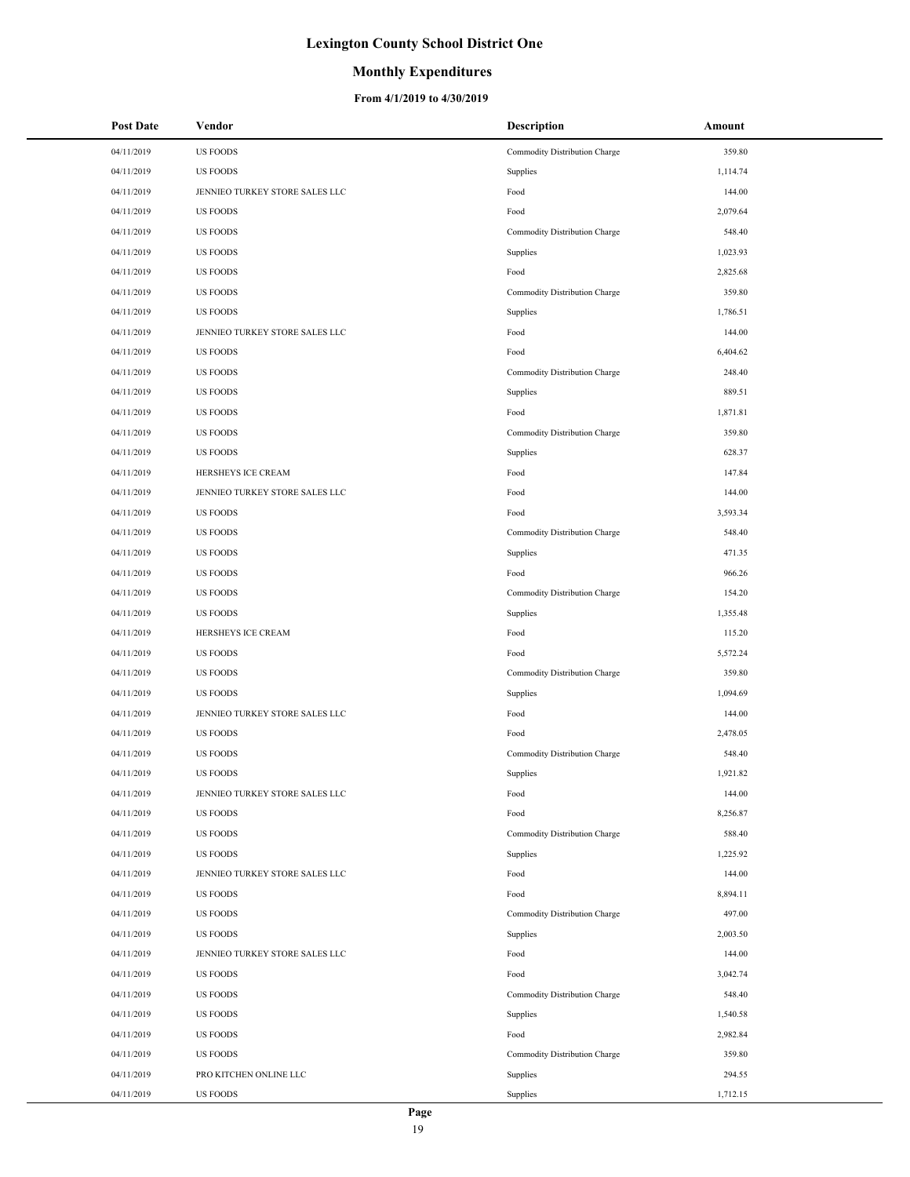# Lexington County School District One

## Monthly Expenditures

### From 4/1/2019 to 4/30/2019

| Post Date | Vendor | Description | Amount |
|---|---|---|---|
| 04/11/2019 | US FOODS | Commodity Distribution Charge | 359.80 |
| 04/11/2019 | US FOODS | Supplies | 1,114.74 |
| 04/11/2019 | JENNIEO TURKEY STORE SALES LLC | Food | 144.00 |
| 04/11/2019 | US FOODS | Food | 2,079.64 |
| 04/11/2019 | US FOODS | Commodity Distribution Charge | 548.40 |
| 04/11/2019 | US FOODS | Supplies | 1,023.93 |
| 04/11/2019 | US FOODS | Food | 2,825.68 |
| 04/11/2019 | US FOODS | Commodity Distribution Charge | 359.80 |
| 04/11/2019 | US FOODS | Supplies | 1,786.51 |
| 04/11/2019 | JENNIEO TURKEY STORE SALES LLC | Food | 144.00 |
| 04/11/2019 | US FOODS | Food | 6,404.62 |
| 04/11/2019 | US FOODS | Commodity Distribution Charge | 248.40 |
| 04/11/2019 | US FOODS | Supplies | 889.51 |
| 04/11/2019 | US FOODS | Food | 1,871.81 |
| 04/11/2019 | US FOODS | Commodity Distribution Charge | 359.80 |
| 04/11/2019 | US FOODS | Supplies | 628.37 |
| 04/11/2019 | HERSHEYS ICE CREAM | Food | 147.84 |
| 04/11/2019 | JENNIEO TURKEY STORE SALES LLC | Food | 144.00 |
| 04/11/2019 | US FOODS | Food | 3,593.34 |
| 04/11/2019 | US FOODS | Commodity Distribution Charge | 548.40 |
| 04/11/2019 | US FOODS | Supplies | 471.35 |
| 04/11/2019 | US FOODS | Food | 966.26 |
| 04/11/2019 | US FOODS | Commodity Distribution Charge | 154.20 |
| 04/11/2019 | US FOODS | Supplies | 1,355.48 |
| 04/11/2019 | HERSHEYS ICE CREAM | Food | 115.20 |
| 04/11/2019 | US FOODS | Food | 5,572.24 |
| 04/11/2019 | US FOODS | Commodity Distribution Charge | 359.80 |
| 04/11/2019 | US FOODS | Supplies | 1,094.69 |
| 04/11/2019 | JENNIEO TURKEY STORE SALES LLC | Food | 144.00 |
| 04/11/2019 | US FOODS | Food | 2,478.05 |
| 04/11/2019 | US FOODS | Commodity Distribution Charge | 548.40 |
| 04/11/2019 | US FOODS | Supplies | 1,921.82 |
| 04/11/2019 | JENNIEO TURKEY STORE SALES LLC | Food | 144.00 |
| 04/11/2019 | US FOODS | Food | 8,256.87 |
| 04/11/2019 | US FOODS | Commodity Distribution Charge | 588.40 |
| 04/11/2019 | US FOODS | Supplies | 1,225.92 |
| 04/11/2019 | JENNIEO TURKEY STORE SALES LLC | Food | 144.00 |
| 04/11/2019 | US FOODS | Food | 8,894.11 |
| 04/11/2019 | US FOODS | Commodity Distribution Charge | 497.00 |
| 04/11/2019 | US FOODS | Supplies | 2,003.50 |
| 04/11/2019 | JENNIEO TURKEY STORE SALES LLC | Food | 144.00 |
| 04/11/2019 | US FOODS | Food | 3,042.74 |
| 04/11/2019 | US FOODS | Commodity Distribution Charge | 548.40 |
| 04/11/2019 | US FOODS | Supplies | 1,540.58 |
| 04/11/2019 | US FOODS | Food | 2,982.84 |
| 04/11/2019 | US FOODS | Commodity Distribution Charge | 359.80 |
| 04/11/2019 | PRO KITCHEN ONLINE LLC | Supplies | 294.55 |
| 04/11/2019 | US FOODS | Supplies | 1,712.15 |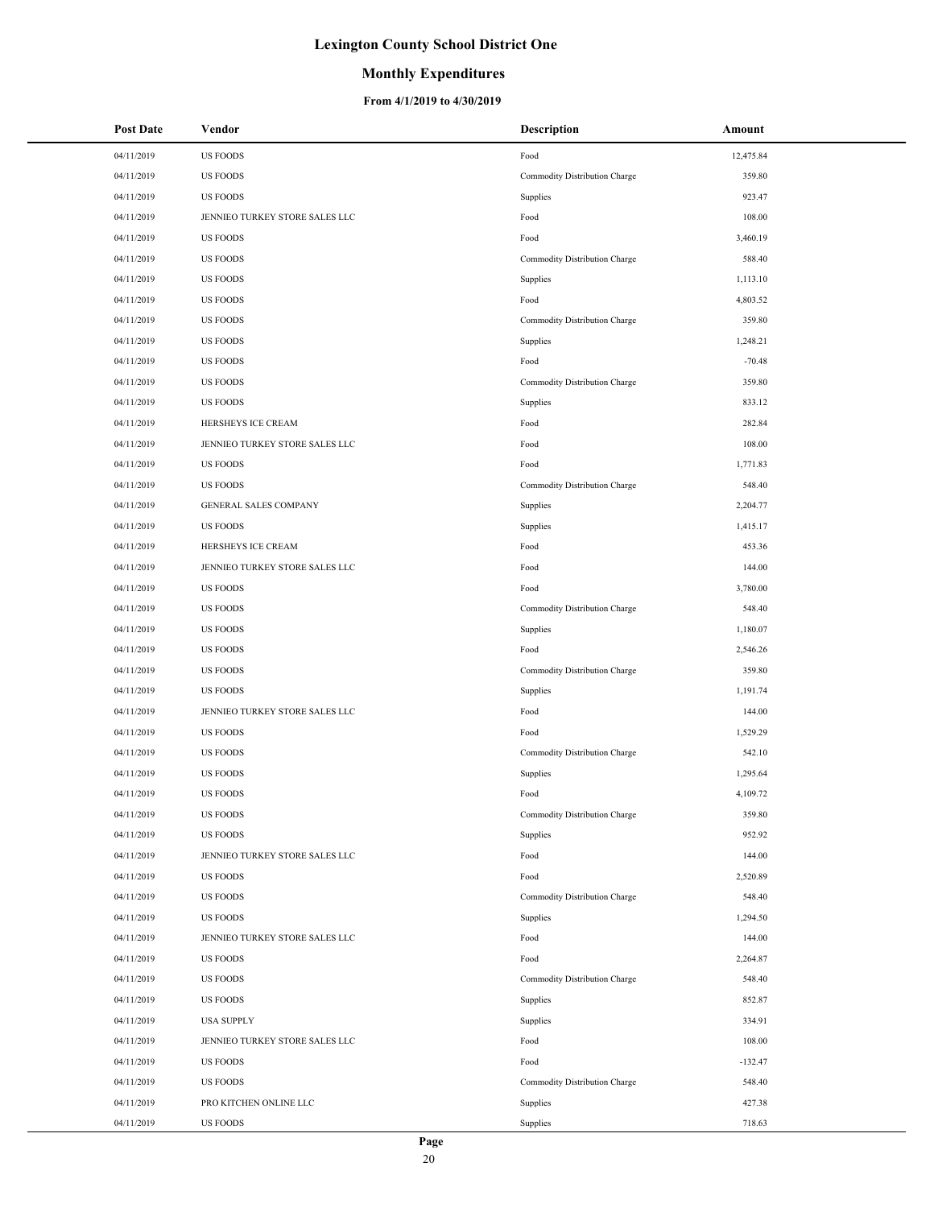# Lexington County School District One

## Monthly Expenditures

### From 4/1/2019 to 4/30/2019

| Post Date | Vendor | Description | Amount |
|---|---|---|---|
| 04/11/2019 | US FOODS | Food | 12,475.84 |
| 04/11/2019 | US FOODS | Commodity Distribution Charge | 359.80 |
| 04/11/2019 | US FOODS | Supplies | 923.47 |
| 04/11/2019 | JENNIEO TURKEY STORE SALES LLC | Food | 108.00 |
| 04/11/2019 | US FOODS | Food | 3,460.19 |
| 04/11/2019 | US FOODS | Commodity Distribution Charge | 588.40 |
| 04/11/2019 | US FOODS | Supplies | 1,113.10 |
| 04/11/2019 | US FOODS | Food | 4,803.52 |
| 04/11/2019 | US FOODS | Commodity Distribution Charge | 359.80 |
| 04/11/2019 | US FOODS | Supplies | 1,248.21 |
| 04/11/2019 | US FOODS | Food | -70.48 |
| 04/11/2019 | US FOODS | Commodity Distribution Charge | 359.80 |
| 04/11/2019 | US FOODS | Supplies | 833.12 |
| 04/11/2019 | HERSHEYS ICE CREAM | Food | 282.84 |
| 04/11/2019 | JENNIEO TURKEY STORE SALES LLC | Food | 108.00 |
| 04/11/2019 | US FOODS | Food | 1,771.83 |
| 04/11/2019 | US FOODS | Commodity Distribution Charge | 548.40 |
| 04/11/2019 | GENERAL SALES COMPANY | Supplies | 2,204.77 |
| 04/11/2019 | US FOODS | Supplies | 1,415.17 |
| 04/11/2019 | HERSHEYS ICE CREAM | Food | 453.36 |
| 04/11/2019 | JENNIEO TURKEY STORE SALES LLC | Food | 144.00 |
| 04/11/2019 | US FOODS | Food | 3,780.00 |
| 04/11/2019 | US FOODS | Commodity Distribution Charge | 548.40 |
| 04/11/2019 | US FOODS | Supplies | 1,180.07 |
| 04/11/2019 | US FOODS | Food | 2,546.26 |
| 04/11/2019 | US FOODS | Commodity Distribution Charge | 359.80 |
| 04/11/2019 | US FOODS | Supplies | 1,191.74 |
| 04/11/2019 | JENNIEO TURKEY STORE SALES LLC | Food | 144.00 |
| 04/11/2019 | US FOODS | Food | 1,529.29 |
| 04/11/2019 | US FOODS | Commodity Distribution Charge | 542.10 |
| 04/11/2019 | US FOODS | Supplies | 1,295.64 |
| 04/11/2019 | US FOODS | Food | 4,109.72 |
| 04/11/2019 | US FOODS | Commodity Distribution Charge | 359.80 |
| 04/11/2019 | US FOODS | Supplies | 952.92 |
| 04/11/2019 | JENNIEO TURKEY STORE SALES LLC | Food | 144.00 |
| 04/11/2019 | US FOODS | Food | 2,520.89 |
| 04/11/2019 | US FOODS | Commodity Distribution Charge | 548.40 |
| 04/11/2019 | US FOODS | Supplies | 1,294.50 |
| 04/11/2019 | JENNIEO TURKEY STORE SALES LLC | Food | 144.00 |
| 04/11/2019 | US FOODS | Food | 2,264.87 |
| 04/11/2019 | US FOODS | Commodity Distribution Charge | 548.40 |
| 04/11/2019 | US FOODS | Supplies | 852.87 |
| 04/11/2019 | USA SUPPLY | Supplies | 334.91 |
| 04/11/2019 | JENNIEO TURKEY STORE SALES LLC | Food | 108.00 |
| 04/11/2019 | US FOODS | Food | -132.47 |
| 04/11/2019 | US FOODS | Commodity Distribution Charge | 548.40 |
| 04/11/2019 | PRO KITCHEN ONLINE LLC | Supplies | 427.38 |
| 04/11/2019 | US FOODS | Supplies | 718.63 |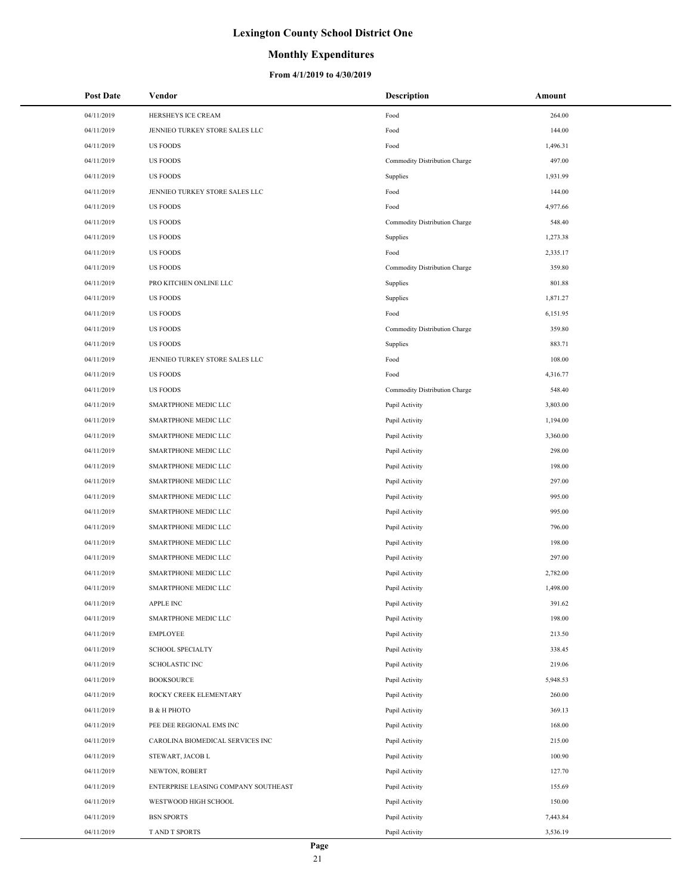# Lexington County School District One

## Monthly Expenditures

### From 4/1/2019 to 4/30/2019

| Post Date | Vendor | Description | Amount |
|---|---|---|---|
| 04/11/2019 | HERSHEYS ICE CREAM | Food | 264.00 |
| 04/11/2019 | JENNIEO TURKEY STORE SALES LLC | Food | 144.00 |
| 04/11/2019 | US FOODS | Food | 1,496.31 |
| 04/11/2019 | US FOODS | Commodity Distribution Charge | 497.00 |
| 04/11/2019 | US FOODS | Supplies | 1,931.99 |
| 04/11/2019 | JENNIEO TURKEY STORE SALES LLC | Food | 144.00 |
| 04/11/2019 | US FOODS | Food | 4,977.66 |
| 04/11/2019 | US FOODS | Commodity Distribution Charge | 548.40 |
| 04/11/2019 | US FOODS | Supplies | 1,273.38 |
| 04/11/2019 | US FOODS | Food | 2,335.17 |
| 04/11/2019 | US FOODS | Commodity Distribution Charge | 359.80 |
| 04/11/2019 | PRO KITCHEN ONLINE LLC | Supplies | 801.88 |
| 04/11/2019 | US FOODS | Supplies | 1,871.27 |
| 04/11/2019 | US FOODS | Food | 6,151.95 |
| 04/11/2019 | US FOODS | Commodity Distribution Charge | 359.80 |
| 04/11/2019 | US FOODS | Supplies | 883.71 |
| 04/11/2019 | JENNIEO TURKEY STORE SALES LLC | Food | 108.00 |
| 04/11/2019 | US FOODS | Food | 4,316.77 |
| 04/11/2019 | US FOODS | Commodity Distribution Charge | 548.40 |
| 04/11/2019 | SMARTPHONE MEDIC LLC | Pupil Activity | 3,803.00 |
| 04/11/2019 | SMARTPHONE MEDIC LLC | Pupil Activity | 1,194.00 |
| 04/11/2019 | SMARTPHONE MEDIC LLC | Pupil Activity | 3,360.00 |
| 04/11/2019 | SMARTPHONE MEDIC LLC | Pupil Activity | 298.00 |
| 04/11/2019 | SMARTPHONE MEDIC LLC | Pupil Activity | 198.00 |
| 04/11/2019 | SMARTPHONE MEDIC LLC | Pupil Activity | 297.00 |
| 04/11/2019 | SMARTPHONE MEDIC LLC | Pupil Activity | 995.00 |
| 04/11/2019 | SMARTPHONE MEDIC LLC | Pupil Activity | 995.00 |
| 04/11/2019 | SMARTPHONE MEDIC LLC | Pupil Activity | 796.00 |
| 04/11/2019 | SMARTPHONE MEDIC LLC | Pupil Activity | 198.00 |
| 04/11/2019 | SMARTPHONE MEDIC LLC | Pupil Activity | 297.00 |
| 04/11/2019 | SMARTPHONE MEDIC LLC | Pupil Activity | 2,782.00 |
| 04/11/2019 | SMARTPHONE MEDIC LLC | Pupil Activity | 1,498.00 |
| 04/11/2019 | APPLE INC | Pupil Activity | 391.62 |
| 04/11/2019 | SMARTPHONE MEDIC LLC | Pupil Activity | 198.00 |
| 04/11/2019 | EMPLOYEE | Pupil Activity | 213.50 |
| 04/11/2019 | SCHOOL SPECIALTY | Pupil Activity | 338.45 |
| 04/11/2019 | SCHOLASTIC INC | Pupil Activity | 219.06 |
| 04/11/2019 | BOOKSOURCE | Pupil Activity | 5,948.53 |
| 04/11/2019 | ROCKY CREEK ELEMENTARY | Pupil Activity | 260.00 |
| 04/11/2019 | B & H PHOTO | Pupil Activity | 369.13 |
| 04/11/2019 | PEE DEE REGIONAL EMS INC | Pupil Activity | 168.00 |
| 04/11/2019 | CAROLINA BIOMEDICAL SERVICES INC | Pupil Activity | 215.00 |
| 04/11/2019 | STEWART, JACOB L | Pupil Activity | 100.90 |
| 04/11/2019 | NEWTON, ROBERT | Pupil Activity | 127.70 |
| 04/11/2019 | ENTERPRISE LEASING COMPANY SOUTHEAST | Pupil Activity | 155.69 |
| 04/11/2019 | WESTWOOD HIGH SCHOOL | Pupil Activity | 150.00 |
| 04/11/2019 | BSN SPORTS | Pupil Activity | 7,443.84 |
| 04/11/2019 | T AND T SPORTS | Pupil Activity | 3,536.19 |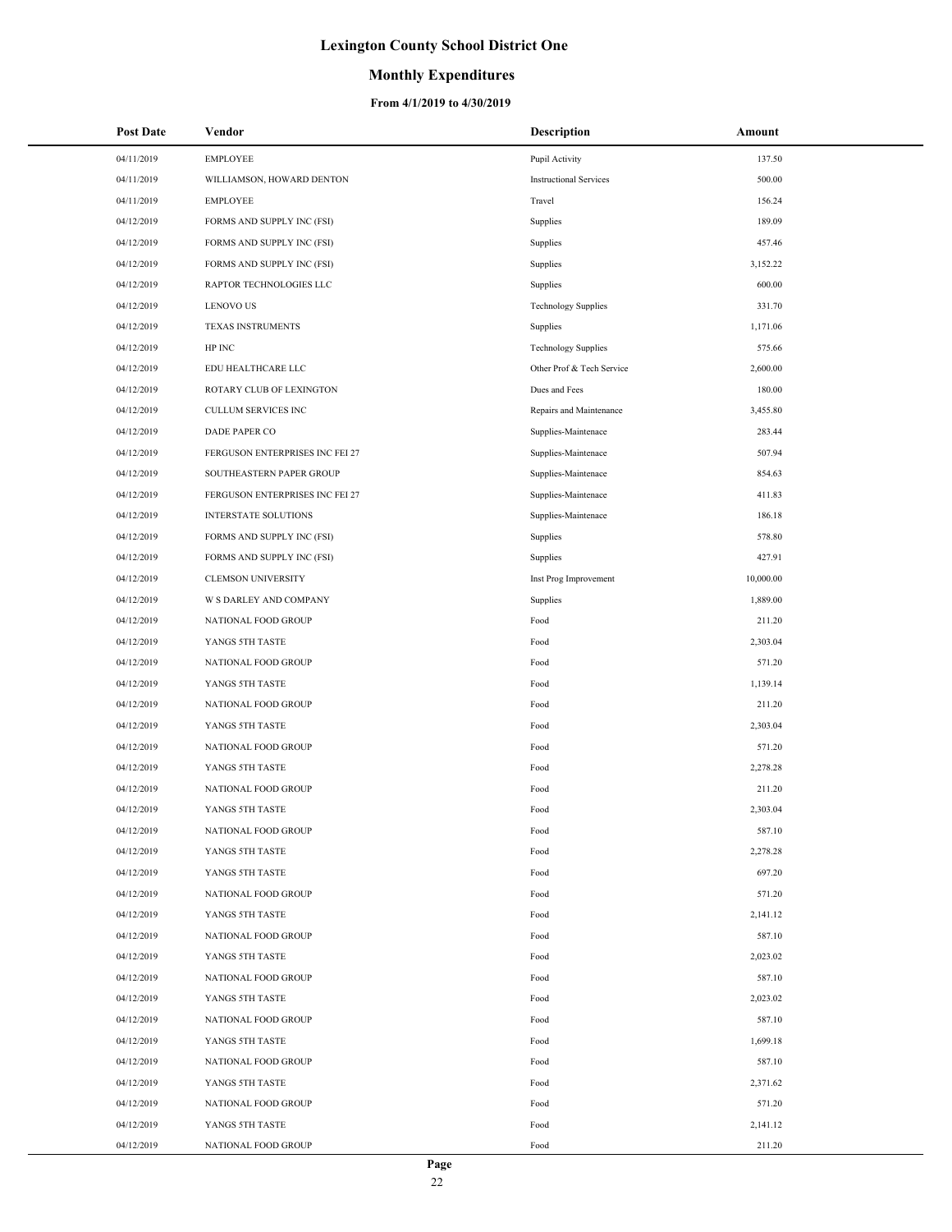# Lexington County School District One

## Monthly Expenditures

### From 4/1/2019 to 4/30/2019

| Post Date | Vendor | Description | Amount |
|---|---|---|---|
| 04/11/2019 | EMPLOYEE | Pupil Activity | 137.50 |
| 04/11/2019 | WILLIAMSON, HOWARD DENTON | Instructional Services | 500.00 |
| 04/11/2019 | EMPLOYEE | Travel | 156.24 |
| 04/12/2019 | FORMS AND SUPPLY INC (FSI) | Supplies | 189.09 |
| 04/12/2019 | FORMS AND SUPPLY INC (FSI) | Supplies | 457.46 |
| 04/12/2019 | FORMS AND SUPPLY INC (FSI) | Supplies | 3,152.22 |
| 04/12/2019 | RAPTOR TECHNOLOGIES LLC | Supplies | 600.00 |
| 04/12/2019 | LENOVO US | Technology Supplies | 331.70 |
| 04/12/2019 | TEXAS INSTRUMENTS | Supplies | 1,171.06 |
| 04/12/2019 | HP INC | Technology Supplies | 575.66 |
| 04/12/2019 | EDU HEALTHCARE LLC | Other Prof & Tech Service | 2,600.00 |
| 04/12/2019 | ROTARY CLUB OF LEXINGTON | Dues and Fees | 180.00 |
| 04/12/2019 | CULLUM SERVICES INC | Repairs and Maintenance | 3,455.80 |
| 04/12/2019 | DADE PAPER CO | Supplies-Maintenace | 283.44 |
| 04/12/2019 | FERGUSON ENTERPRISES INC FEI 27 | Supplies-Maintenace | 507.94 |
| 04/12/2019 | SOUTHEASTERN PAPER GROUP | Supplies-Maintenace | 854.63 |
| 04/12/2019 | FERGUSON ENTERPRISES INC FEI 27 | Supplies-Maintenace | 411.83 |
| 04/12/2019 | INTERSTATE SOLUTIONS | Supplies-Maintenace | 186.18 |
| 04/12/2019 | FORMS AND SUPPLY INC (FSI) | Supplies | 578.80 |
| 04/12/2019 | FORMS AND SUPPLY INC (FSI) | Supplies | 427.91 |
| 04/12/2019 | CLEMSON UNIVERSITY | Inst Prog Improvement | 10,000.00 |
| 04/12/2019 | W S DARLEY AND COMPANY | Supplies | 1,889.00 |
| 04/12/2019 | NATIONAL FOOD GROUP | Food | 211.20 |
| 04/12/2019 | YANGS 5TH TASTE | Food | 2,303.04 |
| 04/12/2019 | NATIONAL FOOD GROUP | Food | 571.20 |
| 04/12/2019 | YANGS 5TH TASTE | Food | 1,139.14 |
| 04/12/2019 | NATIONAL FOOD GROUP | Food | 211.20 |
| 04/12/2019 | YANGS 5TH TASTE | Food | 2,303.04 |
| 04/12/2019 | NATIONAL FOOD GROUP | Food | 571.20 |
| 04/12/2019 | YANGS 5TH TASTE | Food | 2,278.28 |
| 04/12/2019 | NATIONAL FOOD GROUP | Food | 211.20 |
| 04/12/2019 | YANGS 5TH TASTE | Food | 2,303.04 |
| 04/12/2019 | NATIONAL FOOD GROUP | Food | 587.10 |
| 04/12/2019 | YANGS 5TH TASTE | Food | 2,278.28 |
| 04/12/2019 | YANGS 5TH TASTE | Food | 697.20 |
| 04/12/2019 | NATIONAL FOOD GROUP | Food | 571.20 |
| 04/12/2019 | YANGS 5TH TASTE | Food | 2,141.12 |
| 04/12/2019 | NATIONAL FOOD GROUP | Food | 587.10 |
| 04/12/2019 | YANGS 5TH TASTE | Food | 2,023.02 |
| 04/12/2019 | NATIONAL FOOD GROUP | Food | 587.10 |
| 04/12/2019 | YANGS 5TH TASTE | Food | 2,023.02 |
| 04/12/2019 | NATIONAL FOOD GROUP | Food | 587.10 |
| 04/12/2019 | YANGS 5TH TASTE | Food | 1,699.18 |
| 04/12/2019 | NATIONAL FOOD GROUP | Food | 587.10 |
| 04/12/2019 | YANGS 5TH TASTE | Food | 2,371.62 |
| 04/12/2019 | NATIONAL FOOD GROUP | Food | 571.20 |
| 04/12/2019 | YANGS 5TH TASTE | Food | 2,141.12 |
| 04/12/2019 | NATIONAL FOOD GROUP | Food | 211.20 |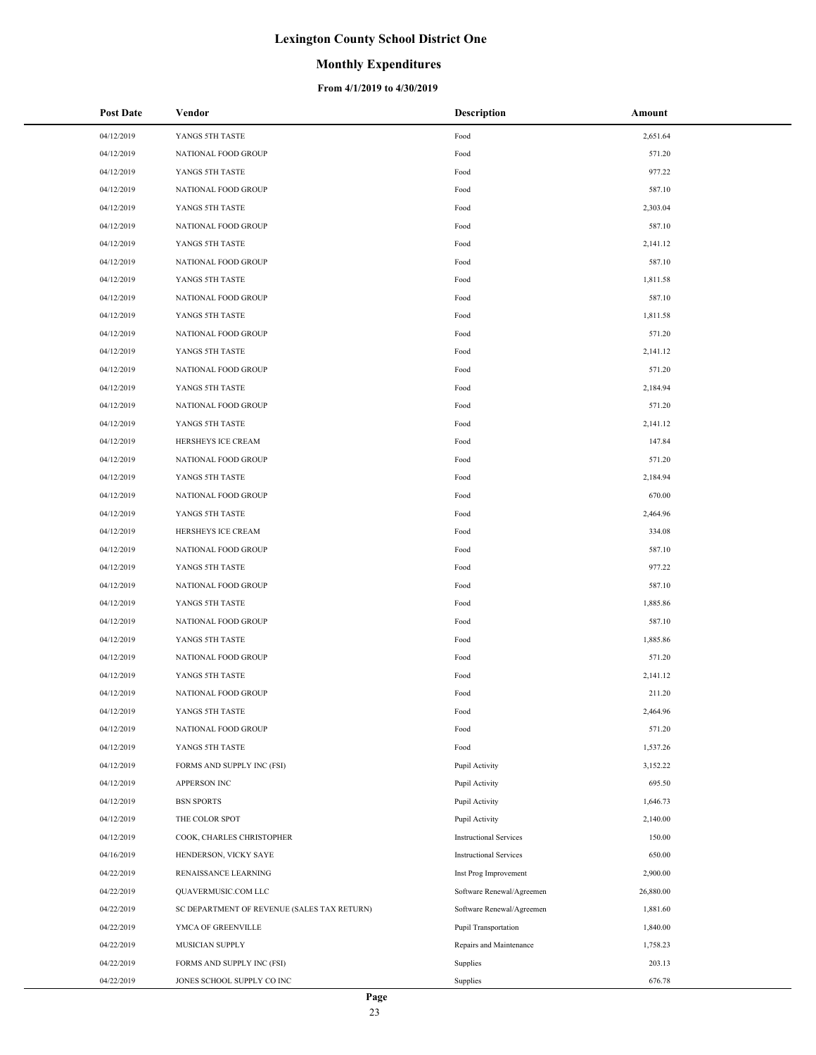# Lexington County School District One

## Monthly Expenditures

### From 4/1/2019 to 4/30/2019

| Post Date | Vendor | Description | Amount |
|---|---|---|---|
| 04/12/2019 | YANGS 5TH TASTE | Food | 2,651.64 |
| 04/12/2019 | NATIONAL FOOD GROUP | Food | 571.20 |
| 04/12/2019 | YANGS 5TH TASTE | Food | 977.22 |
| 04/12/2019 | NATIONAL FOOD GROUP | Food | 587.10 |
| 04/12/2019 | YANGS 5TH TASTE | Food | 2,303.04 |
| 04/12/2019 | NATIONAL FOOD GROUP | Food | 587.10 |
| 04/12/2019 | YANGS 5TH TASTE | Food | 2,141.12 |
| 04/12/2019 | NATIONAL FOOD GROUP | Food | 587.10 |
| 04/12/2019 | YANGS 5TH TASTE | Food | 1,811.58 |
| 04/12/2019 | NATIONAL FOOD GROUP | Food | 587.10 |
| 04/12/2019 | YANGS 5TH TASTE | Food | 1,811.58 |
| 04/12/2019 | NATIONAL FOOD GROUP | Food | 571.20 |
| 04/12/2019 | YANGS 5TH TASTE | Food | 2,141.12 |
| 04/12/2019 | NATIONAL FOOD GROUP | Food | 571.20 |
| 04/12/2019 | YANGS 5TH TASTE | Food | 2,184.94 |
| 04/12/2019 | NATIONAL FOOD GROUP | Food | 571.20 |
| 04/12/2019 | YANGS 5TH TASTE | Food | 2,141.12 |
| 04/12/2019 | HERSHEYS ICE CREAM | Food | 147.84 |
| 04/12/2019 | NATIONAL FOOD GROUP | Food | 571.20 |
| 04/12/2019 | YANGS 5TH TASTE | Food | 2,184.94 |
| 04/12/2019 | NATIONAL FOOD GROUP | Food | 670.00 |
| 04/12/2019 | YANGS 5TH TASTE | Food | 2,464.96 |
| 04/12/2019 | HERSHEYS ICE CREAM | Food | 334.08 |
| 04/12/2019 | NATIONAL FOOD GROUP | Food | 587.10 |
| 04/12/2019 | YANGS 5TH TASTE | Food | 977.22 |
| 04/12/2019 | NATIONAL FOOD GROUP | Food | 587.10 |
| 04/12/2019 | YANGS 5TH TASTE | Food | 1,885.86 |
| 04/12/2019 | NATIONAL FOOD GROUP | Food | 587.10 |
| 04/12/2019 | YANGS 5TH TASTE | Food | 1,885.86 |
| 04/12/2019 | NATIONAL FOOD GROUP | Food | 571.20 |
| 04/12/2019 | YANGS 5TH TASTE | Food | 2,141.12 |
| 04/12/2019 | NATIONAL FOOD GROUP | Food | 211.20 |
| 04/12/2019 | YANGS 5TH TASTE | Food | 2,464.96 |
| 04/12/2019 | NATIONAL FOOD GROUP | Food | 571.20 |
| 04/12/2019 | YANGS 5TH TASTE | Food | 1,537.26 |
| 04/12/2019 | FORMS AND SUPPLY INC (FSI) | Pupil Activity | 3,152.22 |
| 04/12/2019 | APPERSON INC | Pupil Activity | 695.50 |
| 04/12/2019 | BSN SPORTS | Pupil Activity | 1,646.73 |
| 04/12/2019 | THE COLOR SPOT | Pupil Activity | 2,140.00 |
| 04/12/2019 | COOK, CHARLES CHRISTOPHER | Instructional Services | 150.00 |
| 04/16/2019 | HENDERSON, VICKY SAYE | Instructional Services | 650.00 |
| 04/22/2019 | RENAISSANCE LEARNING | Inst Prog Improvement | 2,900.00 |
| 04/22/2019 | QUAVERMUSIC.COM LLC | Software Renewal/Agreemen | 26,880.00 |
| 04/22/2019 | SC DEPARTMENT OF REVENUE (SALES TAX RETURN) | Software Renewal/Agreemen | 1,881.60 |
| 04/22/2019 | YMCA OF GREENVILLE | Pupil Transportation | 1,840.00 |
| 04/22/2019 | MUSICIAN SUPPLY | Repairs and Maintenance | 1,758.23 |
| 04/22/2019 | FORMS AND SUPPLY INC (FSI) | Supplies | 203.13 |
| 04/22/2019 | JONES SCHOOL SUPPLY CO INC | Supplies | 676.78 |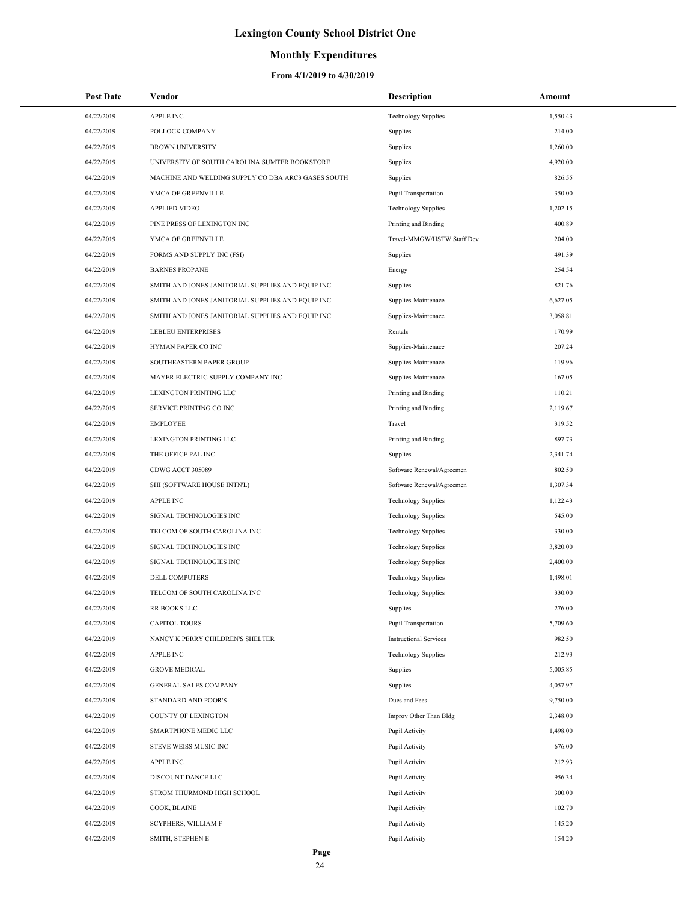# Lexington County School District One

## Monthly Expenditures

### From 4/1/2019 to 4/30/2019

| Post Date | Vendor | Description | Amount |
|---|---|---|---|
| 04/22/2019 | APPLE INC | Technology Supplies | 1,550.43 |
| 04/22/2019 | POLLOCK COMPANY | Supplies | 214.00 |
| 04/22/2019 | BROWN UNIVERSITY | Supplies | 1,260.00 |
| 04/22/2019 | UNIVERSITY OF SOUTH CAROLINA SUMTER BOOKSTORE | Supplies | 4,920.00 |
| 04/22/2019 | MACHINE AND WELDING SUPPLY CO DBA ARC3 GASES SOUTH | Supplies | 826.55 |
| 04/22/2019 | YMCA OF GREENVILLE | Pupil Transportation | 350.00 |
| 04/22/2019 | APPLIED VIDEO | Technology Supplies | 1,202.15 |
| 04/22/2019 | PINE PRESS OF LEXINGTON INC | Printing and Binding | 400.89 |
| 04/22/2019 | YMCA OF GREENVILLE | Travel-MMGW/HSTW Staff Dev | 204.00 |
| 04/22/2019 | FORMS AND SUPPLY INC (FSI) | Supplies | 491.39 |
| 04/22/2019 | BARNES PROPANE | Energy | 254.54 |
| 04/22/2019 | SMITH AND JONES JANITORIAL SUPPLIES AND EQUIP INC | Supplies | 821.76 |
| 04/22/2019 | SMITH AND JONES JANITORIAL SUPPLIES AND EQUIP INC | Supplies-Maintenace | 6,627.05 |
| 04/22/2019 | SMITH AND JONES JANITORIAL SUPPLIES AND EQUIP INC | Supplies-Maintenace | 3,058.81 |
| 04/22/2019 | LEBLEU ENTERPRISES | Rentals | 170.99 |
| 04/22/2019 | HYMAN PAPER CO INC | Supplies-Maintenace | 207.24 |
| 04/22/2019 | SOUTHEASTERN PAPER GROUP | Supplies-Maintenace | 119.96 |
| 04/22/2019 | MAYER ELECTRIC SUPPLY COMPANY INC | Supplies-Maintenace | 167.05 |
| 04/22/2019 | LEXINGTON PRINTING LLC | Printing and Binding | 110.21 |
| 04/22/2019 | SERVICE PRINTING CO INC | Printing and Binding | 2,119.67 |
| 04/22/2019 | EMPLOYEE | Travel | 319.52 |
| 04/22/2019 | LEXINGTON PRINTING LLC | Printing and Binding | 897.73 |
| 04/22/2019 | THE OFFICE PAL INC | Supplies | 2,341.74 |
| 04/22/2019 | CDWG ACCT 305089 | Software Renewal/Agreemen | 802.50 |
| 04/22/2019 | SHI (SOFTWARE HOUSE INTN'L) | Software Renewal/Agreemen | 1,307.34 |
| 04/22/2019 | APPLE INC | Technology Supplies | 1,122.43 |
| 04/22/2019 | SIGNAL TECHNOLOGIES INC | Technology Supplies | 545.00 |
| 04/22/2019 | TELCOM OF SOUTH CAROLINA INC | Technology Supplies | 330.00 |
| 04/22/2019 | SIGNAL TECHNOLOGIES INC | Technology Supplies | 3,820.00 |
| 04/22/2019 | SIGNAL TECHNOLOGIES INC | Technology Supplies | 2,400.00 |
| 04/22/2019 | DELL COMPUTERS | Technology Supplies | 1,498.01 |
| 04/22/2019 | TELCOM OF SOUTH CAROLINA INC | Technology Supplies | 330.00 |
| 04/22/2019 | RR BOOKS LLC | Supplies | 276.00 |
| 04/22/2019 | CAPITOL TOURS | Pupil Transportation | 5,709.60 |
| 04/22/2019 | NANCY K PERRY CHILDREN'S SHELTER | Instructional Services | 982.50 |
| 04/22/2019 | APPLE INC | Technology Supplies | 212.93 |
| 04/22/2019 | GROVE MEDICAL | Supplies | 5,005.85 |
| 04/22/2019 | GENERAL SALES COMPANY | Supplies | 4,057.97 |
| 04/22/2019 | STANDARD AND POOR'S | Dues and Fees | 9,750.00 |
| 04/22/2019 | COUNTY OF LEXINGTON | Improv Other Than Bldg | 2,348.00 |
| 04/22/2019 | SMARTPHONE MEDIC LLC | Pupil Activity | 1,498.00 |
| 04/22/2019 | STEVE WEISS MUSIC INC | Pupil Activity | 676.00 |
| 04/22/2019 | APPLE INC | Pupil Activity | 212.93 |
| 04/22/2019 | DISCOUNT DANCE LLC | Pupil Activity | 956.34 |
| 04/22/2019 | STROM THURMOND HIGH SCHOOL | Pupil Activity | 300.00 |
| 04/22/2019 | COOK, BLAINE | Pupil Activity | 102.70 |
| 04/22/2019 | SCYPHERS, WILLIAM F | Pupil Activity | 145.20 |
| 04/22/2019 | SMITH, STEPHEN E | Pupil Activity | 154.20 |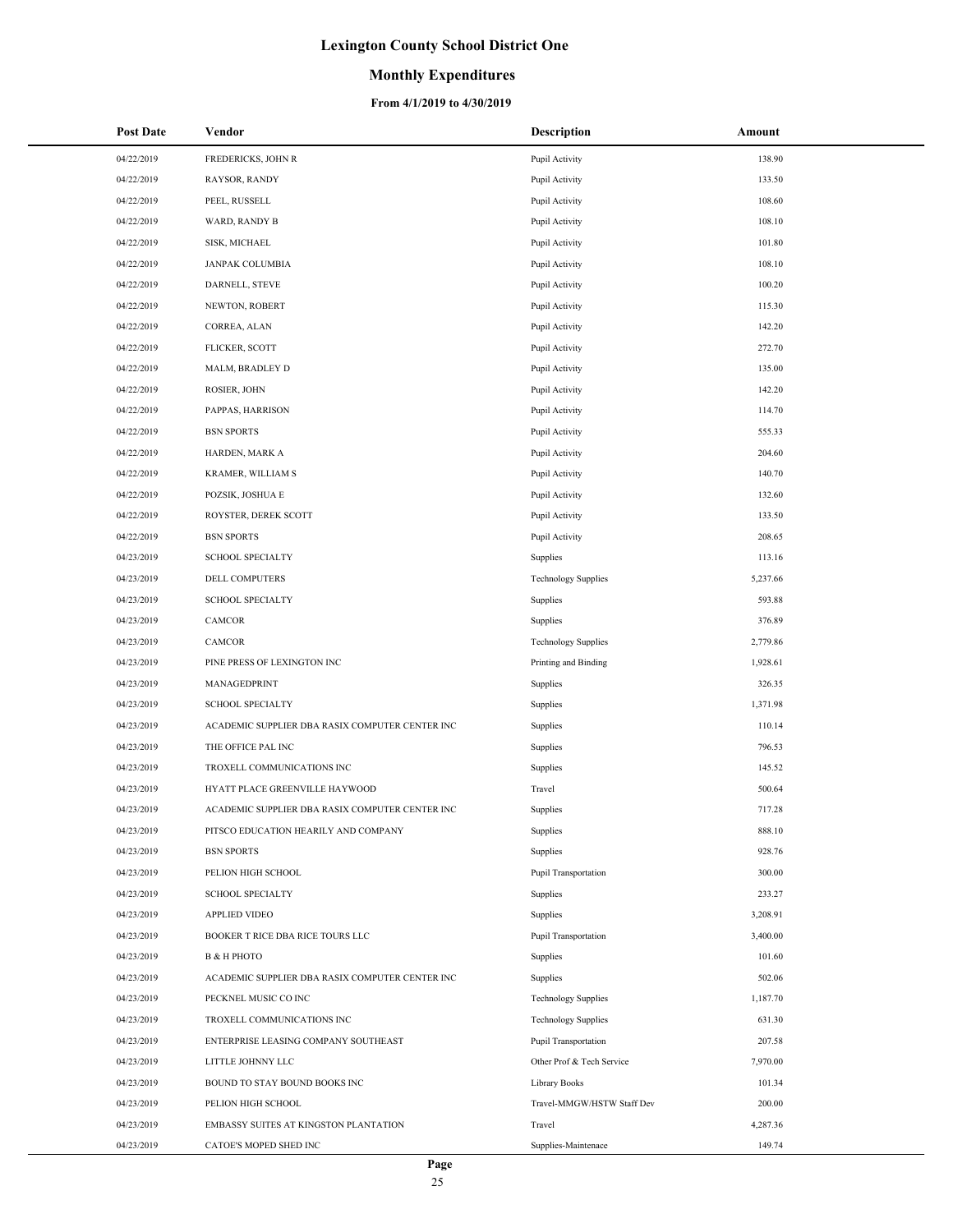# Lexington County School District One

## Monthly Expenditures

### From 4/1/2019 to 4/30/2019

| Post Date | Vendor | Description | Amount |
|---|---|---|---|
| 04/22/2019 | FREDERICKS, JOHN R | Pupil Activity | 138.90 |
| 04/22/2019 | RAYSOR, RANDY | Pupil Activity | 133.50 |
| 04/22/2019 | PEEL, RUSSELL | Pupil Activity | 108.60 |
| 04/22/2019 | WARD, RANDY B | Pupil Activity | 108.10 |
| 04/22/2019 | SISK, MICHAEL | Pupil Activity | 101.80 |
| 04/22/2019 | JANPAK COLUMBIA | Pupil Activity | 108.10 |
| 04/22/2019 | DARNELL, STEVE | Pupil Activity | 100.20 |
| 04/22/2019 | NEWTON, ROBERT | Pupil Activity | 115.30 |
| 04/22/2019 | CORREA, ALAN | Pupil Activity | 142.20 |
| 04/22/2019 | FLICKER, SCOTT | Pupil Activity | 272.70 |
| 04/22/2019 | MALM, BRADLEY D | Pupil Activity | 135.00 |
| 04/22/2019 | ROSIER, JOHN | Pupil Activity | 142.20 |
| 04/22/2019 | PAPPAS, HARRISON | Pupil Activity | 114.70 |
| 04/22/2019 | BSN SPORTS | Pupil Activity | 555.33 |
| 04/22/2019 | HARDEN, MARK A | Pupil Activity | 204.60 |
| 04/22/2019 | KRAMER, WILLIAM S | Pupil Activity | 140.70 |
| 04/22/2019 | POZSIK, JOSHUA E | Pupil Activity | 132.60 |
| 04/22/2019 | ROYSTER, DEREK SCOTT | Pupil Activity | 133.50 |
| 04/22/2019 | BSN SPORTS | Pupil Activity | 208.65 |
| 04/23/2019 | SCHOOL SPECIALTY | Supplies | 113.16 |
| 04/23/2019 | DELL COMPUTERS | Technology Supplies | 5,237.66 |
| 04/23/2019 | SCHOOL SPECIALTY | Supplies | 593.88 |
| 04/23/2019 | CAMCOR | Supplies | 376.89 |
| 04/23/2019 | CAMCOR | Technology Supplies | 2,779.86 |
| 04/23/2019 | PINE PRESS OF LEXINGTON INC | Printing and Binding | 1,928.61 |
| 04/23/2019 | MANAGEDPRINT | Supplies | 326.35 |
| 04/23/2019 | SCHOOL SPECIALTY | Supplies | 1,371.98 |
| 04/23/2019 | ACADEMIC SUPPLIER DBA RASIX COMPUTER CENTER INC | Supplies | 110.14 |
| 04/23/2019 | THE OFFICE PAL INC | Supplies | 796.53 |
| 04/23/2019 | TROXELL COMMUNICATIONS INC | Supplies | 145.52 |
| 04/23/2019 | HYATT PLACE GREENVILLE HAYWOOD | Travel | 500.64 |
| 04/23/2019 | ACADEMIC SUPPLIER DBA RASIX COMPUTER CENTER INC | Supplies | 717.28 |
| 04/23/2019 | PITSCO EDUCATION HEARILY AND COMPANY | Supplies | 888.10 |
| 04/23/2019 | BSN SPORTS | Supplies | 928.76 |
| 04/23/2019 | PELION HIGH SCHOOL | Pupil Transportation | 300.00 |
| 04/23/2019 | SCHOOL SPECIALTY | Supplies | 233.27 |
| 04/23/2019 | APPLIED VIDEO | Supplies | 3,208.91 |
| 04/23/2019 | BOOKER T RICE DBA RICE TOURS LLC | Pupil Transportation | 3,400.00 |
| 04/23/2019 | B & H PHOTO | Supplies | 101.60 |
| 04/23/2019 | ACADEMIC SUPPLIER DBA RASIX COMPUTER CENTER INC | Supplies | 502.06 |
| 04/23/2019 | PECKNEL MUSIC CO INC | Technology Supplies | 1,187.70 |
| 04/23/2019 | TROXELL COMMUNICATIONS INC | Technology Supplies | 631.30 |
| 04/23/2019 | ENTERPRISE LEASING COMPANY SOUTHEAST | Pupil Transportation | 207.58 |
| 04/23/2019 | LITTLE JOHNNY LLC | Other Prof & Tech Service | 7,970.00 |
| 04/23/2019 | BOUND TO STAY BOUND BOOKS INC | Library Books | 101.34 |
| 04/23/2019 | PELION HIGH SCHOOL | Travel-MMGW/HSTW Staff Dev | 200.00 |
| 04/23/2019 | EMBASSY SUITES AT KINGSTON PLANTATION | Travel | 4,287.36 |
| 04/23/2019 | CATOE'S MOPED SHED INC | Supplies-Maintenace | 149.74 |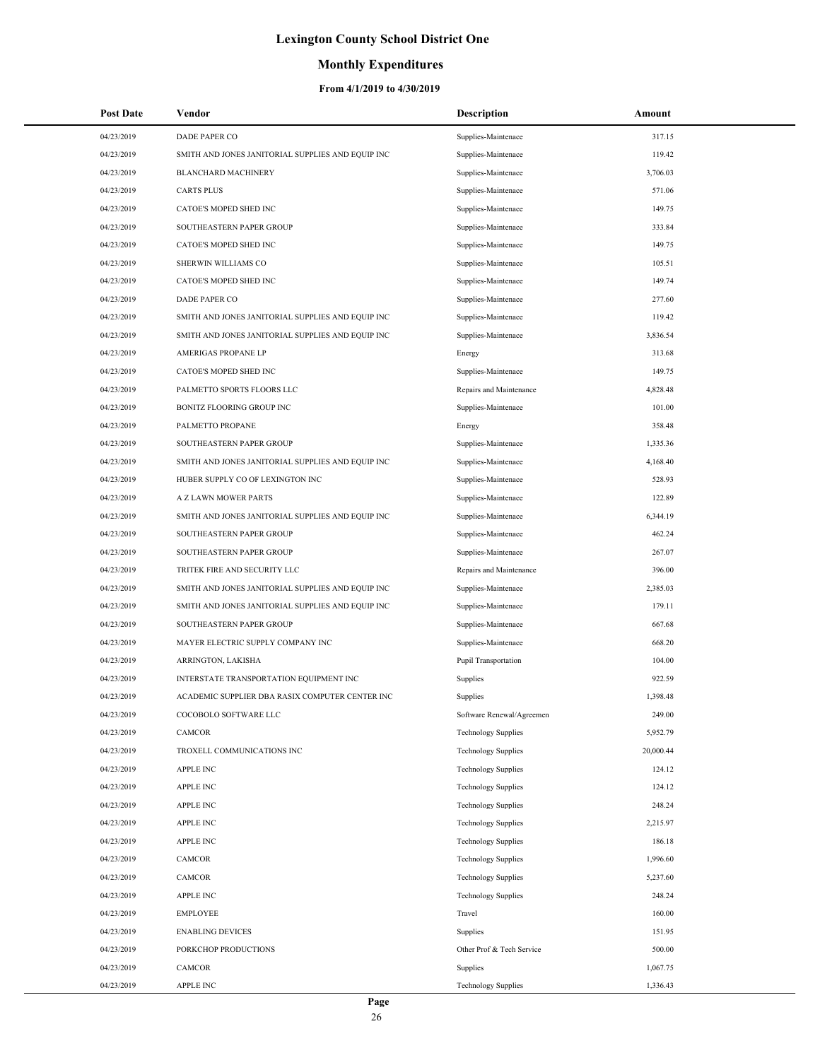# Lexington County School District One

## Monthly Expenditures

### From 4/1/2019 to 4/30/2019

| Post Date | Vendor | Description | Amount |
|---|---|---|---|
| 04/23/2019 | DADE PAPER CO | Supplies-Maintenace | 317.15 |
| 04/23/2019 | SMITH AND JONES JANITORIAL SUPPLIES AND EQUIP INC | Supplies-Maintenace | 119.42 |
| 04/23/2019 | BLANCHARD MACHINERY | Supplies-Maintenace | 3,706.03 |
| 04/23/2019 | CARTS PLUS | Supplies-Maintenace | 571.06 |
| 04/23/2019 | CATOE'S MOPED SHED INC | Supplies-Maintenace | 149.75 |
| 04/23/2019 | SOUTHEASTERN PAPER GROUP | Supplies-Maintenace | 333.84 |
| 04/23/2019 | CATOE'S MOPED SHED INC | Supplies-Maintenace | 149.75 |
| 04/23/2019 | SHERWIN WILLIAMS CO | Supplies-Maintenace | 105.51 |
| 04/23/2019 | CATOE'S MOPED SHED INC | Supplies-Maintenace | 149.74 |
| 04/23/2019 | DADE PAPER CO | Supplies-Maintenace | 277.60 |
| 04/23/2019 | SMITH AND JONES JANITORIAL SUPPLIES AND EQUIP INC | Supplies-Maintenace | 119.42 |
| 04/23/2019 | SMITH AND JONES JANITORIAL SUPPLIES AND EQUIP INC | Supplies-Maintenace | 3,836.54 |
| 04/23/2019 | AMERIGAS PROPANE LP | Energy | 313.68 |
| 04/23/2019 | CATOE'S MOPED SHED INC | Supplies-Maintenace | 149.75 |
| 04/23/2019 | PALMETTO SPORTS FLOORS LLC | Repairs and Maintenance | 4,828.48 |
| 04/23/2019 | BONITZ FLOORING GROUP INC | Supplies-Maintenace | 101.00 |
| 04/23/2019 | PALMETTO PROPANE | Energy | 358.48 |
| 04/23/2019 | SOUTHEASTERN PAPER GROUP | Supplies-Maintenace | 1,335.36 |
| 04/23/2019 | SMITH AND JONES JANITORIAL SUPPLIES AND EQUIP INC | Supplies-Maintenace | 4,168.40 |
| 04/23/2019 | HUBER SUPPLY CO OF LEXINGTON INC | Supplies-Maintenace | 528.93 |
| 04/23/2019 | A Z LAWN MOWER PARTS | Supplies-Maintenace | 122.89 |
| 04/23/2019 | SMITH AND JONES JANITORIAL SUPPLIES AND EQUIP INC | Supplies-Maintenace | 6,344.19 |
| 04/23/2019 | SOUTHEASTERN PAPER GROUP | Supplies-Maintenace | 462.24 |
| 04/23/2019 | SOUTHEASTERN PAPER GROUP | Supplies-Maintenace | 267.07 |
| 04/23/2019 | TRITEK FIRE AND SECURITY LLC | Repairs and Maintenance | 396.00 |
| 04/23/2019 | SMITH AND JONES JANITORIAL SUPPLIES AND EQUIP INC | Supplies-Maintenace | 2,385.03 |
| 04/23/2019 | SMITH AND JONES JANITORIAL SUPPLIES AND EQUIP INC | Supplies-Maintenace | 179.11 |
| 04/23/2019 | SOUTHEASTERN PAPER GROUP | Supplies-Maintenace | 667.68 |
| 04/23/2019 | MAYER ELECTRIC SUPPLY COMPANY INC | Supplies-Maintenace | 668.20 |
| 04/23/2019 | ARRINGTON, LAKISHA | Pupil Transportation | 104.00 |
| 04/23/2019 | INTERSTATE TRANSPORTATION EQUIPMENT INC | Supplies | 922.59 |
| 04/23/2019 | ACADEMIC SUPPLIER DBA RASIX COMPUTER CENTER INC | Supplies | 1,398.48 |
| 04/23/2019 | COCOBOLO SOFTWARE LLC | Software Renewal/Agreemen | 249.00 |
| 04/23/2019 | CAMCOR | Technology Supplies | 5,952.79 |
| 04/23/2019 | TROXELL COMMUNICATIONS INC | Technology Supplies | 20,000.44 |
| 04/23/2019 | APPLE INC | Technology Supplies | 124.12 |
| 04/23/2019 | APPLE INC | Technology Supplies | 124.12 |
| 04/23/2019 | APPLE INC | Technology Supplies | 248.24 |
| 04/23/2019 | APPLE INC | Technology Supplies | 2,215.97 |
| 04/23/2019 | APPLE INC | Technology Supplies | 186.18 |
| 04/23/2019 | CAMCOR | Technology Supplies | 1,996.60 |
| 04/23/2019 | CAMCOR | Technology Supplies | 5,237.60 |
| 04/23/2019 | APPLE INC | Technology Supplies | 248.24 |
| 04/23/2019 | EMPLOYEE | Travel | 160.00 |
| 04/23/2019 | ENABLING DEVICES | Supplies | 151.95 |
| 04/23/2019 | PORKCHOP PRODUCTIONS | Other Prof & Tech Service | 500.00 |
| 04/23/2019 | CAMCOR | Supplies | 1,067.75 |
| 04/23/2019 | APPLE INC | Technology Supplies | 1,336.43 |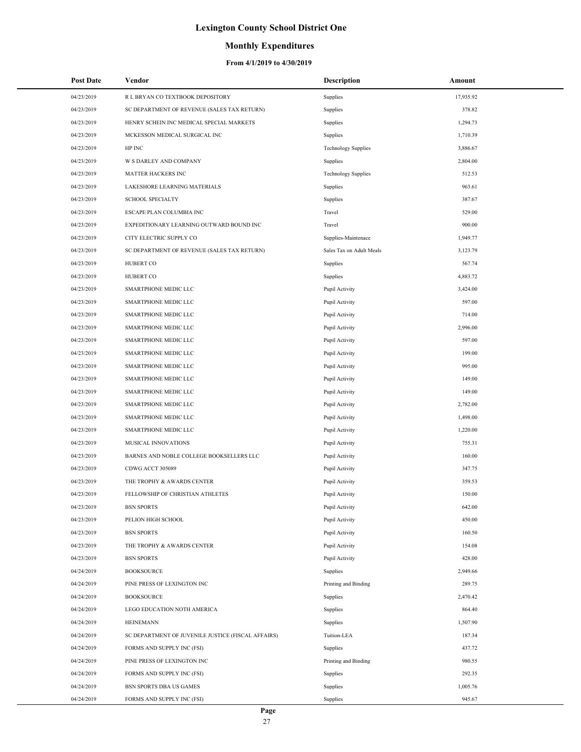# Lexington County School District One

## Monthly Expenditures

### From 4/1/2019 to 4/30/2019

| Post Date | Vendor | Description | Amount |
|---|---|---|---|
| 04/23/2019 | R L BRYAN CO TEXTBOOK DEPOSITORY | Supplies | 17,935.92 |
| 04/23/2019 | SC DEPARTMENT OF REVENUE (SALES TAX RETURN) | Supplies | 378.82 |
| 04/23/2019 | HENRY SCHEIN INC MEDICAL SPECIAL MARKETS | Supplies | 1,294.73 |
| 04/23/2019 | MCKESSON MEDICAL SURGICAL INC | Supplies | 1,710.39 |
| 04/23/2019 | HP INC | Technology Supplies | 3,886.67 |
| 04/23/2019 | W S DARLEY AND COMPANY | Supplies | 2,804.00 |
| 04/23/2019 | MATTER HACKERS INC | Technology Supplies | 512.53 |
| 04/23/2019 | LAKESHORE LEARNING MATERIALS | Supplies | 963.61 |
| 04/23/2019 | SCHOOL SPECIALTY | Supplies | 387.67 |
| 04/23/2019 | ESCAPE PLAN COLUMBIA INC | Travel | 529.00 |
| 04/23/2019 | EXPEDITIONARY LEARNING OUTWARD BOUND INC | Travel | 900.00 |
| 04/23/2019 | CITY ELECTRIC SUPPLY CO | Supplies-Maintenace | 1,949.77 |
| 04/23/2019 | SC DEPARTMENT OF REVENUE (SALES TAX RETURN) | Sales Tax on Adult Meals | 3,123.79 |
| 04/23/2019 | HUBERT CO | Supplies | 567.74 |
| 04/23/2019 | HUBERT CO | Supplies | 4,883.72 |
| 04/23/2019 | SMARTPHONE MEDIC LLC | Pupil Activity | 3,424.00 |
| 04/23/2019 | SMARTPHONE MEDIC LLC | Pupil Activity | 597.00 |
| 04/23/2019 | SMARTPHONE MEDIC LLC | Pupil Activity | 714.00 |
| 04/23/2019 | SMARTPHONE MEDIC LLC | Pupil Activity | 2,996.00 |
| 04/23/2019 | SMARTPHONE MEDIC LLC | Pupil Activity | 597.00 |
| 04/23/2019 | SMARTPHONE MEDIC LLC | Pupil Activity | 199.00 |
| 04/23/2019 | SMARTPHONE MEDIC LLC | Pupil Activity | 995.00 |
| 04/23/2019 | SMARTPHONE MEDIC LLC | Pupil Activity | 149.00 |
| 04/23/2019 | SMARTPHONE MEDIC LLC | Pupil Activity | 149.00 |
| 04/23/2019 | SMARTPHONE MEDIC LLC | Pupil Activity | 2,782.00 |
| 04/23/2019 | SMARTPHONE MEDIC LLC | Pupil Activity | 1,498.00 |
| 04/23/2019 | SMARTPHONE MEDIC LLC | Pupil Activity | 1,220.00 |
| 04/23/2019 | MUSICAL INNOVATIONS | Pupil Activity | 755.31 |
| 04/23/2019 | BARNES AND NOBLE COLLEGE BOOKSELLERS LLC | Pupil Activity | 160.00 |
| 04/23/2019 | CDWG ACCT 305089 | Pupil Activity | 347.75 |
| 04/23/2019 | THE TROPHY & AWARDS CENTER | Pupil Activity | 359.53 |
| 04/23/2019 | FELLOWSHIP OF CHRISTIAN ATHLETES | Pupil Activity | 150.00 |
| 04/23/2019 | BSN SPORTS | Pupil Activity | 642.00 |
| 04/23/2019 | PELION HIGH SCHOOL | Pupil Activity | 450.00 |
| 04/23/2019 | BSN SPORTS | Pupil Activity | 160.50 |
| 04/23/2019 | THE TROPHY & AWARDS CENTER | Pupil Activity | 154.08 |
| 04/23/2019 | BSN SPORTS | Pupil Activity | 428.00 |
| 04/24/2019 | BOOKSOURCE | Supplies | 2,949.66 |
| 04/24/2019 | PINE PRESS OF LEXINGTON INC | Printing and Binding | 289.75 |
| 04/24/2019 | BOOKSOURCE | Supplies | 2,470.42 |
| 04/24/2019 | LEGO EDUCATION NOTH AMERICA | Supplies | 864.40 |
| 04/24/2019 | HEINEMANN | Supplies | 1,507.90 |
| 04/24/2019 | SC DEPARTMENT OF JUVENILE JUSTICE (FISCAL AFFAIRS) | Tuition-LEA | 187.34 |
| 04/24/2019 | FORMS AND SUPPLY INC (FSI) | Supplies | 437.72 |
| 04/24/2019 | PINE PRESS OF LEXINGTON INC | Printing and Binding | 980.55 |
| 04/24/2019 | FORMS AND SUPPLY INC (FSI) | Supplies | 292.35 |
| 04/24/2019 | BSN SPORTS DBA US GAMES | Supplies | 1,005.76 |
| 04/24/2019 | FORMS AND SUPPLY INC (FSI) | Supplies | 945.67 |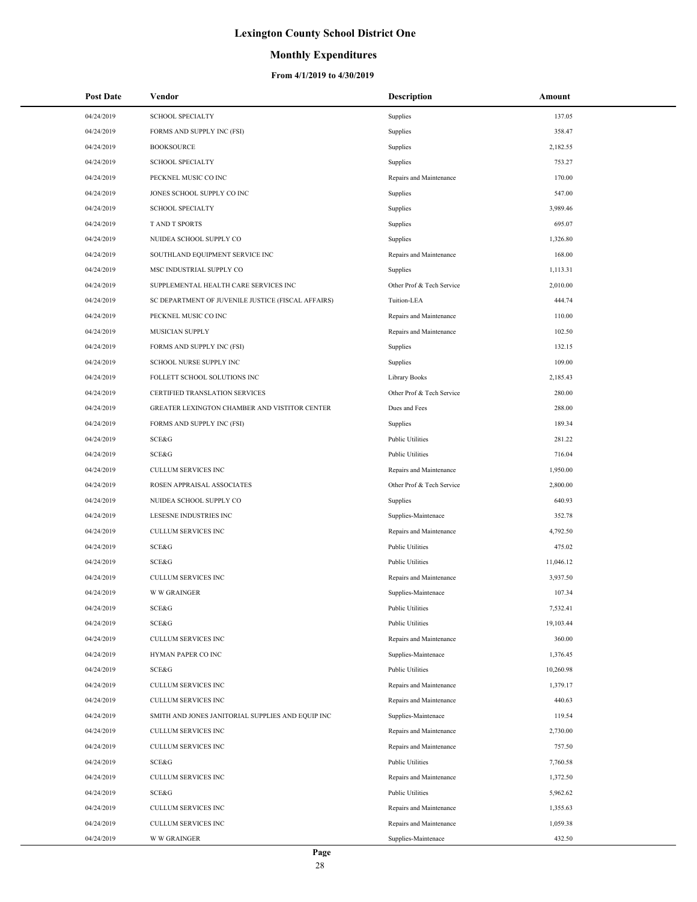# Lexington County School District One

## Monthly Expenditures

### From 4/1/2019 to 4/30/2019

| Post Date | Vendor | Description | Amount |
|---|---|---|---|
| 04/24/2019 | SCHOOL SPECIALTY | Supplies | 137.05 |
| 04/24/2019 | FORMS AND SUPPLY INC (FSI) | Supplies | 358.47 |
| 04/24/2019 | BOOKSOURCE | Supplies | 2,182.55 |
| 04/24/2019 | SCHOOL SPECIALTY | Supplies | 753.27 |
| 04/24/2019 | PECKNEL MUSIC CO INC | Repairs and Maintenance | 170.00 |
| 04/24/2019 | JONES SCHOOL SUPPLY CO INC | Supplies | 547.00 |
| 04/24/2019 | SCHOOL SPECIALTY | Supplies | 3,989.46 |
| 04/24/2019 | T AND T SPORTS | Supplies | 695.07 |
| 04/24/2019 | NUIDEA SCHOOL SUPPLY CO | Supplies | 1,326.80 |
| 04/24/2019 | SOUTHLAND EQUIPMENT SERVICE INC | Repairs and Maintenance | 168.00 |
| 04/24/2019 | MSC INDUSTRIAL SUPPLY CO | Supplies | 1,113.31 |
| 04/24/2019 | SUPPLEMENTAL HEALTH CARE SERVICES INC | Other Prof & Tech Service | 2,010.00 |
| 04/24/2019 | SC DEPARTMENT OF JUVENILE JUSTICE (FISCAL AFFAIRS) | Tuition-LEA | 444.74 |
| 04/24/2019 | PECKNEL MUSIC CO INC | Repairs and Maintenance | 110.00 |
| 04/24/2019 | MUSICIAN SUPPLY | Repairs and Maintenance | 102.50 |
| 04/24/2019 | FORMS AND SUPPLY INC (FSI) | Supplies | 132.15 |
| 04/24/2019 | SCHOOL NURSE SUPPLY INC | Supplies | 109.00 |
| 04/24/2019 | FOLLETT SCHOOL SOLUTIONS INC | Library Books | 2,185.43 |
| 04/24/2019 | CERTIFIED TRANSLATION SERVICES | Other Prof & Tech Service | 280.00 |
| 04/24/2019 | GREATER LEXINGTON CHAMBER AND VISTITOR CENTER | Dues and Fees | 288.00 |
| 04/24/2019 | FORMS AND SUPPLY INC (FSI) | Supplies | 189.34 |
| 04/24/2019 | SCE&G | Public Utilities | 281.22 |
| 04/24/2019 | SCE&G | Public Utilities | 716.04 |
| 04/24/2019 | CULLUM SERVICES INC | Repairs and Maintenance | 1,950.00 |
| 04/24/2019 | ROSEN APPRAISAL ASSOCIATES | Other Prof & Tech Service | 2,800.00 |
| 04/24/2019 | NUIDEA SCHOOL SUPPLY CO | Supplies | 640.93 |
| 04/24/2019 | LESESNE INDUSTRIES INC | Supplies-Maintenace | 352.78 |
| 04/24/2019 | CULLUM SERVICES INC | Repairs and Maintenance | 4,792.50 |
| 04/24/2019 | SCE&G | Public Utilities | 475.02 |
| 04/24/2019 | SCE&G | Public Utilities | 11,046.12 |
| 04/24/2019 | CULLUM SERVICES INC | Repairs and Maintenance | 3,937.50 |
| 04/24/2019 | W W GRAINGER | Supplies-Maintenace | 107.34 |
| 04/24/2019 | SCE&G | Public Utilities | 7,532.41 |
| 04/24/2019 | SCE&G | Public Utilities | 19,103.44 |
| 04/24/2019 | CULLUM SERVICES INC | Repairs and Maintenance | 360.00 |
| 04/24/2019 | HYMAN PAPER CO INC | Supplies-Maintenace | 1,376.45 |
| 04/24/2019 | SCE&G | Public Utilities | 10,260.98 |
| 04/24/2019 | CULLUM SERVICES INC | Repairs and Maintenance | 1,379.17 |
| 04/24/2019 | CULLUM SERVICES INC | Repairs and Maintenance | 440.63 |
| 04/24/2019 | SMITH AND JONES JANITORIAL SUPPLIES AND EQUIP INC | Supplies-Maintenace | 119.54 |
| 04/24/2019 | CULLUM SERVICES INC | Repairs and Maintenance | 2,730.00 |
| 04/24/2019 | CULLUM SERVICES INC | Repairs and Maintenance | 757.50 |
| 04/24/2019 | SCE&G | Public Utilities | 7,760.58 |
| 04/24/2019 | CULLUM SERVICES INC | Repairs and Maintenance | 1,372.50 |
| 04/24/2019 | SCE&G | Public Utilities | 5,962.62 |
| 04/24/2019 | CULLUM SERVICES INC | Repairs and Maintenance | 1,355.63 |
| 04/24/2019 | CULLUM SERVICES INC | Repairs and Maintenance | 1,059.38 |
| 04/24/2019 | W W GRAINGER | Supplies-Maintenace | 432.50 |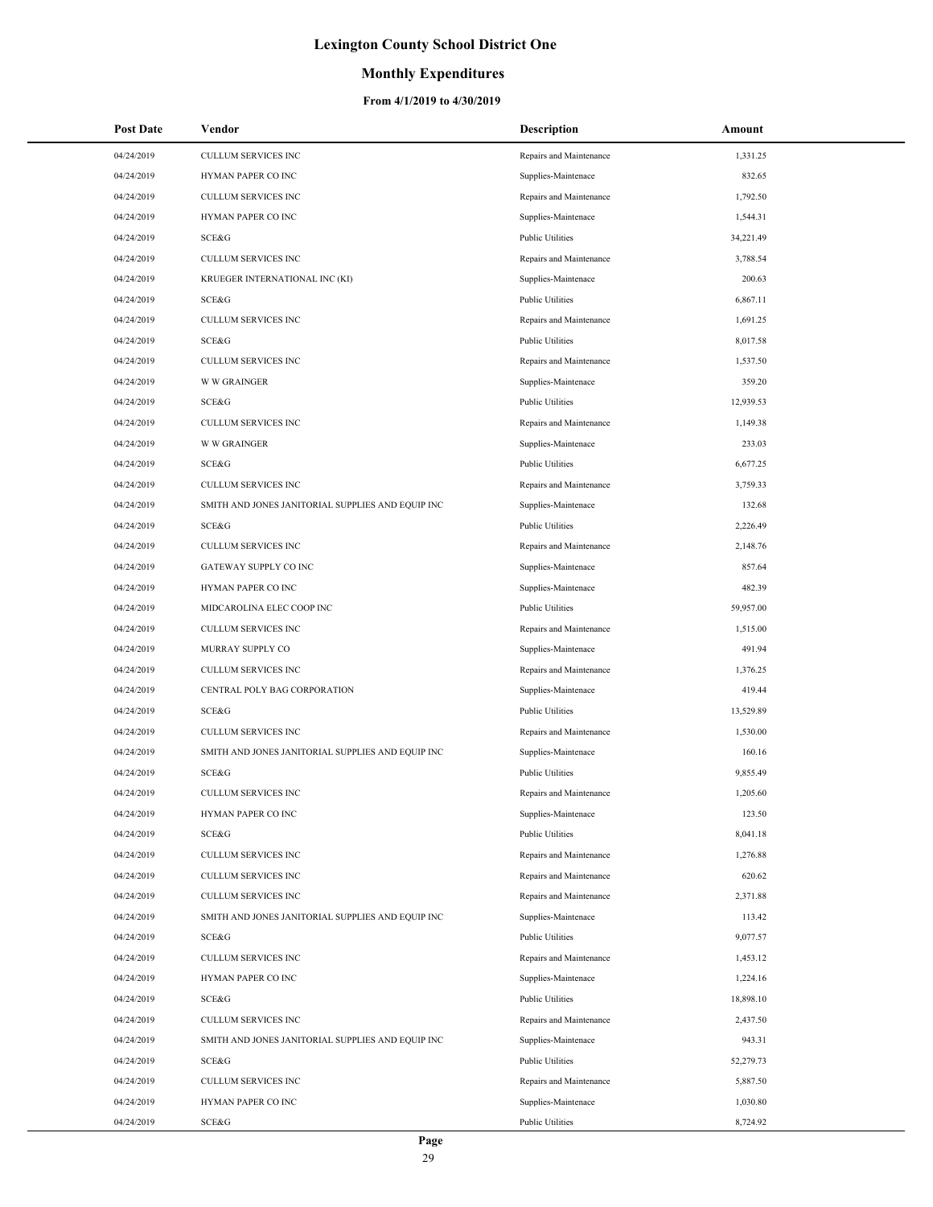# Lexington County School District One

## Monthly Expenditures

### From 4/1/2019 to 4/30/2019

| Post Date | Vendor | Description | Amount |
|---|---|---|---|
| 04/24/2019 | CULLUM SERVICES INC | Repairs and Maintenance | 1,331.25 |
| 04/24/2019 | HYMAN PAPER CO INC | Supplies-Maintenace | 832.65 |
| 04/24/2019 | CULLUM SERVICES INC | Repairs and Maintenance | 1,792.50 |
| 04/24/2019 | HYMAN PAPER CO INC | Supplies-Maintenace | 1,544.31 |
| 04/24/2019 | SCE&G | Public Utilities | 34,221.49 |
| 04/24/2019 | CULLUM SERVICES INC | Repairs and Maintenance | 3,788.54 |
| 04/24/2019 | KRUEGER INTERNATIONAL INC (KI) | Supplies-Maintenace | 200.63 |
| 04/24/2019 | SCE&G | Public Utilities | 6,867.11 |
| 04/24/2019 | CULLUM SERVICES INC | Repairs and Maintenance | 1,691.25 |
| 04/24/2019 | SCE&G | Public Utilities | 8,017.58 |
| 04/24/2019 | CULLUM SERVICES INC | Repairs and Maintenance | 1,537.50 |
| 04/24/2019 | W W GRAINGER | Supplies-Maintenace | 359.20 |
| 04/24/2019 | SCE&G | Public Utilities | 12,939.53 |
| 04/24/2019 | CULLUM SERVICES INC | Repairs and Maintenance | 1,149.38 |
| 04/24/2019 | W W GRAINGER | Supplies-Maintenace | 233.03 |
| 04/24/2019 | SCE&G | Public Utilities | 6,677.25 |
| 04/24/2019 | CULLUM SERVICES INC | Repairs and Maintenance | 3,759.33 |
| 04/24/2019 | SMITH AND JONES JANITORIAL SUPPLIES AND EQUIP INC | Supplies-Maintenace | 132.68 |
| 04/24/2019 | SCE&G | Public Utilities | 2,226.49 |
| 04/24/2019 | CULLUM SERVICES INC | Repairs and Maintenance | 2,148.76 |
| 04/24/2019 | GATEWAY SUPPLY CO INC | Supplies-Maintenace | 857.64 |
| 04/24/2019 | HYMAN PAPER CO INC | Supplies-Maintenace | 482.39 |
| 04/24/2019 | MIDCAROLINA ELEC COOP INC | Public Utilities | 59,957.00 |
| 04/24/2019 | CULLUM SERVICES INC | Repairs and Maintenance | 1,515.00 |
| 04/24/2019 | MURRAY SUPPLY CO | Supplies-Maintenace | 491.94 |
| 04/24/2019 | CULLUM SERVICES INC | Repairs and Maintenance | 1,376.25 |
| 04/24/2019 | CENTRAL POLY BAG CORPORATION | Supplies-Maintenace | 419.44 |
| 04/24/2019 | SCE&G | Public Utilities | 13,529.89 |
| 04/24/2019 | CULLUM SERVICES INC | Repairs and Maintenance | 1,530.00 |
| 04/24/2019 | SMITH AND JONES JANITORIAL SUPPLIES AND EQUIP INC | Supplies-Maintenace | 160.16 |
| 04/24/2019 | SCE&G | Public Utilities | 9,855.49 |
| 04/24/2019 | CULLUM SERVICES INC | Repairs and Maintenance | 1,205.60 |
| 04/24/2019 | HYMAN PAPER CO INC | Supplies-Maintenace | 123.50 |
| 04/24/2019 | SCE&G | Public Utilities | 8,041.18 |
| 04/24/2019 | CULLUM SERVICES INC | Repairs and Maintenance | 1,276.88 |
| 04/24/2019 | CULLUM SERVICES INC | Repairs and Maintenance | 620.62 |
| 04/24/2019 | CULLUM SERVICES INC | Repairs and Maintenance | 2,371.88 |
| 04/24/2019 | SMITH AND JONES JANITORIAL SUPPLIES AND EQUIP INC | Supplies-Maintenace | 113.42 |
| 04/24/2019 | SCE&G | Public Utilities | 9,077.57 |
| 04/24/2019 | CULLUM SERVICES INC | Repairs and Maintenance | 1,453.12 |
| 04/24/2019 | HYMAN PAPER CO INC | Supplies-Maintenace | 1,224.16 |
| 04/24/2019 | SCE&G | Public Utilities | 18,898.10 |
| 04/24/2019 | CULLUM SERVICES INC | Repairs and Maintenance | 2,437.50 |
| 04/24/2019 | SMITH AND JONES JANITORIAL SUPPLIES AND EQUIP INC | Supplies-Maintenace | 943.31 |
| 04/24/2019 | SCE&G | Public Utilities | 52,279.73 |
| 04/24/2019 | CULLUM SERVICES INC | Repairs and Maintenance | 5,887.50 |
| 04/24/2019 | HYMAN PAPER CO INC | Supplies-Maintenace | 1,030.80 |
| 04/24/2019 | SCE&G | Public Utilities | 8,724.92 |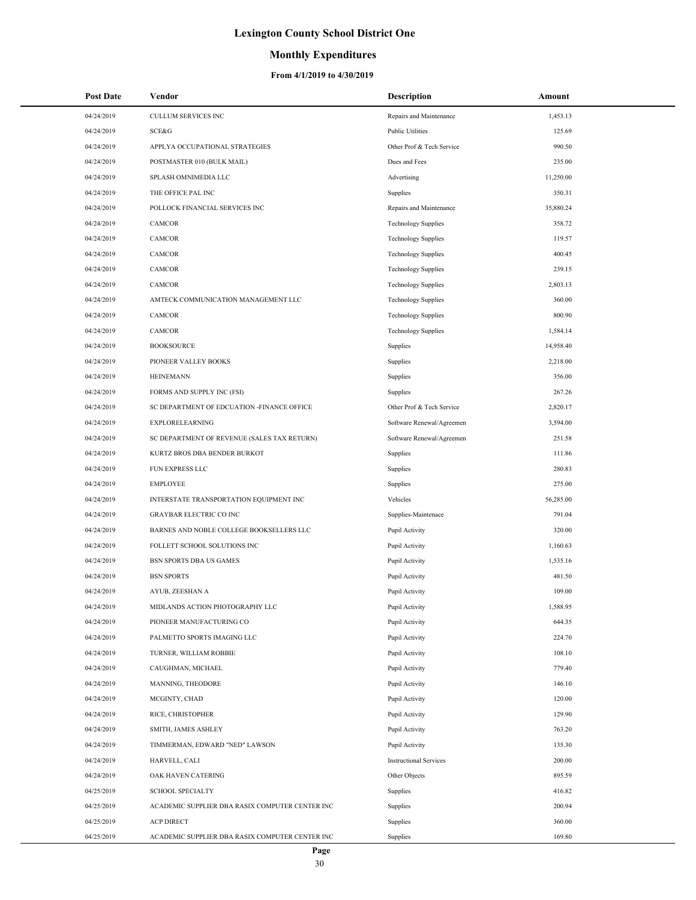# Lexington County School District One

## Monthly Expenditures

### From 4/1/2019 to 4/30/2019

| Post Date | Vendor | Description | Amount |
|---|---|---|---|
| 04/24/2019 | CULLUM SERVICES INC | Repairs and Maintenance | 1,453.13 |
| 04/24/2019 | SCE&G | Public Utilities | 125.69 |
| 04/24/2019 | APPLYA OCCUPATIONAL STRATEGIES | Other Prof & Tech Service | 990.50 |
| 04/24/2019 | POSTMASTER 010 (BULK MAIL) | Dues and Fees | 235.00 |
| 04/24/2019 | SPLASH OMNIMEDIA LLC | Advertising | 11,250.00 |
| 04/24/2019 | THE OFFICE PAL INC | Supplies | 350.31 |
| 04/24/2019 | POLLOCK FINANCIAL SERVICES INC | Repairs and Maintenance | 35,880.24 |
| 04/24/2019 | CAMCOR | Technology Supplies | 358.72 |
| 04/24/2019 | CAMCOR | Technology Supplies | 119.57 |
| 04/24/2019 | CAMCOR | Technology Supplies | 400.45 |
| 04/24/2019 | CAMCOR | Technology Supplies | 239.15 |
| 04/24/2019 | CAMCOR | Technology Supplies | 2,803.13 |
| 04/24/2019 | AMTECK COMMUNICATION MANAGEMENT LLC | Technology Supplies | 360.00 |
| 04/24/2019 | CAMCOR | Technology Supplies | 800.90 |
| 04/24/2019 | CAMCOR | Technology Supplies | 1,584.14 |
| 04/24/2019 | BOOKSOURCE | Supplies | 14,958.40 |
| 04/24/2019 | PIONEER VALLEY BOOKS | Supplies | 2,218.00 |
| 04/24/2019 | HEINEMANN | Supplies | 356.00 |
| 04/24/2019 | FORMS AND SUPPLY INC (FSI) | Supplies | 267.26 |
| 04/24/2019 | SC DEPARTMENT OF EDCUATION -FINANCE OFFICE | Other Prof & Tech Service | 2,820.17 |
| 04/24/2019 | EXPLORELEARNING | Software Renewal/Agreemen | 3,594.00 |
| 04/24/2019 | SC DEPARTMENT OF REVENUE (SALES TAX RETURN) | Software Renewal/Agreemen | 251.58 |
| 04/24/2019 | KURTZ BROS DBA BENDER BURKOT | Supplies | 111.86 |
| 04/24/2019 | FUN EXPRESS LLC | Supplies | 280.83 |
| 04/24/2019 | EMPLOYEE | Supplies | 275.00 |
| 04/24/2019 | INTERSTATE TRANSPORTATION EQUIPMENT INC | Vehicles | 56,285.00 |
| 04/24/2019 | GRAYBAR ELECTRIC CO INC | Supplies-Maintenace | 791.04 |
| 04/24/2019 | BARNES AND NOBLE COLLEGE BOOKSELLERS LLC | Pupil Activity | 320.00 |
| 04/24/2019 | FOLLETT SCHOOL SOLUTIONS INC | Pupil Activity | 1,160.63 |
| 04/24/2019 | BSN SPORTS DBA US GAMES | Pupil Activity | 1,535.16 |
| 04/24/2019 | BSN SPORTS | Pupil Activity | 481.50 |
| 04/24/2019 | AYUB, ZEESHAN A | Pupil Activity | 109.00 |
| 04/24/2019 | MIDLANDS ACTION PHOTOGRAPHY LLC | Pupil Activity | 1,588.95 |
| 04/24/2019 | PIONEER MANUFACTURING CO | Pupil Activity | 644.35 |
| 04/24/2019 | PALMETTO SPORTS IMAGING LLC | Pupil Activity | 224.70 |
| 04/24/2019 | TURNER, WILLIAM ROBBIE | Pupil Activity | 108.10 |
| 04/24/2019 | CAUGHMAN, MICHAEL | Pupil Activity | 779.40 |
| 04/24/2019 | MANNING, THEODORE | Pupil Activity | 146.10 |
| 04/24/2019 | MCGINTY, CHAD | Pupil Activity | 120.00 |
| 04/24/2019 | RICE, CHRISTOPHER | Pupil Activity | 129.90 |
| 04/24/2019 | SMITH, JAMES ASHLEY | Pupil Activity | 763.20 |
| 04/24/2019 | TIMMERMAN, EDWARD "NED" LAWSON | Pupil Activity | 135.30 |
| 04/24/2019 | HARVELL, CALI | Instructional Services | 200.00 |
| 04/24/2019 | OAK HAVEN CATERING | Other Objects | 895.59 |
| 04/25/2019 | SCHOOL SPECIALTY | Supplies | 416.82 |
| 04/25/2019 | ACADEMIC SUPPLIER DBA RASIX COMPUTER CENTER INC | Supplies | 200.94 |
| 04/25/2019 | ACP DIRECT | Supplies | 360.00 |
| 04/25/2019 | ACADEMIC SUPPLIER DBA RASIX COMPUTER CENTER INC | Supplies | 169.80 |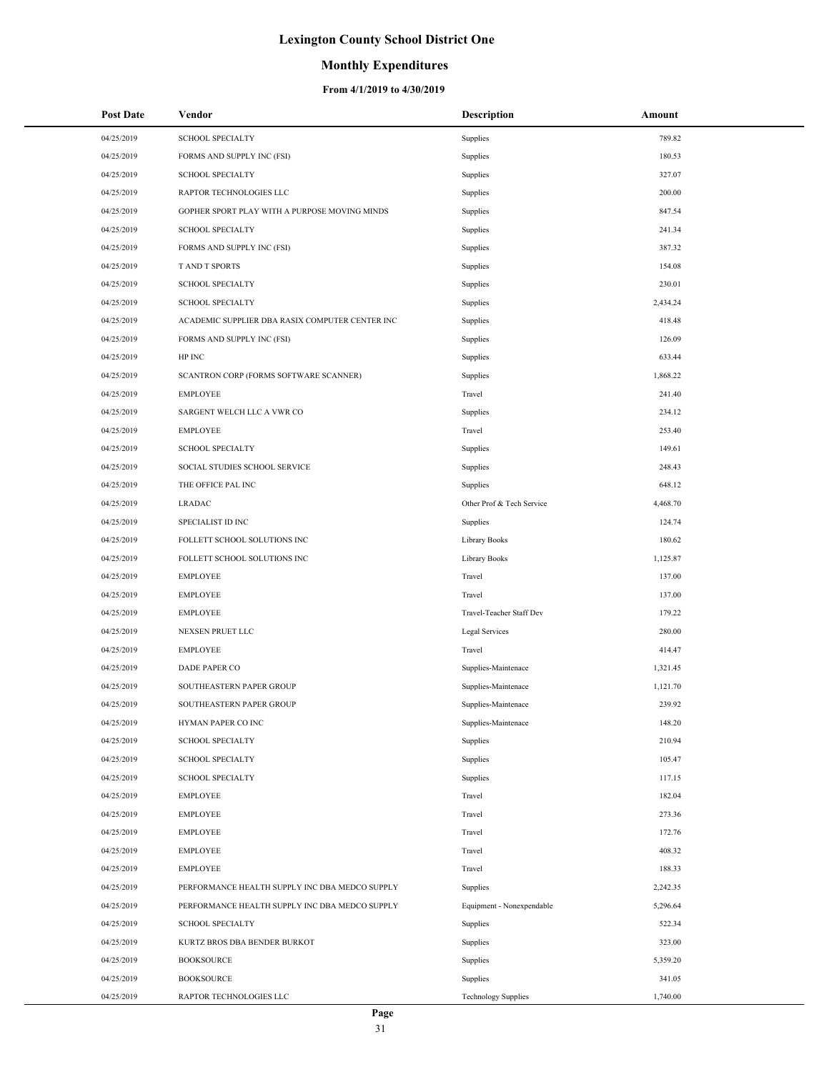# Lexington County School District One

## Monthly Expenditures

### From 4/1/2019 to 4/30/2019

| Post Date | Vendor | Description | Amount |
| --- | --- | --- | --- |
| 04/25/2019 | SCHOOL SPECIALTY | Supplies | 789.82 |
| 04/25/2019 | FORMS AND SUPPLY INC (FSI) | Supplies | 180.53 |
| 04/25/2019 | SCHOOL SPECIALTY | Supplies | 327.07 |
| 04/25/2019 | RAPTOR TECHNOLOGIES LLC | Supplies | 200.00 |
| 04/25/2019 | GOPHER SPORT PLAY WITH A PURPOSE MOVING MINDS | Supplies | 847.54 |
| 04/25/2019 | SCHOOL SPECIALTY | Supplies | 241.34 |
| 04/25/2019 | FORMS AND SUPPLY INC (FSI) | Supplies | 387.32 |
| 04/25/2019 | T AND T SPORTS | Supplies | 154.08 |
| 04/25/2019 | SCHOOL SPECIALTY | Supplies | 230.01 |
| 04/25/2019 | SCHOOL SPECIALTY | Supplies | 2,434.24 |
| 04/25/2019 | ACADEMIC SUPPLIER DBA RASIX COMPUTER CENTER INC | Supplies | 418.48 |
| 04/25/2019 | FORMS AND SUPPLY INC (FSI) | Supplies | 126.09 |
| 04/25/2019 | HP INC | Supplies | 633.44 |
| 04/25/2019 | SCANTRON CORP (FORMS SOFTWARE SCANNER) | Supplies | 1,868.22 |
| 04/25/2019 | EMPLOYEE | Travel | 241.40 |
| 04/25/2019 | SARGENT WELCH LLC A VWR CO | Supplies | 234.12 |
| 04/25/2019 | EMPLOYEE | Travel | 253.40 |
| 04/25/2019 | SCHOOL SPECIALTY | Supplies | 149.61 |
| 04/25/2019 | SOCIAL STUDIES SCHOOL SERVICE | Supplies | 248.43 |
| 04/25/2019 | THE OFFICE PAL INC | Supplies | 648.12 |
| 04/25/2019 | LRADAC | Other Prof & Tech Service | 4,468.70 |
| 04/25/2019 | SPECIALIST ID INC | Supplies | 124.74 |
| 04/25/2019 | FOLLETT SCHOOL SOLUTIONS INC | Library Books | 180.62 |
| 04/25/2019 | FOLLETT SCHOOL SOLUTIONS INC | Library Books | 1,125.87 |
| 04/25/2019 | EMPLOYEE | Travel | 137.00 |
| 04/25/2019 | EMPLOYEE | Travel | 137.00 |
| 04/25/2019 | EMPLOYEE | Travel-Teacher Staff Dev | 179.22 |
| 04/25/2019 | NEXSEN PRUET LLC | Legal Services | 280.00 |
| 04/25/2019 | EMPLOYEE | Travel | 414.47 |
| 04/25/2019 | DADE PAPER CO | Supplies-Maintenace | 1,321.45 |
| 04/25/2019 | SOUTHEASTERN PAPER GROUP | Supplies-Maintenace | 1,121.70 |
| 04/25/2019 | SOUTHEASTERN PAPER GROUP | Supplies-Maintenace | 239.92 |
| 04/25/2019 | HYMAN PAPER CO INC | Supplies-Maintenace | 148.20 |
| 04/25/2019 | SCHOOL SPECIALTY | Supplies | 210.94 |
| 04/25/2019 | SCHOOL SPECIALTY | Supplies | 105.47 |
| 04/25/2019 | SCHOOL SPECIALTY | Supplies | 117.15 |
| 04/25/2019 | EMPLOYEE | Travel | 182.04 |
| 04/25/2019 | EMPLOYEE | Travel | 273.36 |
| 04/25/2019 | EMPLOYEE | Travel | 172.76 |
| 04/25/2019 | EMPLOYEE | Travel | 408.32 |
| 04/25/2019 | EMPLOYEE | Travel | 188.33 |
| 04/25/2019 | PERFORMANCE HEALTH SUPPLY INC DBA MEDCO SUPPLY | Supplies | 2,242.35 |
| 04/25/2019 | PERFORMANCE HEALTH SUPPLY INC DBA MEDCO SUPPLY | Equipment - Nonexpendable | 5,296.64 |
| 04/25/2019 | SCHOOL SPECIALTY | Supplies | 522.34 |
| 04/25/2019 | KURTZ BROS DBA BENDER BURKOT | Supplies | 323.00 |
| 04/25/2019 | BOOKSOURCE | Supplies | 5,359.20 |
| 04/25/2019 | BOOKSOURCE | Supplies | 341.05 |
| 04/25/2019 | RAPTOR TECHNOLOGIES LLC | Technology Supplies | 1,740.00 |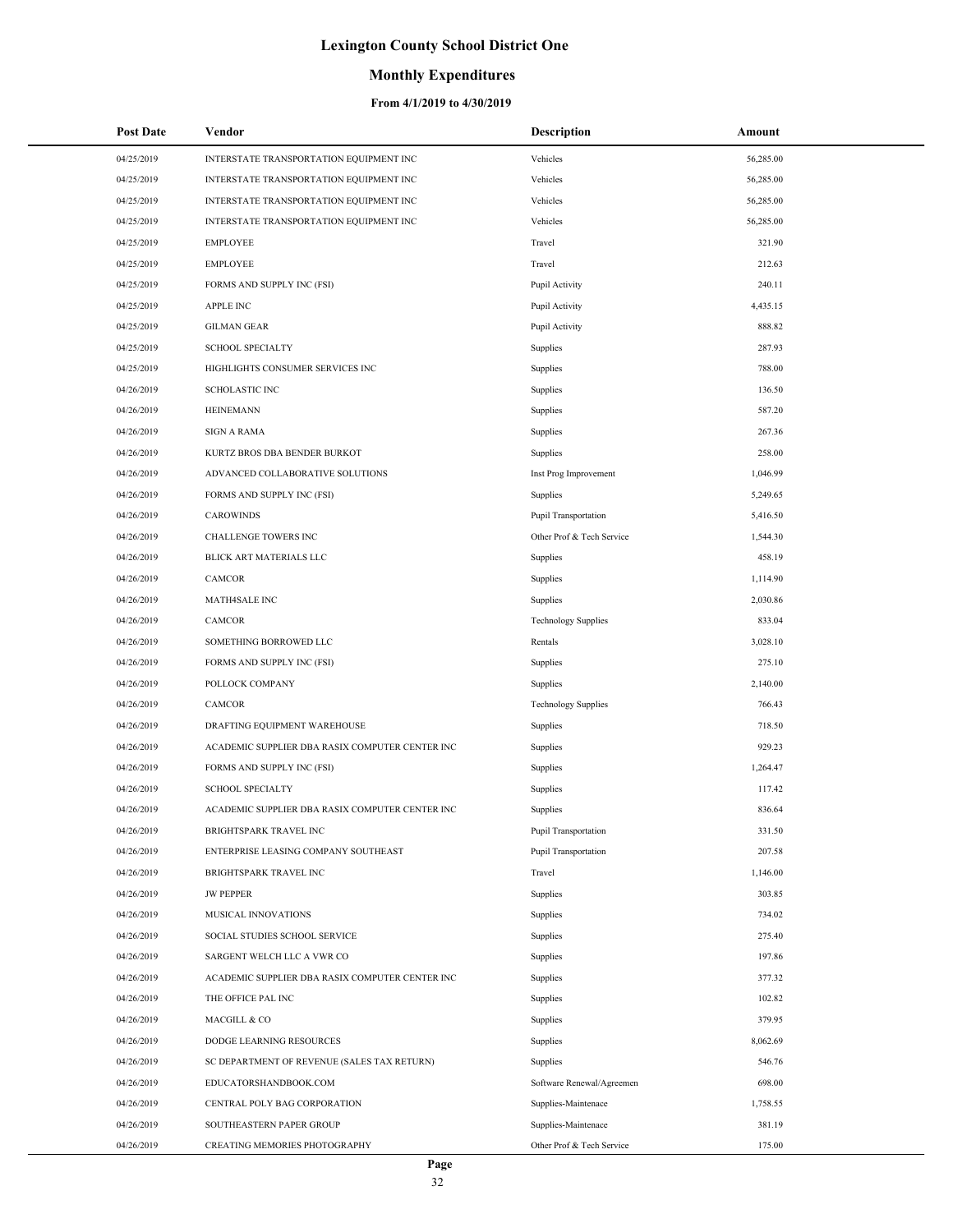# Lexington County School District One

## Monthly Expenditures

### From 4/1/2019 to 4/30/2019

| Post Date | Vendor | Description | Amount |
|---|---|---|---|
| 04/25/2019 | INTERSTATE TRANSPORTATION EQUIPMENT INC | Vehicles | 56,285.00 |
| 04/25/2019 | INTERSTATE TRANSPORTATION EQUIPMENT INC | Vehicles | 56,285.00 |
| 04/25/2019 | INTERSTATE TRANSPORTATION EQUIPMENT INC | Vehicles | 56,285.00 |
| 04/25/2019 | INTERSTATE TRANSPORTATION EQUIPMENT INC | Vehicles | 56,285.00 |
| 04/25/2019 | EMPLOYEE | Travel | 321.90 |
| 04/25/2019 | EMPLOYEE | Travel | 212.63 |
| 04/25/2019 | FORMS AND SUPPLY INC (FSI) | Pupil Activity | 240.11 |
| 04/25/2019 | APPLE INC | Pupil Activity | 4,435.15 |
| 04/25/2019 | GILMAN GEAR | Pupil Activity | 888.82 |
| 04/25/2019 | SCHOOL SPECIALTY | Supplies | 287.93 |
| 04/25/2019 | HIGHLIGHTS CONSUMER SERVICES INC | Supplies | 788.00 |
| 04/26/2019 | SCHOLASTIC INC | Supplies | 136.50 |
| 04/26/2019 | HEINEMANN | Supplies | 587.20 |
| 04/26/2019 | SIGN A RAMA | Supplies | 267.36 |
| 04/26/2019 | KURTZ BROS DBA BENDER BURKOT | Supplies | 258.00 |
| 04/26/2019 | ADVANCED COLLABORATIVE SOLUTIONS | Inst Prog Improvement | 1,046.99 |
| 04/26/2019 | FORMS AND SUPPLY INC (FSI) | Supplies | 5,249.65 |
| 04/26/2019 | CAROWINDS | Pupil Transportation | 5,416.50 |
| 04/26/2019 | CHALLENGE TOWERS INC | Other Prof & Tech Service | 1,544.30 |
| 04/26/2019 | BLICK ART MATERIALS LLC | Supplies | 458.19 |
| 04/26/2019 | CAMCOR | Supplies | 1,114.90 |
| 04/26/2019 | MATH4SALE INC | Supplies | 2,030.86 |
| 04/26/2019 | CAMCOR | Technology Supplies | 833.04 |
| 04/26/2019 | SOMETHING BORROWED LLC | Rentals | 3,028.10 |
| 04/26/2019 | FORMS AND SUPPLY INC (FSI) | Supplies | 275.10 |
| 04/26/2019 | POLLOCK COMPANY | Supplies | 2,140.00 |
| 04/26/2019 | CAMCOR | Technology Supplies | 766.43 |
| 04/26/2019 | DRAFTING EQUIPMENT WAREHOUSE | Supplies | 718.50 |
| 04/26/2019 | ACADEMIC SUPPLIER DBA RASIX COMPUTER CENTER INC | Supplies | 929.23 |
| 04/26/2019 | FORMS AND SUPPLY INC (FSI) | Supplies | 1,264.47 |
| 04/26/2019 | SCHOOL SPECIALTY | Supplies | 117.42 |
| 04/26/2019 | ACADEMIC SUPPLIER DBA RASIX COMPUTER CENTER INC | Supplies | 836.64 |
| 04/26/2019 | BRIGHTSPARK TRAVEL INC | Pupil Transportation | 331.50 |
| 04/26/2019 | ENTERPRISE LEASING COMPANY SOUTHEAST | Pupil Transportation | 207.58 |
| 04/26/2019 | BRIGHTSPARK TRAVEL INC | Travel | 1,146.00 |
| 04/26/2019 | JW PEPPER | Supplies | 303.85 |
| 04/26/2019 | MUSICAL INNOVATIONS | Supplies | 734.02 |
| 04/26/2019 | SOCIAL STUDIES SCHOOL SERVICE | Supplies | 275.40 |
| 04/26/2019 | SARGENT WELCH LLC A VWR CO | Supplies | 197.86 |
| 04/26/2019 | ACADEMIC SUPPLIER DBA RASIX COMPUTER CENTER INC | Supplies | 377.32 |
| 04/26/2019 | THE OFFICE PAL INC | Supplies | 102.82 |
| 04/26/2019 | MACGILL & CO | Supplies | 379.95 |
| 04/26/2019 | DODGE LEARNING RESOURCES | Supplies | 8,062.69 |
| 04/26/2019 | SC DEPARTMENT OF REVENUE (SALES TAX RETURN) | Supplies | 546.76 |
| 04/26/2019 | EDUCATORSHANDBOOK.COM | Software Renewal/Agreemen | 698.00 |
| 04/26/2019 | CENTRAL POLY BAG CORPORATION | Supplies-Maintenace | 1,758.55 |
| 04/26/2019 | SOUTHEASTERN PAPER GROUP | Supplies-Maintenace | 381.19 |
| 04/26/2019 | CREATING MEMORIES PHOTOGRAPHY | Other Prof & Tech Service | 175.00 |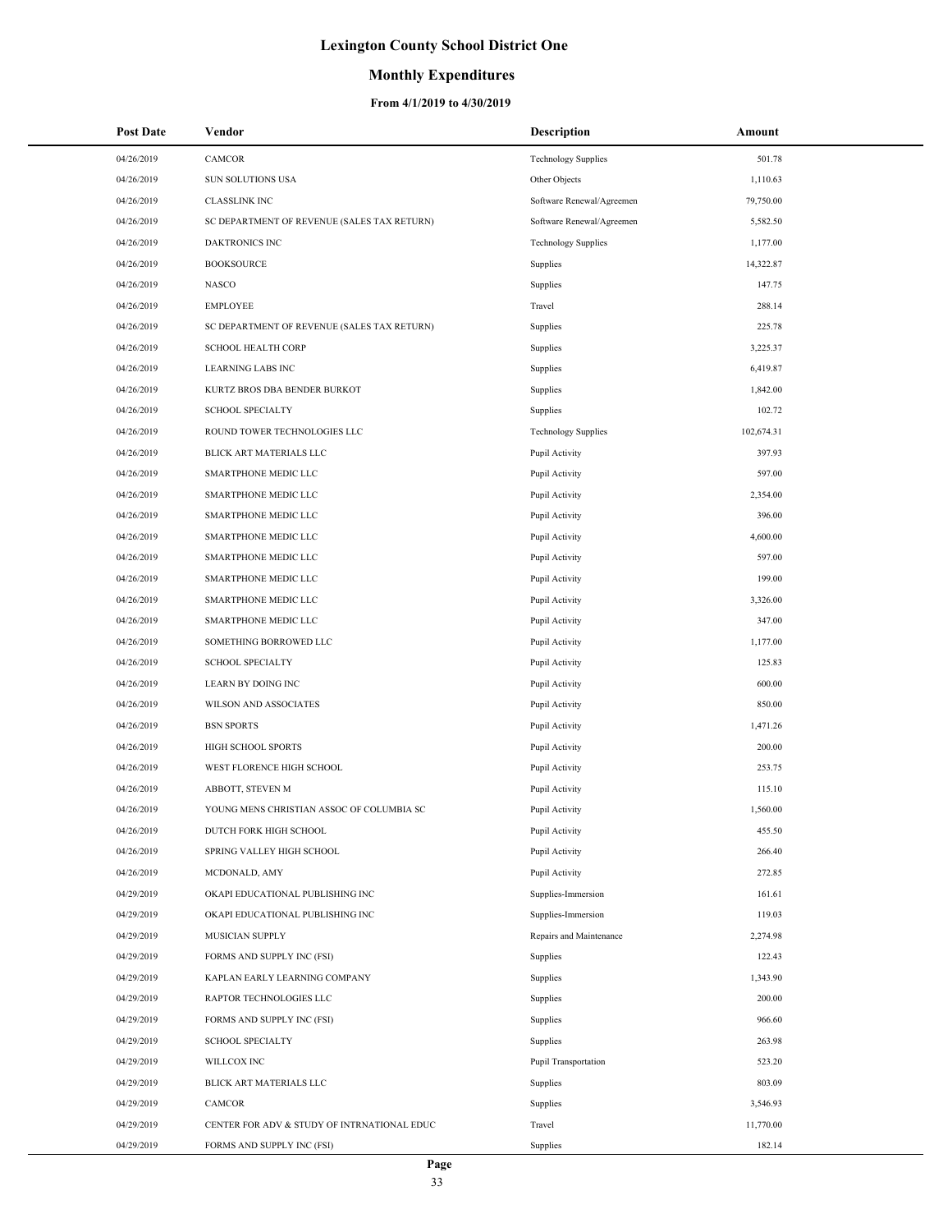# Lexington County School District One

## Monthly Expenditures

### From 4/1/2019 to 4/30/2019

| Post Date | Vendor | Description | Amount |
|---|---|---|---|
| 04/26/2019 | CAMCOR | Technology Supplies | 501.78 |
| 04/26/2019 | SUN SOLUTIONS USA | Other Objects | 1,110.63 |
| 04/26/2019 | CLASSLINK INC | Software Renewal/Agreemen | 79,750.00 |
| 04/26/2019 | SC DEPARTMENT OF REVENUE (SALES TAX RETURN) | Software Renewal/Agreemen | 5,582.50 |
| 04/26/2019 | DAKTRONICS INC | Technology Supplies | 1,177.00 |
| 04/26/2019 | BOOKSOURCE | Supplies | 14,322.87 |
| 04/26/2019 | NASCO | Supplies | 147.75 |
| 04/26/2019 | EMPLOYEE | Travel | 288.14 |
| 04/26/2019 | SC DEPARTMENT OF REVENUE (SALES TAX RETURN) | Supplies | 225.78 |
| 04/26/2019 | SCHOOL HEALTH CORP | Supplies | 3,225.37 |
| 04/26/2019 | LEARNING LABS INC | Supplies | 6,419.87 |
| 04/26/2019 | KURTZ BROS DBA BENDER BURKOT | Supplies | 1,842.00 |
| 04/26/2019 | SCHOOL SPECIALTY | Supplies | 102.72 |
| 04/26/2019 | ROUND TOWER TECHNOLOGIES LLC | Technology Supplies | 102,674.31 |
| 04/26/2019 | BLICK ART MATERIALS LLC | Pupil Activity | 397.93 |
| 04/26/2019 | SMARTPHONE MEDIC LLC | Pupil Activity | 597.00 |
| 04/26/2019 | SMARTPHONE MEDIC LLC | Pupil Activity | 2,354.00 |
| 04/26/2019 | SMARTPHONE MEDIC LLC | Pupil Activity | 396.00 |
| 04/26/2019 | SMARTPHONE MEDIC LLC | Pupil Activity | 4,600.00 |
| 04/26/2019 | SMARTPHONE MEDIC LLC | Pupil Activity | 597.00 |
| 04/26/2019 | SMARTPHONE MEDIC LLC | Pupil Activity | 199.00 |
| 04/26/2019 | SMARTPHONE MEDIC LLC | Pupil Activity | 3,326.00 |
| 04/26/2019 | SMARTPHONE MEDIC LLC | Pupil Activity | 347.00 |
| 04/26/2019 | SOMETHING BORROWED LLC | Pupil Activity | 1,177.00 |
| 04/26/2019 | SCHOOL SPECIALTY | Pupil Activity | 125.83 |
| 04/26/2019 | LEARN BY DOING INC | Pupil Activity | 600.00 |
| 04/26/2019 | WILSON AND ASSOCIATES | Pupil Activity | 850.00 |
| 04/26/2019 | BSN SPORTS | Pupil Activity | 1,471.26 |
| 04/26/2019 | HIGH SCHOOL SPORTS | Pupil Activity | 200.00 |
| 04/26/2019 | WEST FLORENCE HIGH SCHOOL | Pupil Activity | 253.75 |
| 04/26/2019 | ABBOTT, STEVEN M | Pupil Activity | 115.10 |
| 04/26/2019 | YOUNG MENS CHRISTIAN ASSOC OF COLUMBIA SC | Pupil Activity | 1,560.00 |
| 04/26/2019 | DUTCH FORK HIGH SCHOOL | Pupil Activity | 455.50 |
| 04/26/2019 | SPRING VALLEY HIGH SCHOOL | Pupil Activity | 266.40 |
| 04/26/2019 | MCDONALD, AMY | Pupil Activity | 272.85 |
| 04/29/2019 | OKAPI EDUCATIONAL PUBLISHING INC | Supplies-Immersion | 161.61 |
| 04/29/2019 | OKAPI EDUCATIONAL PUBLISHING INC | Supplies-Immersion | 119.03 |
| 04/29/2019 | MUSICIAN SUPPLY | Repairs and Maintenance | 2,274.98 |
| 04/29/2019 | FORMS AND SUPPLY INC (FSI) | Supplies | 122.43 |
| 04/29/2019 | KAPLAN EARLY LEARNING COMPANY | Supplies | 1,343.90 |
| 04/29/2019 | RAPTOR TECHNOLOGIES LLC | Supplies | 200.00 |
| 04/29/2019 | FORMS AND SUPPLY INC (FSI) | Supplies | 966.60 |
| 04/29/2019 | SCHOOL SPECIALTY | Supplies | 263.98 |
| 04/29/2019 | WILLCOX INC | Pupil Transportation | 523.20 |
| 04/29/2019 | BLICK ART MATERIALS LLC | Supplies | 803.09 |
| 04/29/2019 | CAMCOR | Supplies | 3,546.93 |
| 04/29/2019 | CENTER FOR ADV & STUDY OF INTRNATIONAL EDUC | Travel | 11,770.00 |
| 04/29/2019 | FORMS AND SUPPLY INC (FSI) | Supplies | 182.14 |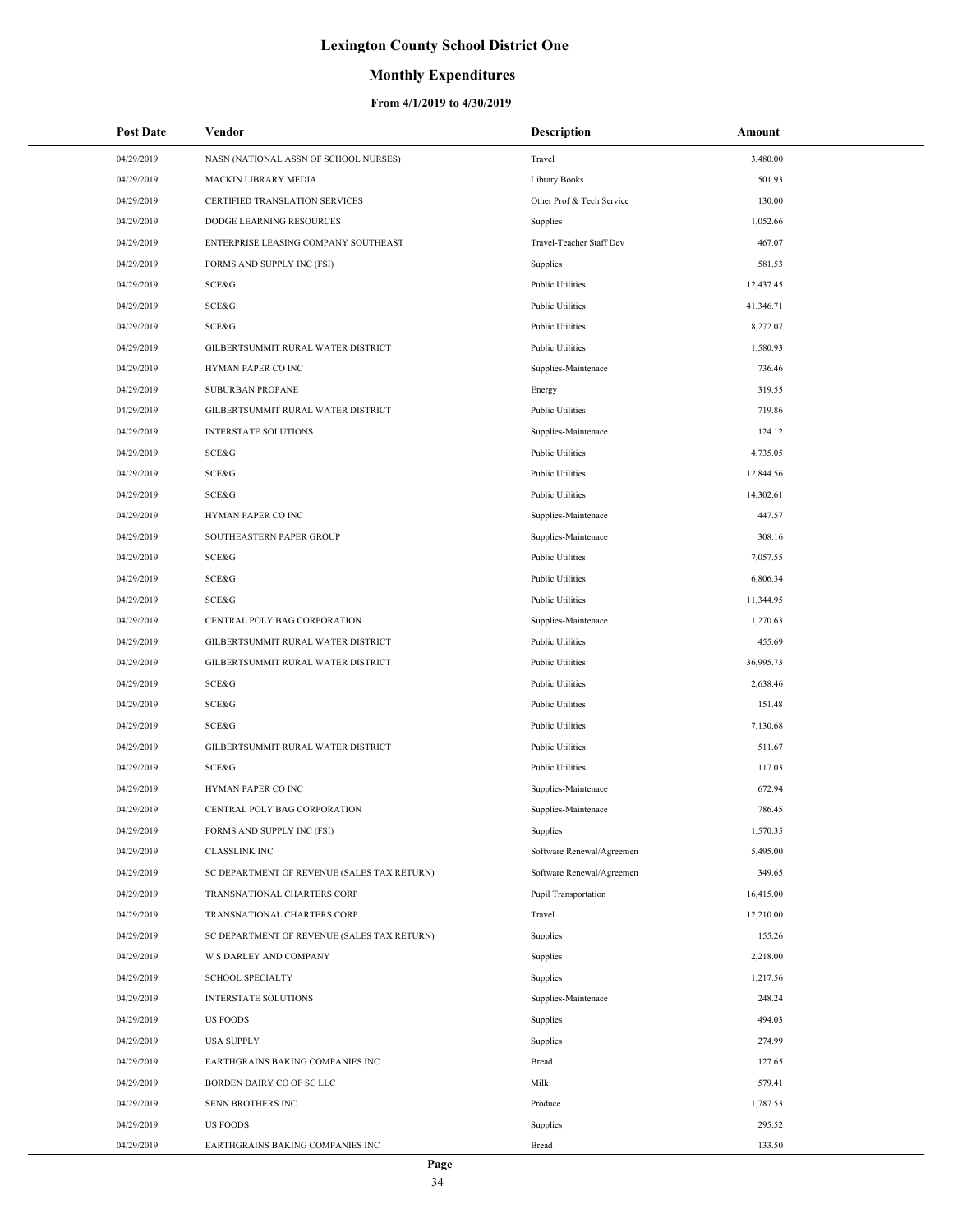# Lexington County School District One

## Monthly Expenditures

### From 4/1/2019 to 4/30/2019

| Post Date | Vendor | Description | Amount |
|---|---|---|---|
| 04/29/2019 | NASN (NATIONAL ASSN OF SCHOOL NURSES) | Travel | 3,480.00 |
| 04/29/2019 | MACKIN LIBRARY MEDIA | Library Books | 501.93 |
| 04/29/2019 | CERTIFIED TRANSLATION SERVICES | Other Prof & Tech Service | 130.00 |
| 04/29/2019 | DODGE LEARNING RESOURCES | Supplies | 1,052.66 |
| 04/29/2019 | ENTERPRISE LEASING COMPANY SOUTHEAST | Travel-Teacher Staff Dev | 467.07 |
| 04/29/2019 | FORMS AND SUPPLY INC (FSI) | Supplies | 581.53 |
| 04/29/2019 | SCE&G | Public Utilities | 12,437.45 |
| 04/29/2019 | SCE&G | Public Utilities | 41,346.71 |
| 04/29/2019 | SCE&G | Public Utilities | 8,272.07 |
| 04/29/2019 | GILBERTSUMMIT RURAL WATER DISTRICT | Public Utilities | 1,580.93 |
| 04/29/2019 | HYMAN PAPER CO INC | Supplies-Maintenace | 736.46 |
| 04/29/2019 | SUBURBAN PROPANE | Energy | 319.55 |
| 04/29/2019 | GILBERTSUMMIT RURAL WATER DISTRICT | Public Utilities | 719.86 |
| 04/29/2019 | INTERSTATE SOLUTIONS | Supplies-Maintenace | 124.12 |
| 04/29/2019 | SCE&G | Public Utilities | 4,735.05 |
| 04/29/2019 | SCE&G | Public Utilities | 12,844.56 |
| 04/29/2019 | SCE&G | Public Utilities | 14,302.61 |
| 04/29/2019 | HYMAN PAPER CO INC | Supplies-Maintenace | 447.57 |
| 04/29/2019 | SOUTHEASTERN PAPER GROUP | Supplies-Maintenace | 308.16 |
| 04/29/2019 | SCE&G | Public Utilities | 7,057.55 |
| 04/29/2019 | SCE&G | Public Utilities | 6,806.34 |
| 04/29/2019 | SCE&G | Public Utilities | 11,344.95 |
| 04/29/2019 | CENTRAL POLY BAG CORPORATION | Supplies-Maintenace | 1,270.63 |
| 04/29/2019 | GILBERTSUMMIT RURAL WATER DISTRICT | Public Utilities | 455.69 |
| 04/29/2019 | GILBERTSUMMIT RURAL WATER DISTRICT | Public Utilities | 36,995.73 |
| 04/29/2019 | SCE&G | Public Utilities | 2,638.46 |
| 04/29/2019 | SCE&G | Public Utilities | 151.48 |
| 04/29/2019 | SCE&G | Public Utilities | 7,130.68 |
| 04/29/2019 | GILBERTSUMMIT RURAL WATER DISTRICT | Public Utilities | 511.67 |
| 04/29/2019 | SCE&G | Public Utilities | 117.03 |
| 04/29/2019 | HYMAN PAPER CO INC | Supplies-Maintenace | 672.94 |
| 04/29/2019 | CENTRAL POLY BAG CORPORATION | Supplies-Maintenace | 786.45 |
| 04/29/2019 | FORMS AND SUPPLY INC (FSI) | Supplies | 1,570.35 |
| 04/29/2019 | CLASSLINK INC | Software Renewal/Agreemen | 5,495.00 |
| 04/29/2019 | SC DEPARTMENT OF REVENUE (SALES TAX RETURN) | Software Renewal/Agreemen | 349.65 |
| 04/29/2019 | TRANSNATIONAL CHARTERS CORP | Pupil Transportation | 16,415.00 |
| 04/29/2019 | TRANSNATIONAL CHARTERS CORP | Travel | 12,210.00 |
| 04/29/2019 | SC DEPARTMENT OF REVENUE (SALES TAX RETURN) | Supplies | 155.26 |
| 04/29/2019 | W S DARLEY AND COMPANY | Supplies | 2,218.00 |
| 04/29/2019 | SCHOOL SPECIALTY | Supplies | 1,217.56 |
| 04/29/2019 | INTERSTATE SOLUTIONS | Supplies-Maintenace | 248.24 |
| 04/29/2019 | US FOODS | Supplies | 494.03 |
| 04/29/2019 | USA SUPPLY | Supplies | 274.99 |
| 04/29/2019 | EARTHGRAINS BAKING COMPANIES INC | Bread | 127.65 |
| 04/29/2019 | BORDEN DAIRY CO OF SC LLC | Milk | 579.41 |
| 04/29/2019 | SENN BROTHERS INC | Produce | 1,787.53 |
| 04/29/2019 | US FOODS | Supplies | 295.52 |
| 04/29/2019 | EARTHGRAINS BAKING COMPANIES INC | Bread | 133.50 |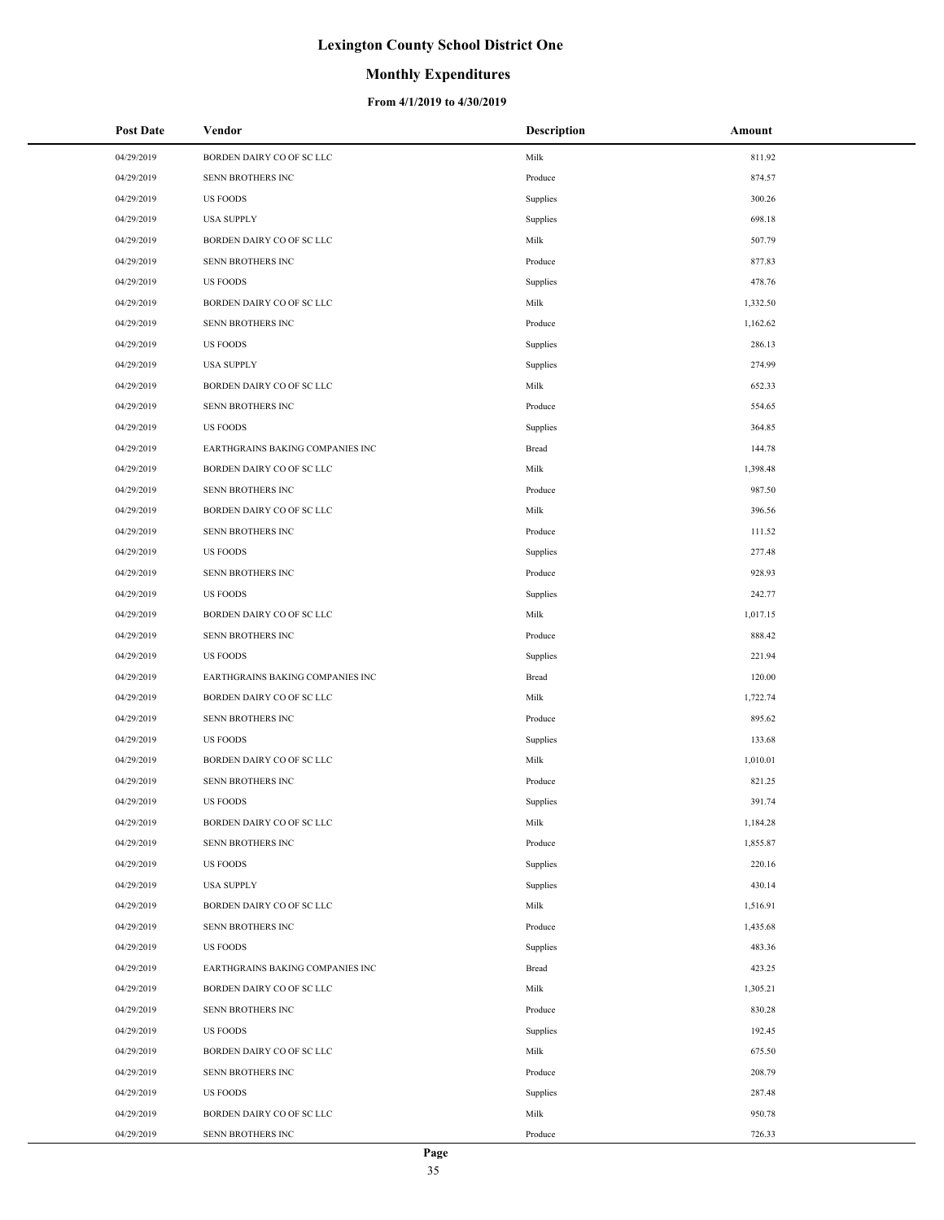# Lexington County School District One

## Monthly Expenditures

### From 4/1/2019 to 4/30/2019

| Post Date | Vendor | Description | Amount |
|---|---|---|---|
| 04/29/2019 | BORDEN DAIRY CO OF SC LLC | Milk | 811.92 |
| 04/29/2019 | SENN BROTHERS INC | Produce | 874.57 |
| 04/29/2019 | US FOODS | Supplies | 300.26 |
| 04/29/2019 | USA SUPPLY | Supplies | 698.18 |
| 04/29/2019 | BORDEN DAIRY CO OF SC LLC | Milk | 507.79 |
| 04/29/2019 | SENN BROTHERS INC | Produce | 877.83 |
| 04/29/2019 | US FOODS | Supplies | 478.76 |
| 04/29/2019 | BORDEN DAIRY CO OF SC LLC | Milk | 1,332.50 |
| 04/29/2019 | SENN BROTHERS INC | Produce | 1,162.62 |
| 04/29/2019 | US FOODS | Supplies | 286.13 |
| 04/29/2019 | USA SUPPLY | Supplies | 274.99 |
| 04/29/2019 | BORDEN DAIRY CO OF SC LLC | Milk | 652.33 |
| 04/29/2019 | SENN BROTHERS INC | Produce | 554.65 |
| 04/29/2019 | US FOODS | Supplies | 364.85 |
| 04/29/2019 | EARTHGRAINS BAKING COMPANIES INC | Bread | 144.78 |
| 04/29/2019 | BORDEN DAIRY CO OF SC LLC | Milk | 1,398.48 |
| 04/29/2019 | SENN BROTHERS INC | Produce | 987.50 |
| 04/29/2019 | BORDEN DAIRY CO OF SC LLC | Milk | 396.56 |
| 04/29/2019 | SENN BROTHERS INC | Produce | 111.52 |
| 04/29/2019 | US FOODS | Supplies | 277.48 |
| 04/29/2019 | SENN BROTHERS INC | Produce | 928.93 |
| 04/29/2019 | US FOODS | Supplies | 242.77 |
| 04/29/2019 | BORDEN DAIRY CO OF SC LLC | Milk | 1,017.15 |
| 04/29/2019 | SENN BROTHERS INC | Produce | 888.42 |
| 04/29/2019 | US FOODS | Supplies | 221.94 |
| 04/29/2019 | EARTHGRAINS BAKING COMPANIES INC | Bread | 120.00 |
| 04/29/2019 | BORDEN DAIRY CO OF SC LLC | Milk | 1,722.74 |
| 04/29/2019 | SENN BROTHERS INC | Produce | 895.62 |
| 04/29/2019 | US FOODS | Supplies | 133.68 |
| 04/29/2019 | BORDEN DAIRY CO OF SC LLC | Milk | 1,010.01 |
| 04/29/2019 | SENN BROTHERS INC | Produce | 821.25 |
| 04/29/2019 | US FOODS | Supplies | 391.74 |
| 04/29/2019 | BORDEN DAIRY CO OF SC LLC | Milk | 1,184.28 |
| 04/29/2019 | SENN BROTHERS INC | Produce | 1,855.87 |
| 04/29/2019 | US FOODS | Supplies | 220.16 |
| 04/29/2019 | USA SUPPLY | Supplies | 430.14 |
| 04/29/2019 | BORDEN DAIRY CO OF SC LLC | Milk | 1,516.91 |
| 04/29/2019 | SENN BROTHERS INC | Produce | 1,435.68 |
| 04/29/2019 | US FOODS | Supplies | 483.36 |
| 04/29/2019 | EARTHGRAINS BAKING COMPANIES INC | Bread | 423.25 |
| 04/29/2019 | BORDEN DAIRY CO OF SC LLC | Milk | 1,305.21 |
| 04/29/2019 | SENN BROTHERS INC | Produce | 830.28 |
| 04/29/2019 | US FOODS | Supplies | 192.45 |
| 04/29/2019 | BORDEN DAIRY CO OF SC LLC | Milk | 675.50 |
| 04/29/2019 | SENN BROTHERS INC | Produce | 208.79 |
| 04/29/2019 | US FOODS | Supplies | 287.48 |
| 04/29/2019 | BORDEN DAIRY CO OF SC LLC | Milk | 950.78 |
| 04/29/2019 | SENN BROTHERS INC | Produce | 726.33 |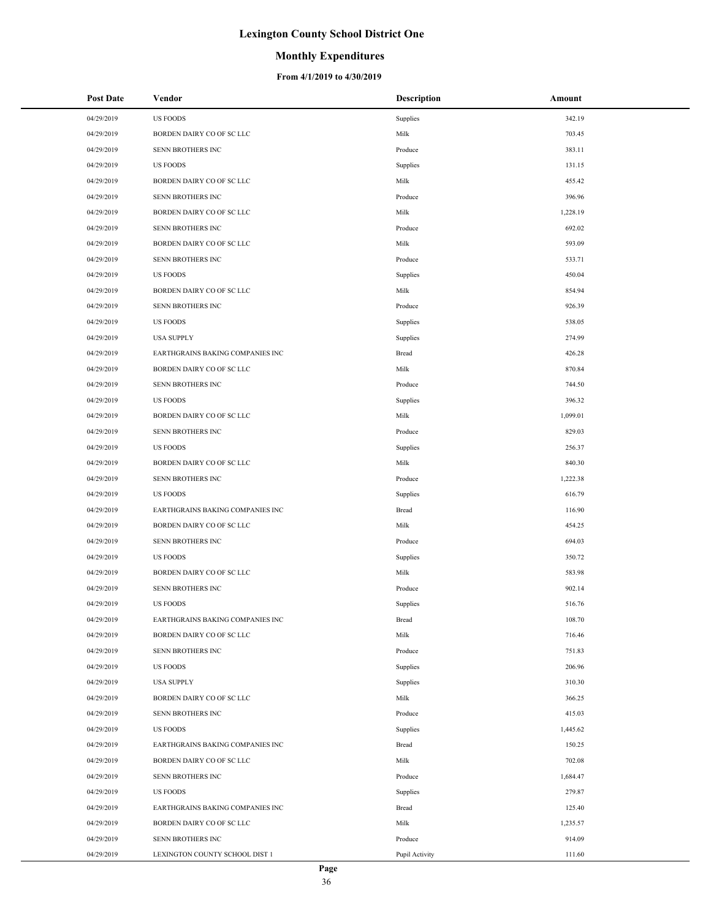# Lexington County School District One

## Monthly Expenditures

### From 4/1/2019 to 4/30/2019

| Post Date | Vendor | Description | Amount |
|---|---|---|---|
| 04/29/2019 | US FOODS | Supplies | 342.19 |
| 04/29/2019 | BORDEN DAIRY CO OF SC LLC | Milk | 703.45 |
| 04/29/2019 | SENN BROTHERS INC | Produce | 383.11 |
| 04/29/2019 | US FOODS | Supplies | 131.15 |
| 04/29/2019 | BORDEN DAIRY CO OF SC LLC | Milk | 455.42 |
| 04/29/2019 | SENN BROTHERS INC | Produce | 396.96 |
| 04/29/2019 | BORDEN DAIRY CO OF SC LLC | Milk | 1,228.19 |
| 04/29/2019 | SENN BROTHERS INC | Produce | 692.02 |
| 04/29/2019 | BORDEN DAIRY CO OF SC LLC | Milk | 593.09 |
| 04/29/2019 | SENN BROTHERS INC | Produce | 533.71 |
| 04/29/2019 | US FOODS | Supplies | 450.04 |
| 04/29/2019 | BORDEN DAIRY CO OF SC LLC | Milk | 854.94 |
| 04/29/2019 | SENN BROTHERS INC | Produce | 926.39 |
| 04/29/2019 | US FOODS | Supplies | 538.05 |
| 04/29/2019 | USA SUPPLY | Supplies | 274.99 |
| 04/29/2019 | EARTHGRAINS BAKING COMPANIES INC | Bread | 426.28 |
| 04/29/2019 | BORDEN DAIRY CO OF SC LLC | Milk | 870.84 |
| 04/29/2019 | SENN BROTHERS INC | Produce | 744.50 |
| 04/29/2019 | US FOODS | Supplies | 396.32 |
| 04/29/2019 | BORDEN DAIRY CO OF SC LLC | Milk | 1,099.01 |
| 04/29/2019 | SENN BROTHERS INC | Produce | 829.03 |
| 04/29/2019 | US FOODS | Supplies | 256.37 |
| 04/29/2019 | BORDEN DAIRY CO OF SC LLC | Milk | 840.30 |
| 04/29/2019 | SENN BROTHERS INC | Produce | 1,222.38 |
| 04/29/2019 | US FOODS | Supplies | 616.79 |
| 04/29/2019 | EARTHGRAINS BAKING COMPANIES INC | Bread | 116.90 |
| 04/29/2019 | BORDEN DAIRY CO OF SC LLC | Milk | 454.25 |
| 04/29/2019 | SENN BROTHERS INC | Produce | 694.03 |
| 04/29/2019 | US FOODS | Supplies | 350.72 |
| 04/29/2019 | BORDEN DAIRY CO OF SC LLC | Milk | 583.98 |
| 04/29/2019 | SENN BROTHERS INC | Produce | 902.14 |
| 04/29/2019 | US FOODS | Supplies | 516.76 |
| 04/29/2019 | EARTHGRAINS BAKING COMPANIES INC | Bread | 108.70 |
| 04/29/2019 | BORDEN DAIRY CO OF SC LLC | Milk | 716.46 |
| 04/29/2019 | SENN BROTHERS INC | Produce | 751.83 |
| 04/29/2019 | US FOODS | Supplies | 206.96 |
| 04/29/2019 | USA SUPPLY | Supplies | 310.30 |
| 04/29/2019 | BORDEN DAIRY CO OF SC LLC | Milk | 366.25 |
| 04/29/2019 | SENN BROTHERS INC | Produce | 415.03 |
| 04/29/2019 | US FOODS | Supplies | 1,445.62 |
| 04/29/2019 | EARTHGRAINS BAKING COMPANIES INC | Bread | 150.25 |
| 04/29/2019 | BORDEN DAIRY CO OF SC LLC | Milk | 702.08 |
| 04/29/2019 | SENN BROTHERS INC | Produce | 1,684.47 |
| 04/29/2019 | US FOODS | Supplies | 279.87 |
| 04/29/2019 | EARTHGRAINS BAKING COMPANIES INC | Bread | 125.40 |
| 04/29/2019 | BORDEN DAIRY CO OF SC LLC | Milk | 1,235.57 |
| 04/29/2019 | SENN BROTHERS INC | Produce | 914.09 |
| 04/29/2019 | LEXINGTON COUNTY SCHOOL DIST 1 | Pupil Activity | 111.60 |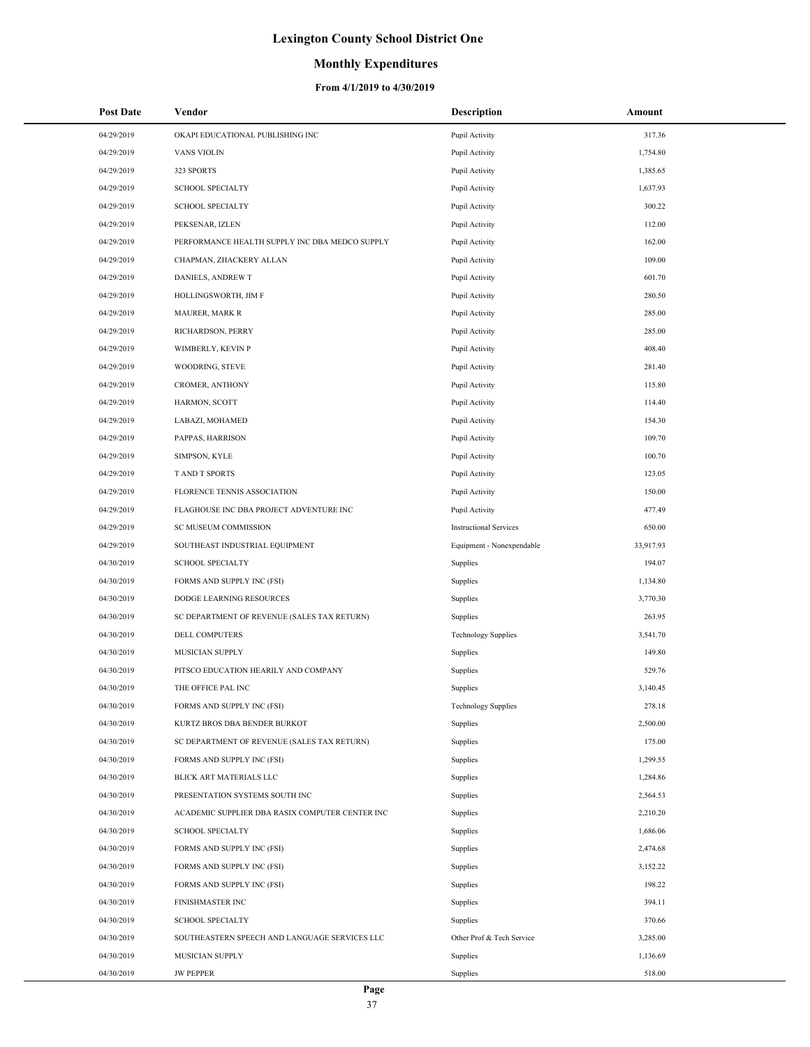# Lexington County School District One

## Monthly Expenditures

### From 4/1/2019 to 4/30/2019

| Post Date | Vendor | Description | Amount |
|---|---|---|---|
| 04/29/2019 | OKAPI EDUCATIONAL PUBLISHING INC | Pupil Activity | 317.36 |
| 04/29/2019 | VANS VIOLIN | Pupil Activity | 1,754.80 |
| 04/29/2019 | 323 SPORTS | Pupil Activity | 1,385.65 |
| 04/29/2019 | SCHOOL SPECIALTY | Pupil Activity | 1,637.93 |
| 04/29/2019 | SCHOOL SPECIALTY | Pupil Activity | 300.22 |
| 04/29/2019 | PEKSENAR, IZLEN | Pupil Activity | 112.00 |
| 04/29/2019 | PERFORMANCE HEALTH SUPPLY INC DBA MEDCO SUPPLY | Pupil Activity | 162.00 |
| 04/29/2019 | CHAPMAN, ZHACKERY ALLAN | Pupil Activity | 109.00 |
| 04/29/2019 | DANIELS, ANDREW T | Pupil Activity | 601.70 |
| 04/29/2019 | HOLLINGSWORTH, JIM F | Pupil Activity | 280.50 |
| 04/29/2019 | MAURER, MARK R | Pupil Activity | 285.00 |
| 04/29/2019 | RICHARDSON, PERRY | Pupil Activity | 285.00 |
| 04/29/2019 | WIMBERLY, KEVIN P | Pupil Activity | 408.40 |
| 04/29/2019 | WOODRING, STEVE | Pupil Activity | 281.40 |
| 04/29/2019 | CROMER, ANTHONY | Pupil Activity | 115.80 |
| 04/29/2019 | HARMON, SCOTT | Pupil Activity | 114.40 |
| 04/29/2019 | LABAZI, MOHAMED | Pupil Activity | 154.30 |
| 04/29/2019 | PAPPAS, HARRISON | Pupil Activity | 109.70 |
| 04/29/2019 | SIMPSON, KYLE | Pupil Activity | 100.70 |
| 04/29/2019 | T AND T SPORTS | Pupil Activity | 123.05 |
| 04/29/2019 | FLORENCE TENNIS ASSOCIATION | Pupil Activity | 150.00 |
| 04/29/2019 | FLAGHOUSE INC DBA PROJECT ADVENTURE INC | Pupil Activity | 477.49 |
| 04/29/2019 | SC MUSEUM COMMISSION | Instructional Services | 650.00 |
| 04/29/2019 | SOUTHEAST INDUSTRIAL EQUIPMENT | Equipment - Nonexpendable | 33,917.93 |
| 04/30/2019 | SCHOOL SPECIALTY | Supplies | 194.07 |
| 04/30/2019 | FORMS AND SUPPLY INC (FSI) | Supplies | 1,134.80 |
| 04/30/2019 | DODGE LEARNING RESOURCES | Supplies | 3,770.30 |
| 04/30/2019 | SC DEPARTMENT OF REVENUE (SALES TAX RETURN) | Supplies | 263.95 |
| 04/30/2019 | DELL COMPUTERS | Technology Supplies | 3,541.70 |
| 04/30/2019 | MUSICIAN SUPPLY | Supplies | 149.80 |
| 04/30/2019 | PITSCO EDUCATION HEARILY AND COMPANY | Supplies | 529.76 |
| 04/30/2019 | THE OFFICE PAL INC | Supplies | 3,140.45 |
| 04/30/2019 | FORMS AND SUPPLY INC (FSI) | Technology Supplies | 278.18 |
| 04/30/2019 | KURTZ BROS DBA BENDER BURKOT | Supplies | 2,500.00 |
| 04/30/2019 | SC DEPARTMENT OF REVENUE (SALES TAX RETURN) | Supplies | 175.00 |
| 04/30/2019 | FORMS AND SUPPLY INC (FSI) | Supplies | 1,299.55 |
| 04/30/2019 | BLICK ART MATERIALS LLC | Supplies | 1,284.86 |
| 04/30/2019 | PRESENTATION SYSTEMS SOUTH INC | Supplies | 2,564.53 |
| 04/30/2019 | ACADEMIC SUPPLIER DBA RASIX COMPUTER CENTER INC | Supplies | 2,210.20 |
| 04/30/2019 | SCHOOL SPECIALTY | Supplies | 1,686.06 |
| 04/30/2019 | FORMS AND SUPPLY INC (FSI) | Supplies | 2,474.68 |
| 04/30/2019 | FORMS AND SUPPLY INC (FSI) | Supplies | 3,152.22 |
| 04/30/2019 | FORMS AND SUPPLY INC (FSI) | Supplies | 198.22 |
| 04/30/2019 | FINISHMASTER INC | Supplies | 394.11 |
| 04/30/2019 | SCHOOL SPECIALTY | Supplies | 370.66 |
| 04/30/2019 | SOUTHEASTERN SPEECH AND LANGUAGE SERVICES LLC | Other Prof & Tech Service | 3,285.00 |
| 04/30/2019 | MUSICIAN SUPPLY | Supplies | 1,136.69 |
| 04/30/2019 | JW PEPPER | Supplies | 518.00 |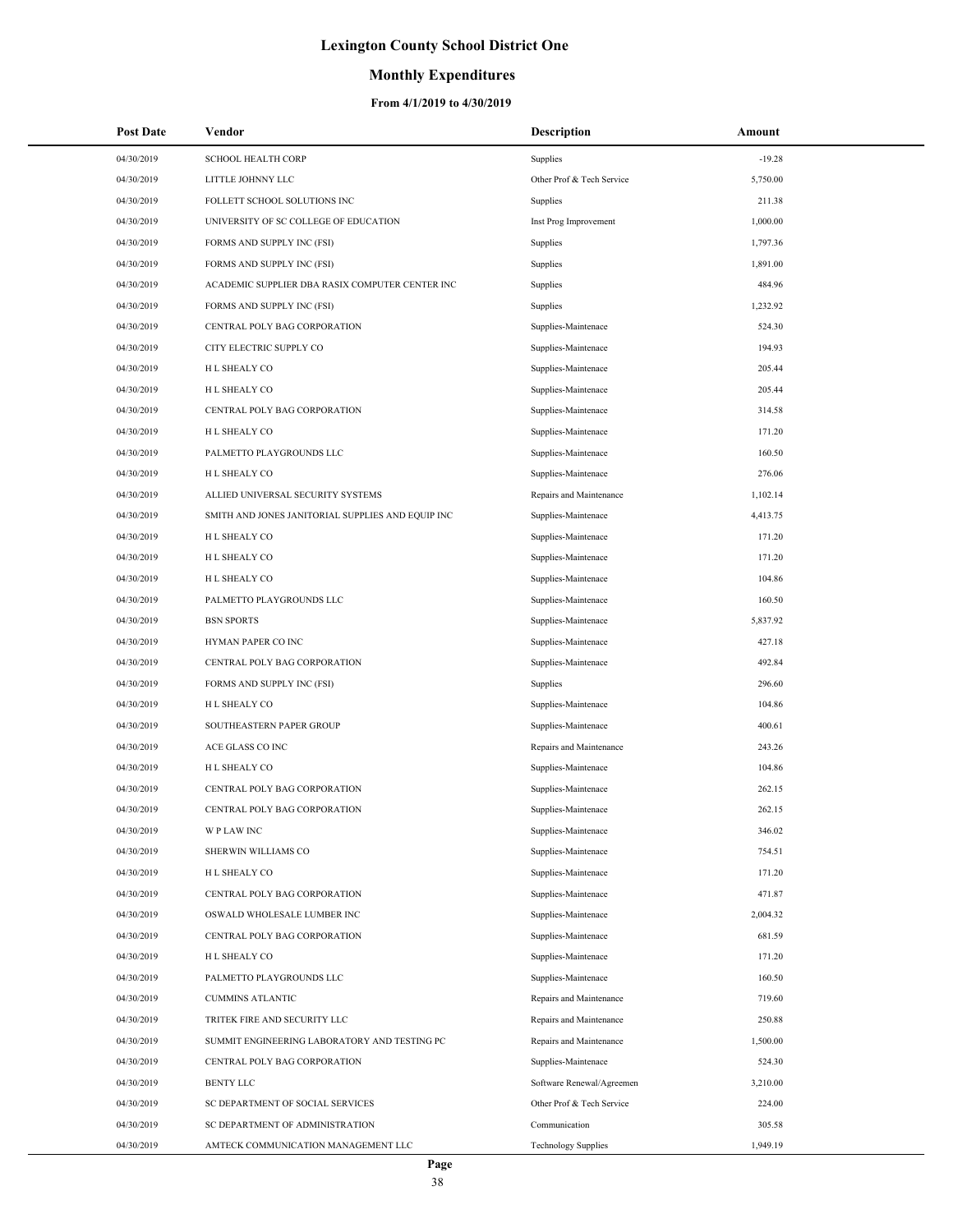# Lexington County School District One

## Monthly Expenditures

### From 4/1/2019 to 4/30/2019

| Post Date | Vendor | Description | Amount |
|---|---|---|---|
| 04/30/2019 | SCHOOL HEALTH CORP | Supplies | -19.28 |
| 04/30/2019 | LITTLE JOHNNY LLC | Other Prof & Tech Service | 5,750.00 |
| 04/30/2019 | FOLLETT SCHOOL SOLUTIONS INC | Supplies | 211.38 |
| 04/30/2019 | UNIVERSITY OF SC COLLEGE OF EDUCATION | Inst Prog Improvement | 1,000.00 |
| 04/30/2019 | FORMS AND SUPPLY INC (FSI) | Supplies | 1,797.36 |
| 04/30/2019 | FORMS AND SUPPLY INC (FSI) | Supplies | 1,891.00 |
| 04/30/2019 | ACADEMIC SUPPLIER DBA RASIX COMPUTER CENTER INC | Supplies | 484.96 |
| 04/30/2019 | FORMS AND SUPPLY INC (FSI) | Supplies | 1,232.92 |
| 04/30/2019 | CENTRAL POLY BAG CORPORATION | Supplies-Maintenace | 524.30 |
| 04/30/2019 | CITY ELECTRIC SUPPLY CO | Supplies-Maintenace | 194.93 |
| 04/30/2019 | H L SHEALY CO | Supplies-Maintenace | 205.44 |
| 04/30/2019 | H L SHEALY CO | Supplies-Maintenace | 205.44 |
| 04/30/2019 | CENTRAL POLY BAG CORPORATION | Supplies-Maintenace | 314.58 |
| 04/30/2019 | H L SHEALY CO | Supplies-Maintenace | 171.20 |
| 04/30/2019 | PALMETTO PLAYGROUNDS LLC | Supplies-Maintenace | 160.50 |
| 04/30/2019 | H L SHEALY CO | Supplies-Maintenace | 276.06 |
| 04/30/2019 | ALLIED UNIVERSAL SECURITY SYSTEMS | Repairs and Maintenance | 1,102.14 |
| 04/30/2019 | SMITH AND JONES JANITORIAL SUPPLIES AND EQUIP INC | Supplies-Maintenace | 4,413.75 |
| 04/30/2019 | H L SHEALY CO | Supplies-Maintenace | 171.20 |
| 04/30/2019 | H L SHEALY CO | Supplies-Maintenace | 171.20 |
| 04/30/2019 | H L SHEALY CO | Supplies-Maintenace | 104.86 |
| 04/30/2019 | PALMETTO PLAYGROUNDS LLC | Supplies-Maintenace | 160.50 |
| 04/30/2019 | BSN SPORTS | Supplies-Maintenace | 5,837.92 |
| 04/30/2019 | HYMAN PAPER CO INC | Supplies-Maintenace | 427.18 |
| 04/30/2019 | CENTRAL POLY BAG CORPORATION | Supplies-Maintenace | 492.84 |
| 04/30/2019 | FORMS AND SUPPLY INC (FSI) | Supplies | 296.60 |
| 04/30/2019 | H L SHEALY CO | Supplies-Maintenace | 104.86 |
| 04/30/2019 | SOUTHEASTERN PAPER GROUP | Supplies-Maintenace | 400.61 |
| 04/30/2019 | ACE GLASS CO INC | Repairs and Maintenance | 243.26 |
| 04/30/2019 | H L SHEALY CO | Supplies-Maintenace | 104.86 |
| 04/30/2019 | CENTRAL POLY BAG CORPORATION | Supplies-Maintenace | 262.15 |
| 04/30/2019 | CENTRAL POLY BAG CORPORATION | Supplies-Maintenace | 262.15 |
| 04/30/2019 | W P LAW INC | Supplies-Maintenace | 346.02 |
| 04/30/2019 | SHERWIN WILLIAMS CO | Supplies-Maintenace | 754.51 |
| 04/30/2019 | H L SHEALY CO | Supplies-Maintenace | 171.20 |
| 04/30/2019 | CENTRAL POLY BAG CORPORATION | Supplies-Maintenace | 471.87 |
| 04/30/2019 | OSWALD WHOLESALE LUMBER INC | Supplies-Maintenace | 2,004.32 |
| 04/30/2019 | CENTRAL POLY BAG CORPORATION | Supplies-Maintenace | 681.59 |
| 04/30/2019 | H L SHEALY CO | Supplies-Maintenace | 171.20 |
| 04/30/2019 | PALMETTO PLAYGROUNDS LLC | Supplies-Maintenace | 160.50 |
| 04/30/2019 | CUMMINS ATLANTIC | Repairs and Maintenance | 719.60 |
| 04/30/2019 | TRITEK FIRE AND SECURITY LLC | Repairs and Maintenance | 250.88 |
| 04/30/2019 | SUMMIT ENGINEERING LABORATORY AND TESTING PC | Repairs and Maintenance | 1,500.00 |
| 04/30/2019 | CENTRAL POLY BAG CORPORATION | Supplies-Maintenace | 524.30 |
| 04/30/2019 | BENTY LLC | Software Renewal/Agreemen | 3,210.00 |
| 04/30/2019 | SC DEPARTMENT OF SOCIAL SERVICES | Other Prof & Tech Service | 224.00 |
| 04/30/2019 | SC DEPARTMENT OF ADMINISTRATION | Communication | 305.58 |
| 04/30/2019 | AMTECK COMMUNICATION MANAGEMENT LLC | Technology Supplies | 1,949.19 |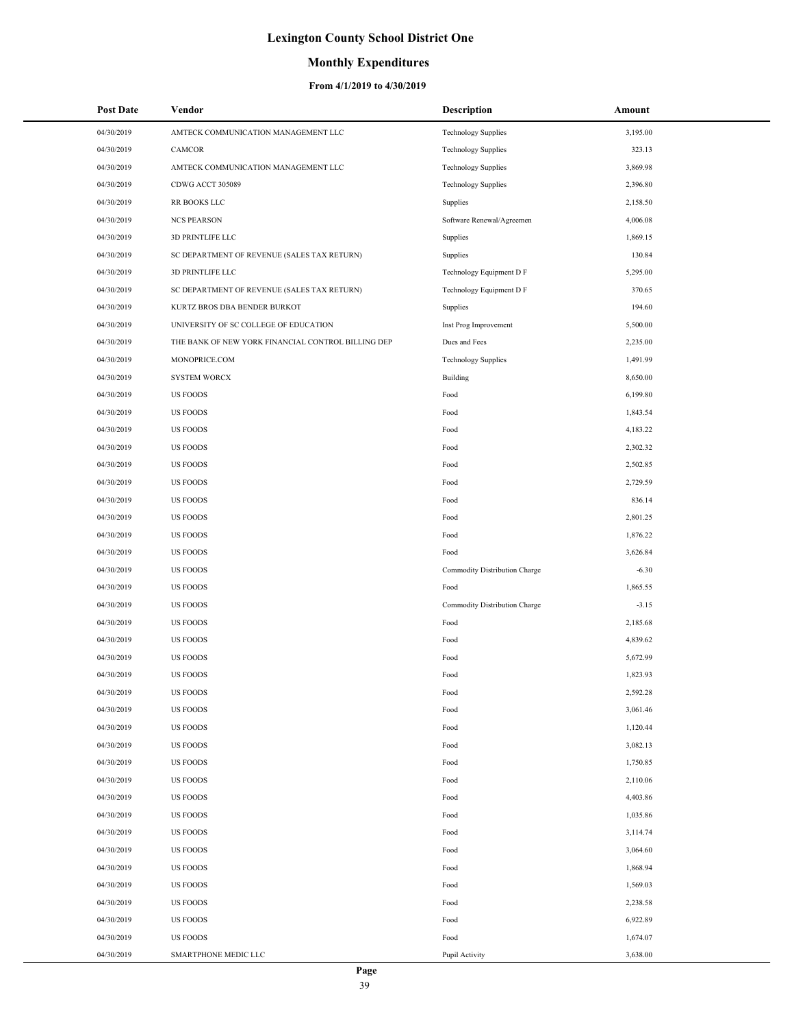# Lexington County School District One

## Monthly Expenditures

### From 4/1/2019 to 4/30/2019

| Post Date | Vendor | Description | Amount |
|---|---|---|---|
| 04/30/2019 | AMTECK COMMUNICATION MANAGEMENT LLC | Technology Supplies | 3,195.00 |
| 04/30/2019 | CAMCOR | Technology Supplies | 323.13 |
| 04/30/2019 | AMTECK COMMUNICATION MANAGEMENT LLC | Technology Supplies | 3,869.98 |
| 04/30/2019 | CDWG ACCT 305089 | Technology Supplies | 2,396.80 |
| 04/30/2019 | RR BOOKS LLC | Supplies | 2,158.50 |
| 04/30/2019 | NCS PEARSON | Software Renewal/Agreemen | 4,006.08 |
| 04/30/2019 | 3D PRINTLIFE LLC | Supplies | 1,869.15 |
| 04/30/2019 | SC DEPARTMENT OF REVENUE (SALES TAX RETURN) | Supplies | 130.84 |
| 04/30/2019 | 3D PRINTLIFE LLC | Technology Equipment D F | 5,295.00 |
| 04/30/2019 | SC DEPARTMENT OF REVENUE (SALES TAX RETURN) | Technology Equipment D F | 370.65 |
| 04/30/2019 | KURTZ BROS DBA BENDER BURKOT | Supplies | 194.60 |
| 04/30/2019 | UNIVERSITY OF SC COLLEGE OF EDUCATION | Inst Prog Improvement | 5,500.00 |
| 04/30/2019 | THE BANK OF NEW YORK FINANCIAL CONTROL BILLING DEP | Dues and Fees | 2,235.00 |
| 04/30/2019 | MONOPRICE.COM | Technology Supplies | 1,491.99 |
| 04/30/2019 | SYSTEM WORCX | Building | 8,650.00 |
| 04/30/2019 | US FOODS | Food | 6,199.80 |
| 04/30/2019 | US FOODS | Food | 1,843.54 |
| 04/30/2019 | US FOODS | Food | 4,183.22 |
| 04/30/2019 | US FOODS | Food | 2,302.32 |
| 04/30/2019 | US FOODS | Food | 2,502.85 |
| 04/30/2019 | US FOODS | Food | 2,729.59 |
| 04/30/2019 | US FOODS | Food | 836.14 |
| 04/30/2019 | US FOODS | Food | 2,801.25 |
| 04/30/2019 | US FOODS | Food | 1,876.22 |
| 04/30/2019 | US FOODS | Food | 3,626.84 |
| 04/30/2019 | US FOODS | Commodity Distribution Charge | -6.30 |
| 04/30/2019 | US FOODS | Food | 1,865.55 |
| 04/30/2019 | US FOODS | Commodity Distribution Charge | -3.15 |
| 04/30/2019 | US FOODS | Food | 2,185.68 |
| 04/30/2019 | US FOODS | Food | 4,839.62 |
| 04/30/2019 | US FOODS | Food | 5,672.99 |
| 04/30/2019 | US FOODS | Food | 1,823.93 |
| 04/30/2019 | US FOODS | Food | 2,592.28 |
| 04/30/2019 | US FOODS | Food | 3,061.46 |
| 04/30/2019 | US FOODS | Food | 1,120.44 |
| 04/30/2019 | US FOODS | Food | 3,082.13 |
| 04/30/2019 | US FOODS | Food | 1,750.85 |
| 04/30/2019 | US FOODS | Food | 2,110.06 |
| 04/30/2019 | US FOODS | Food | 4,403.86 |
| 04/30/2019 | US FOODS | Food | 1,035.86 |
| 04/30/2019 | US FOODS | Food | 3,114.74 |
| 04/30/2019 | US FOODS | Food | 3,064.60 |
| 04/30/2019 | US FOODS | Food | 1,868.94 |
| 04/30/2019 | US FOODS | Food | 1,569.03 |
| 04/30/2019 | US FOODS | Food | 2,238.58 |
| 04/30/2019 | US FOODS | Food | 6,922.89 |
| 04/30/2019 | US FOODS | Food | 1,674.07 |
| 04/30/2019 | SMARTPHONE MEDIC LLC | Pupil Activity | 3,638.00 |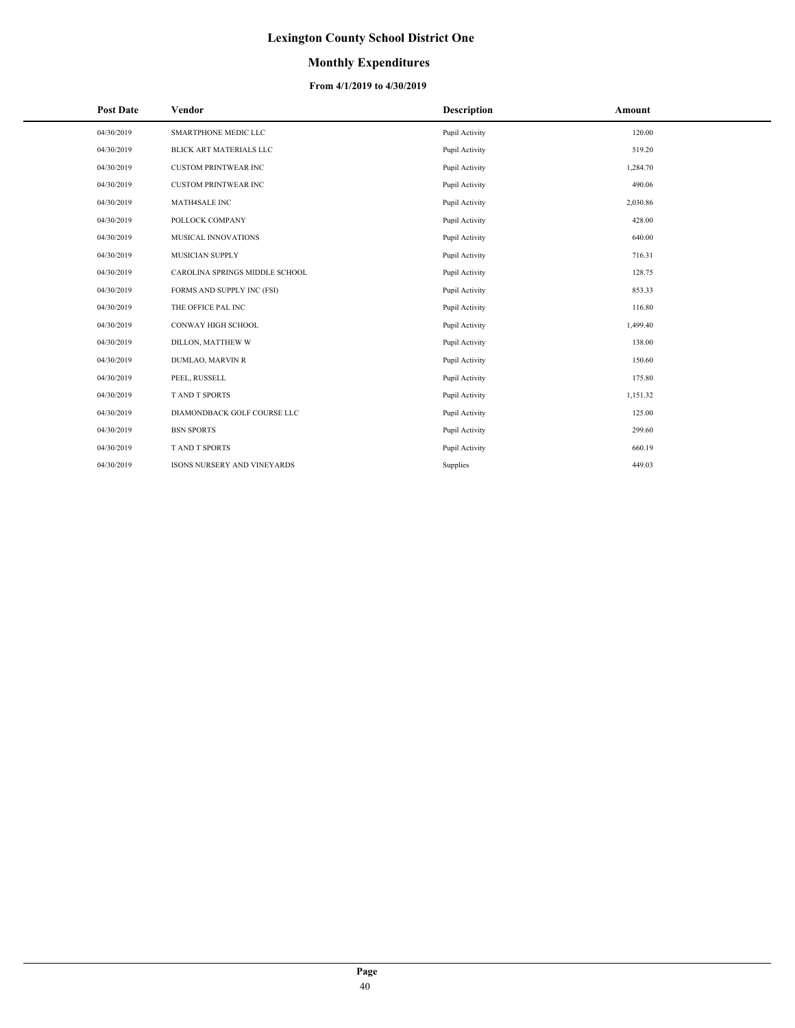# Lexington County School District One

## Monthly Expenditures

### From 4/1/2019 to 4/30/2019

| Post Date | Vendor | Description | Amount |
|---|---|---|---|
| 04/30/2019 | SMARTPHONE MEDIC LLC | Pupil Activity | 120.00 |
| 04/30/2019 | BLICK ART MATERIALS LLC | Pupil Activity | 519.20 |
| 04/30/2019 | CUSTOM PRINTWEAR INC | Pupil Activity | 1,284.70 |
| 04/30/2019 | CUSTOM PRINTWEAR INC | Pupil Activity | 490.06 |
| 04/30/2019 | MATH4SALE INC | Pupil Activity | 2,030.86 |
| 04/30/2019 | POLLOCK COMPANY | Pupil Activity | 428.00 |
| 04/30/2019 | MUSICAL INNOVATIONS | Pupil Activity | 640.00 |
| 04/30/2019 | MUSICIAN SUPPLY | Pupil Activity | 716.31 |
| 04/30/2019 | CAROLINA SPRINGS MIDDLE SCHOOL | Pupil Activity | 128.75 |
| 04/30/2019 | FORMS AND SUPPLY INC (FSI) | Pupil Activity | 853.33 |
| 04/30/2019 | THE OFFICE PAL INC | Pupil Activity | 116.80 |
| 04/30/2019 | CONWAY HIGH SCHOOL | Pupil Activity | 1,499.40 |
| 04/30/2019 | DILLON, MATTHEW W | Pupil Activity | 138.00 |
| 04/30/2019 | DUMLAO, MARVIN R | Pupil Activity | 150.60 |
| 04/30/2019 | PEEL, RUSSELL | Pupil Activity | 175.80 |
| 04/30/2019 | T AND T SPORTS | Pupil Activity | 1,151.32 |
| 04/30/2019 | DIAMONDBACK GOLF COURSE LLC | Pupil Activity | 125.00 |
| 04/30/2019 | BSN SPORTS | Pupil Activity | 299.60 |
| 04/30/2019 | T AND T SPORTS | Pupil Activity | 660.19 |
| 04/30/2019 | ISONS NURSERY AND VINEYARDS | Supplies | 449.03 |